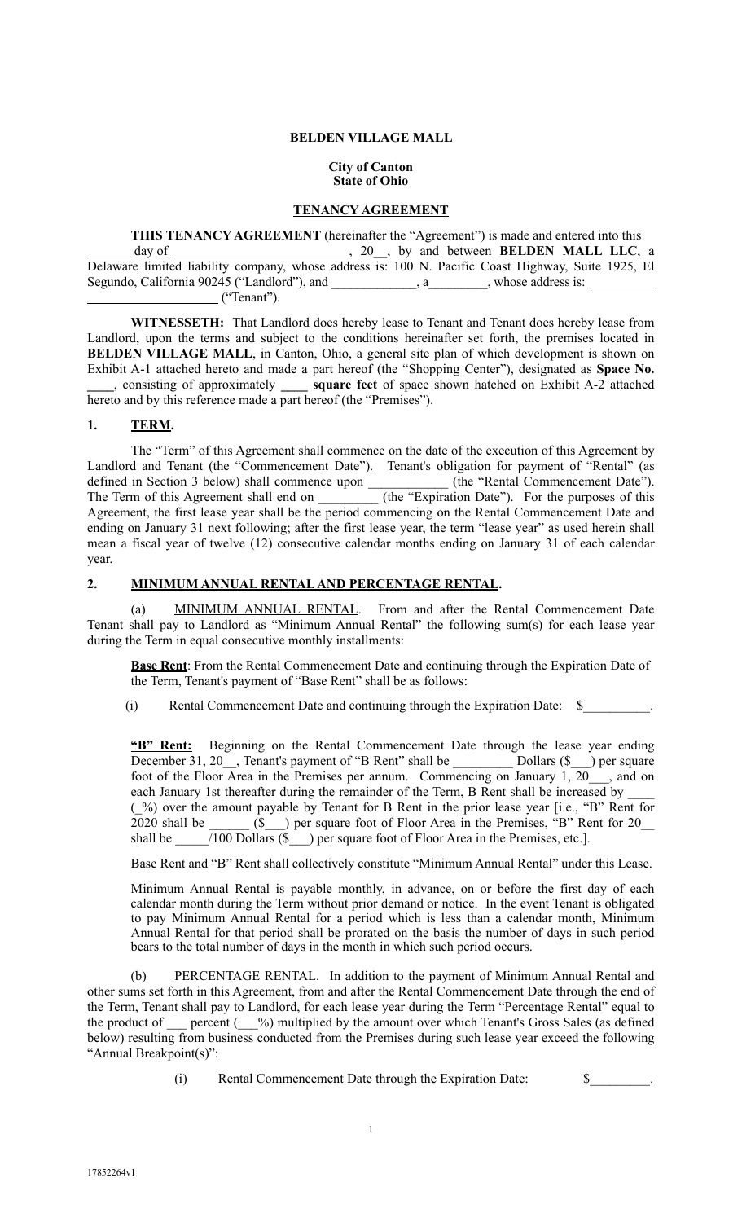**BELDEN VILLAGE MALL**

**City of Canton**
**State of Ohio**

**TENANCY AGREEMENT**

**THIS TENANCY AGREEMENT** (hereinafter the "Agreement") is made and entered into this _______ day of ____________________________, 20__, by and between **BELDEN MALL LLC**, a Delaware limited liability company, whose address is: 100 N. Pacific Coast Highway, Suite 1925, El Segundo, California 90245 ("Landlord"), and _____________, a_________, whose address is: ___________ _____________________ ("Tenant").

**WITNESSETH:** That Landlord does hereby lease to Tenant and Tenant does hereby lease from Landlord, upon the terms and subject to the conditions hereinafter set forth, the premises located in **BELDEN VILLAGE MALL**, in Canton, Ohio, a general site plan of which development is shown on Exhibit A-1 attached hereto and made a part hereof (the "Shopping Center"), designated as **Space No. ____**, consisting of approximately **____ square feet** of space shown hatched on Exhibit A-2 attached hereto and by this reference made a part hereof (the "Premises").

## 1. TERM.

The "Term" of this Agreement shall commence on the date of the execution of this Agreement by Landlord and Tenant (the "Commencement Date"). Tenant's obligation for payment of "Rental" (as defined in Section 3 below) shall commence upon ____________ (the "Rental Commencement Date"). The Term of this Agreement shall end on _________ (the "Expiration Date"). For the purposes of this Agreement, the first lease year shall be the period commencing on the Rental Commencement Date and ending on January 31 next following; after the first lease year, the term "lease year" as used herein shall mean a fiscal year of twelve (12) consecutive calendar months ending on January 31 of each calendar year.

## 2. MINIMUM ANNUAL RENTAL AND PERCENTAGE RENTAL.

(a) MINIMUM ANNUAL RENTAL. From and after the Rental Commencement Date Tenant shall pay to Landlord as "Minimum Annual Rental" the following sum(s) for each lease year during the Term in equal consecutive monthly installments:

**Base Rent**: From the Rental Commencement Date and continuing through the Expiration Date of the Term, Tenant's payment of "Base Rent" shall be as follows:

(i) Rental Commencement Date and continuing through the Expiration Date: $__________.

**"B" Rent:** Beginning on the Rental Commencement Date through the lease year ending December 31, 20__, Tenant's payment of "B Rent" shall be _________ Dollars ($___) per square foot of the Floor Area in the Premises per annum. Commencing on January 1, 20___, and on each January 1st thereafter during the remainder of the Term, B Rent shall be increased by ____ (_%) over the amount payable by Tenant for B Rent in the prior lease year [i.e., "B" Rent for 2020 shall be ______ ($___) per square foot of Floor Area in the Premises, "B" Rent for 20__ shall be _____/100 Dollars ($___) per square foot of Floor Area in the Premises, etc.].

Base Rent and "B" Rent shall collectively constitute "Minimum Annual Rental" under this Lease.

Minimum Annual Rental is payable monthly, in advance, on or before the first day of each calendar month during the Term without prior demand or notice. In the event Tenant is obligated to pay Minimum Annual Rental for a period which is less than a calendar month, Minimum Annual Rental for that period shall be prorated on the basis the number of days in such period bears to the total number of days in the month in which such period occurs.

(b) PERCENTAGE RENTAL. In addition to the payment of Minimum Annual Rental and other sums set forth in this Agreement, from and after the Rental Commencement Date through the end of the Term, Tenant shall pay to Landlord, for each lease year during the Term "Percentage Rental" equal to the product of ___ percent (___%) multiplied by the amount over which Tenant's Gross Sales (as defined below) resulting from business conducted from the Premises during such lease year exceed the following "Annual Breakpoint(s)":

(i) Rental Commencement Date through the Expiration Date: $_________.

17852264v1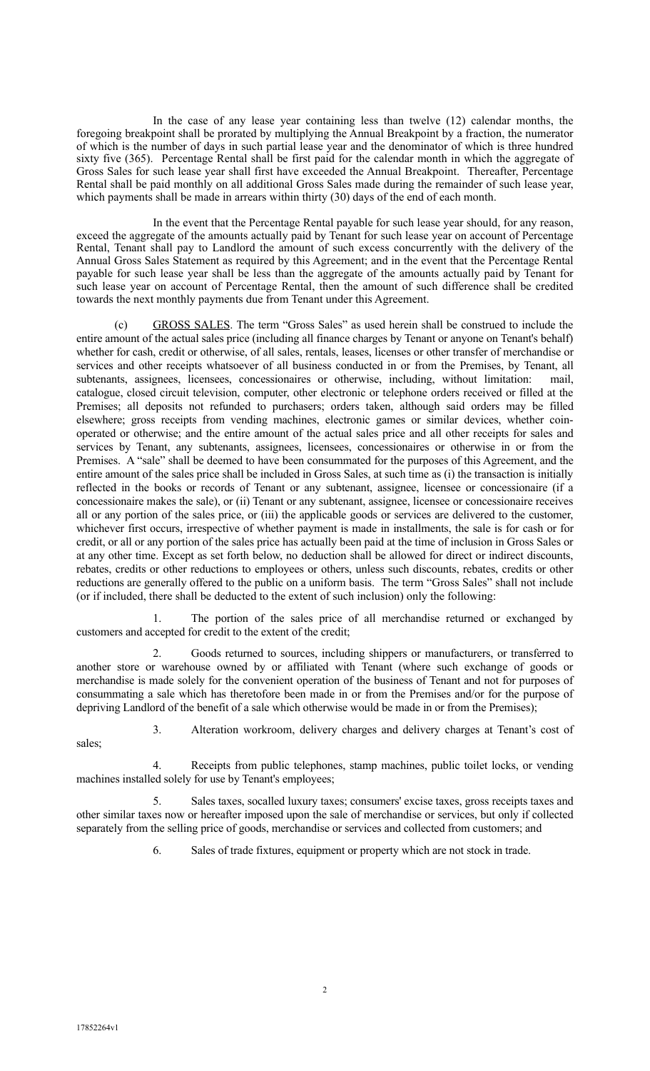In the case of any lease year containing less than twelve (12) calendar months, the foregoing breakpoint shall be prorated by multiplying the Annual Breakpoint by a fraction, the numerator of which is the number of days in such partial lease year and the denominator of which is three hundred sixty five (365). Percentage Rental shall be first paid for the calendar month in which the aggregate of Gross Sales for such lease year shall first have exceeded the Annual Breakpoint. Thereafter, Percentage Rental shall be paid monthly on all additional Gross Sales made during the remainder of such lease year, which payments shall be made in arrears within thirty (30) days of the end of each month.

In the event that the Percentage Rental payable for such lease year should, for any reason, exceed the aggregate of the amounts actually paid by Tenant for such lease year on account of Percentage Rental, Tenant shall pay to Landlord the amount of such excess concurrently with the delivery of the Annual Gross Sales Statement as required by this Agreement; and in the event that the Percentage Rental payable for such lease year shall be less than the aggregate of the amounts actually paid by Tenant for such lease year on account of Percentage Rental, then the amount of such difference shall be credited towards the next monthly payments due from Tenant under this Agreement.

(c) GROSS SALES. The term "Gross Sales" as used herein shall be construed to include the entire amount of the actual sales price (including all finance charges by Tenant or anyone on Tenant's behalf) whether for cash, credit or otherwise, of all sales, rentals, leases, licenses or other transfer of merchandise or services and other receipts whatsoever of all business conducted in or from the Premises, by Tenant, all subtenants, assignees, licensees, concessionaires or otherwise, including, without limitation: mail, catalogue, closed circuit television, computer, other electronic or telephone orders received or filled at the Premises; all deposits not refunded to purchasers; orders taken, although said orders may be filled elsewhere; gross receipts from vending machines, electronic games or similar devices, whether coin-operated or otherwise; and the entire amount of the actual sales price and all other receipts for sales and services by Tenant, any subtenants, assignees, licensees, concessionaires or otherwise in or from the Premises. A "sale" shall be deemed to have been consummated for the purposes of this Agreement, and the entire amount of the sales price shall be included in Gross Sales, at such time as (i) the transaction is initially reflected in the books or records of Tenant or any subtenant, assignee, licensee or concessionaire (if a concessionaire makes the sale), or (ii) Tenant or any subtenant, assignee, licensee or concessionaire receives all or any portion of the sales price, or (iii) the applicable goods or services are delivered to the customer, whichever first occurs, irrespective of whether payment is made in installments, the sale is for cash or for credit, or all or any portion of the sales price has actually been paid at the time of inclusion in Gross Sales or at any other time. Except as set forth below, no deduction shall be allowed for direct or indirect discounts, rebates, credits or other reductions to employees or others, unless such discounts, rebates, credits or other reductions are generally offered to the public on a uniform basis. The term "Gross Sales" shall not include (or if included, there shall be deducted to the extent of such inclusion) only the following:

1. The portion of the sales price of all merchandise returned or exchanged by customers and accepted for credit to the extent of the credit;

2. Goods returned to sources, including shippers or manufacturers, or transferred to another store or warehouse owned by or affiliated with Tenant (where such exchange of goods or merchandise is made solely for the convenient operation of the business of Tenant and not for purposes of consummating a sale which has theretofore been made in or from the Premises and/or for the purpose of depriving Landlord of the benefit of a sale which otherwise would be made in or from the Premises);

3. Alteration workroom, delivery charges and delivery charges at Tenant's cost of sales;

4. Receipts from public telephones, stamp machines, public toilet locks, or vending machines installed solely for use by Tenant's employees;

5. Sales taxes, socalled luxury taxes; consumers' excise taxes, gross receipts taxes and other similar taxes now or hereafter imposed upon the sale of merchandise or services, but only if collected separately from the selling price of goods, merchandise or services and collected from customers; and

6. Sales of trade fixtures, equipment or property which are not stock in trade.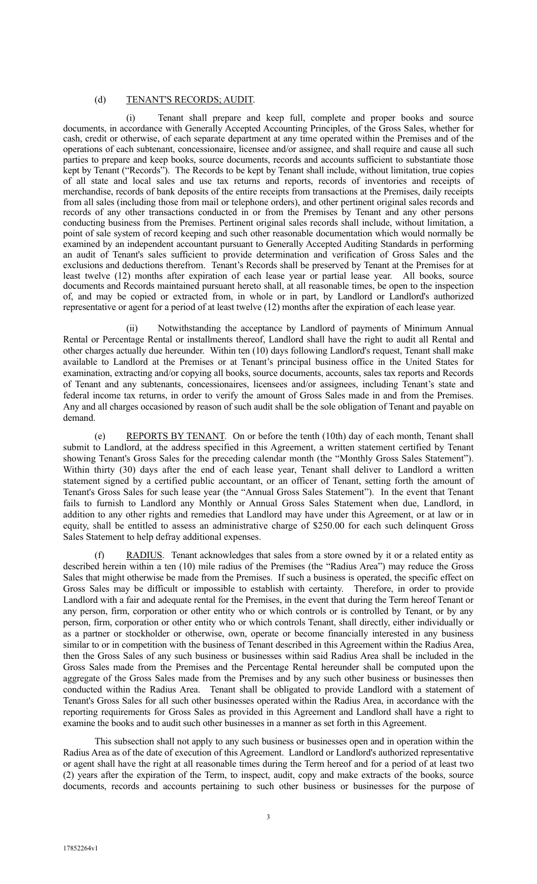(d) TENANT'S RECORDS; AUDIT.

(i) Tenant shall prepare and keep full, complete and proper books and source documents, in accordance with Generally Accepted Accounting Principles, of the Gross Sales, whether for cash, credit or otherwise, of each separate department at any time operated within the Premises and of the operations of each subtenant, concessionaire, licensee and/or assignee, and shall require and cause all such parties to prepare and keep books, source documents, records and accounts sufficient to substantiate those kept by Tenant ("Records"). The Records to be kept by Tenant shall include, without limitation, true copies of all state and local sales and use tax returns and reports, records of inventories and receipts of merchandise, records of bank deposits of the entire receipts from transactions at the Premises, daily receipts from all sales (including those from mail or telephone orders), and other pertinent original sales records and records of any other transactions conducted in or from the Premises by Tenant and any other persons conducting business from the Premises. Pertinent original sales records shall include, without limitation, a point of sale system of record keeping and such other reasonable documentation which would normally be examined by an independent accountant pursuant to Generally Accepted Auditing Standards in performing an audit of Tenant's sales sufficient to provide determination and verification of Gross Sales and the exclusions and deductions therefrom. Tenant's Records shall be preserved by Tenant at the Premises for at least twelve (12) months after expiration of each lease year or partial lease year. All books, source documents and Records maintained pursuant hereto shall, at all reasonable times, be open to the inspection of, and may be copied or extracted from, in whole or in part, by Landlord or Landlord's authorized representative or agent for a period of at least twelve (12) months after the expiration of each lease year.

(ii) Notwithstanding the acceptance by Landlord of payments of Minimum Annual Rental or Percentage Rental or installments thereof, Landlord shall have the right to audit all Rental and other charges actually due hereunder. Within ten (10) days following Landlord's request, Tenant shall make available to Landlord at the Premises or at Tenant's principal business office in the United States for examination, extracting and/or copying all books, source documents, accounts, sales tax reports and Records of Tenant and any subtenants, concessionaires, licensees and/or assignees, including Tenant's state and federal income tax returns, in order to verify the amount of Gross Sales made in and from the Premises. Any and all charges occasioned by reason of such audit shall be the sole obligation of Tenant and payable on demand.

(e) REPORTS BY TENANT. On or before the tenth (10th) day of each month, Tenant shall submit to Landlord, at the address specified in this Agreement, a written statement certified by Tenant showing Tenant's Gross Sales for the preceding calendar month (the "Monthly Gross Sales Statement"). Within thirty (30) days after the end of each lease year, Tenant shall deliver to Landlord a written statement signed by a certified public accountant, or an officer of Tenant, setting forth the amount of Tenant's Gross Sales for such lease year (the "Annual Gross Sales Statement"). In the event that Tenant fails to furnish to Landlord any Monthly or Annual Gross Sales Statement when due, Landlord, in addition to any other rights and remedies that Landlord may have under this Agreement, or at law or in equity, shall be entitled to assess an administrative charge of $250.00 for each such delinquent Gross Sales Statement to help defray additional expenses.

(f) RADIUS. Tenant acknowledges that sales from a store owned by it or a related entity as described herein within a ten (10) mile radius of the Premises (the "Radius Area") may reduce the Gross Sales that might otherwise be made from the Premises. If such a business is operated, the specific effect on Gross Sales may be difficult or impossible to establish with certainty. Therefore, in order to provide Landlord with a fair and adequate rental for the Premises, in the event that during the Term hereof Tenant or any person, firm, corporation or other entity who or which controls or is controlled by Tenant, or by any person, firm, corporation or other entity who or which controls Tenant, shall directly, either individually or as a partner or stockholder or otherwise, own, operate or become financially interested in any business similar to or in competition with the business of Tenant described in this Agreement within the Radius Area, then the Gross Sales of any such business or businesses within said Radius Area shall be included in the Gross Sales made from the Premises and the Percentage Rental hereunder shall be computed upon the aggregate of the Gross Sales made from the Premises and by any such other business or businesses then conducted within the Radius Area. Tenant shall be obligated to provide Landlord with a statement of Tenant's Gross Sales for all such other businesses operated within the Radius Area, in accordance with the reporting requirements for Gross Sales as provided in this Agreement and Landlord shall have a right to examine the books and to audit such other businesses in a manner as set forth in this Agreement.

This subsection shall not apply to any such business or businesses open and in operation within the Radius Area as of the date of execution of this Agreement. Landlord or Landlord's authorized representative or agent shall have the right at all reasonable times during the Term hereof and for a period of at least two (2) years after the expiration of the Term, to inspect, audit, copy and make extracts of the books, source documents, records and accounts pertaining to such other business or businesses for the purpose of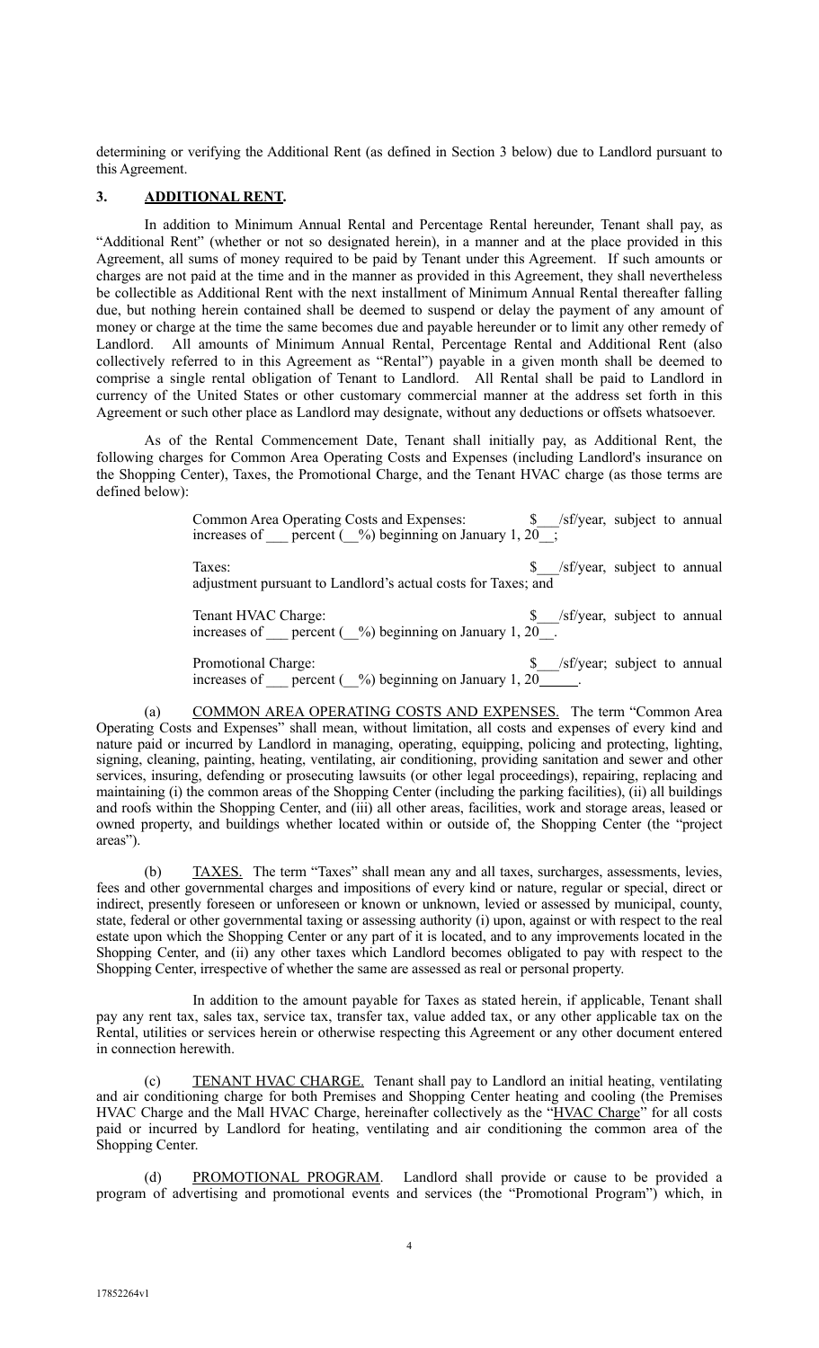determining or verifying the Additional Rent (as defined in Section 3 below) due to Landlord pursuant to this Agreement.

## 3. **ADDITIONAL RENT.**

In addition to Minimum Annual Rental and Percentage Rental hereunder, Tenant shall pay, as "Additional Rent" (whether or not so designated herein), in a manner and at the place provided in this Agreement, all sums of money required to be paid by Tenant under this Agreement. If such amounts or charges are not paid at the time and in the manner as provided in this Agreement, they shall nevertheless be collectible as Additional Rent with the next installment of Minimum Annual Rental thereafter falling due, but nothing herein contained shall be deemed to suspend or delay the payment of any amount of money or charge at the time the same becomes due and payable hereunder or to limit any other remedy of Landlord. All amounts of Minimum Annual Rental, Percentage Rental and Additional Rent (also collectively referred to in this Agreement as "Rental") payable in a given month shall be deemed to comprise a single rental obligation of Tenant to Landlord. All Rental shall be paid to Landlord in currency of the United States or other customary commercial manner at the address set forth in this Agreement or such other place as Landlord may designate, without any deductions or offsets whatsoever.

As of the Rental Commencement Date, Tenant shall initially pay, as Additional Rent, the following charges for Common Area Operating Costs and Expenses (including Landlord's insurance on the Shopping Center), Taxes, the Promotional Charge, and the Tenant HVAC charge (as those terms are defined below):

Common Area Operating Costs and Expenses: $___/sf/year, subject to annual increases of ___ percent (__%) beginning on January 1, 20__;

Taxes: $___/sf/year, subject to annual adjustment pursuant to Landlord's actual costs for Taxes; and

Tenant HVAC Charge: $___/sf/year, subject to annual increases of ___ percent (__%) beginning on January 1, 20__.

Promotional Charge: $___/sf/year; subject to annual increases of ___ percent (__%) beginning on January 1, 20_____.

(a) COMMON AREA OPERATING COSTS AND EXPENSES. The term "Common Area Operating Costs and Expenses" shall mean, without limitation, all costs and expenses of every kind and nature paid or incurred by Landlord in managing, operating, equipping, policing and protecting, lighting, signing, cleaning, painting, heating, ventilating, air conditioning, providing sanitation and sewer and other services, insuring, defending or prosecuting lawsuits (or other legal proceedings), repairing, replacing and maintaining (i) the common areas of the Shopping Center (including the parking facilities), (ii) all buildings and roofs within the Shopping Center, and (iii) all other areas, facilities, work and storage areas, leased or owned property, and buildings whether located within or outside of, the Shopping Center (the "project areas").

(b) TAXES. The term "Taxes" shall mean any and all taxes, surcharges, assessments, levies, fees and other governmental charges and impositions of every kind or nature, regular or special, direct or indirect, presently foreseen or unforeseen or known or unknown, levied or assessed by municipal, county, state, federal or other governmental taxing or assessing authority (i) upon, against or with respect to the real estate upon which the Shopping Center or any part of it is located, and to any improvements located in the Shopping Center, and (ii) any other taxes which Landlord becomes obligated to pay with respect to the Shopping Center, irrespective of whether the same are assessed as real or personal property.

In addition to the amount payable for Taxes as stated herein, if applicable, Tenant shall pay any rent tax, sales tax, service tax, transfer tax, value added tax, or any other applicable tax on the Rental, utilities or services herein or otherwise respecting this Agreement or any other document entered in connection herewith.

(c) TENANT HVAC CHARGE. Tenant shall pay to Landlord an initial heating, ventilating and air conditioning charge for both Premises and Shopping Center heating and cooling (the Premises HVAC Charge and the Mall HVAC Charge, hereinafter collectively as the "HVAC Charge" for all costs paid or incurred by Landlord for heating, ventilating and air conditioning the common area of the Shopping Center.

(d) PROMOTIONAL PROGRAM. Landlord shall provide or cause to be provided a program of advertising and promotional events and services (the "Promotional Program") which, in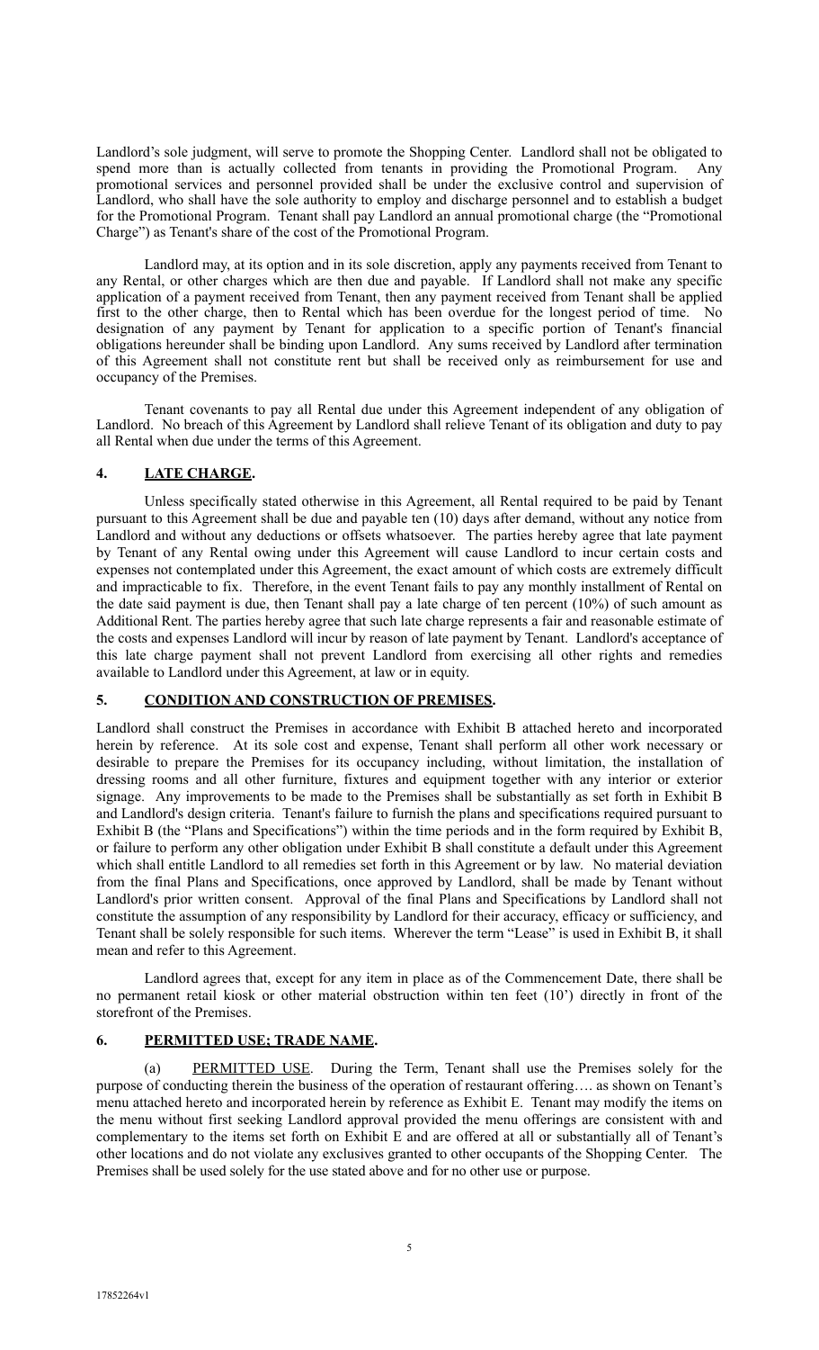Landlord's sole judgment, will serve to promote the Shopping Center. Landlord shall not be obligated to spend more than is actually collected from tenants in providing the Promotional Program. Any promotional services and personnel provided shall be under the exclusive control and supervision of Landlord, who shall have the sole authority to employ and discharge personnel and to establish a budget for the Promotional Program. Tenant shall pay Landlord an annual promotional charge (the "Promotional Charge") as Tenant's share of the cost of the Promotional Program.

Landlord may, at its option and in its sole discretion, apply any payments received from Tenant to any Rental, or other charges which are then due and payable. If Landlord shall not make any specific application of a payment received from Tenant, then any payment received from Tenant shall be applied first to the other charge, then to Rental which has been overdue for the longest period of time. No designation of any payment by Tenant for application to a specific portion of Tenant's financial obligations hereunder shall be binding upon Landlord. Any sums received by Landlord after termination of this Agreement shall not constitute rent but shall be received only as reimbursement for use and occupancy of the Premises.

Tenant covenants to pay all Rental due under this Agreement independent of any obligation of Landlord. No breach of this Agreement by Landlord shall relieve Tenant of its obligation and duty to pay all Rental when due under the terms of this Agreement.

## 4. LATE CHARGE.

Unless specifically stated otherwise in this Agreement, all Rental required to be paid by Tenant pursuant to this Agreement shall be due and payable ten (10) days after demand, without any notice from Landlord and without any deductions or offsets whatsoever. The parties hereby agree that late payment by Tenant of any Rental owing under this Agreement will cause Landlord to incur certain costs and expenses not contemplated under this Agreement, the exact amount of which costs are extremely difficult and impracticable to fix. Therefore, in the event Tenant fails to pay any monthly installment of Rental on the date said payment is due, then Tenant shall pay a late charge of ten percent (10%) of such amount as Additional Rent. The parties hereby agree that such late charge represents a fair and reasonable estimate of the costs and expenses Landlord will incur by reason of late payment by Tenant. Landlord's acceptance of this late charge payment shall not prevent Landlord from exercising all other rights and remedies available to Landlord under this Agreement, at law or in equity.

## 5. CONDITION AND CONSTRUCTION OF PREMISES.

Landlord shall construct the Premises in accordance with Exhibit B attached hereto and incorporated herein by reference. At its sole cost and expense, Tenant shall perform all other work necessary or desirable to prepare the Premises for its occupancy including, without limitation, the installation of dressing rooms and all other furniture, fixtures and equipment together with any interior or exterior signage. Any improvements to be made to the Premises shall be substantially as set forth in Exhibit B and Landlord's design criteria. Tenant's failure to furnish the plans and specifications required pursuant to Exhibit B (the "Plans and Specifications") within the time periods and in the form required by Exhibit B, or failure to perform any other obligation under Exhibit B shall constitute a default under this Agreement which shall entitle Landlord to all remedies set forth in this Agreement or by law. No material deviation from the final Plans and Specifications, once approved by Landlord, shall be made by Tenant without Landlord's prior written consent. Approval of the final Plans and Specifications by Landlord shall not constitute the assumption of any responsibility by Landlord for their accuracy, efficacy or sufficiency, and Tenant shall be solely responsible for such items. Wherever the term "Lease" is used in Exhibit B, it shall mean and refer to this Agreement.

Landlord agrees that, except for any item in place as of the Commencement Date, there shall be no permanent retail kiosk or other material obstruction within ten feet (10') directly in front of the storefront of the Premises.

## 6. PERMITTED USE; TRADE NAME.

(a) PERMITTED USE. During the Term, Tenant shall use the Premises solely for the purpose of conducting therein the business of the operation of restaurant offering…. as shown on Tenant's menu attached hereto and incorporated herein by reference as Exhibit E. Tenant may modify the items on the menu without first seeking Landlord approval provided the menu offerings are consistent with and complementary to the items set forth on Exhibit E and are offered at all or substantially all of Tenant's other locations and do not violate any exclusives granted to other occupants of the Shopping Center. The Premises shall be used solely for the use stated above and for no other use or purpose.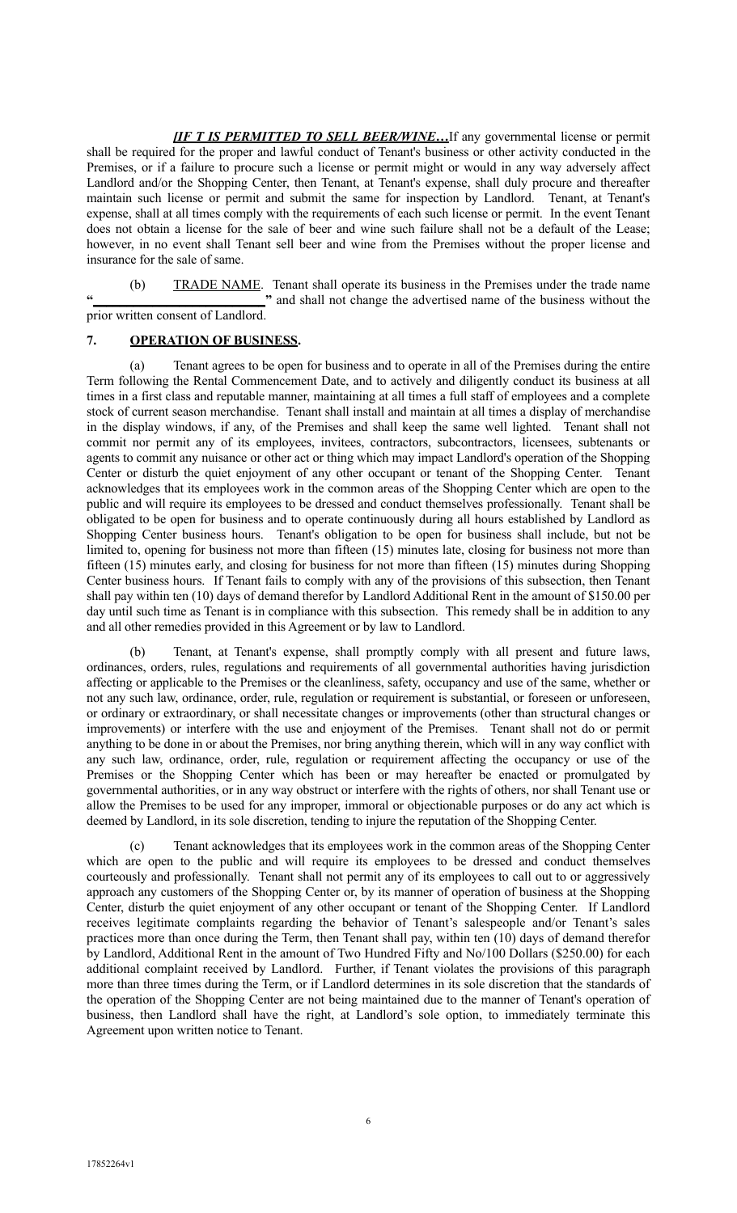***[IF T IS PERMITTED TO SELL BEER/WINE…***If any governmental license or permit shall be required for the proper and lawful conduct of Tenant's business or other activity conducted in the Premises, or if a failure to procure such a license or permit might or would in any way adversely affect Landlord and/or the Shopping Center, then Tenant, at Tenant's expense, shall duly procure and thereafter maintain such license or permit and submit the same for inspection by Landlord. Tenant, at Tenant's expense, shall at all times comply with the requirements of each such license or permit. In the event Tenant does not obtain a license for the sale of beer and wine such failure shall not be a default of the Lease; however, in no event shall Tenant sell beer and wine from the Premises without the proper license and insurance for the sale of same.

(b) TRADE NAME. Tenant shall operate its business in the Premises under the trade name "\_\_\_\_\_\_\_\_\_\_\_\_\_\_\_\_\_\_\_\_\_\_\_\_\_\_" and shall not change the advertised name of the business without the prior written consent of Landlord.

## 7. OPERATION OF BUSINESS.

(a) Tenant agrees to be open for business and to operate in all of the Premises during the entire Term following the Rental Commencement Date, and to actively and diligently conduct its business at all times in a first class and reputable manner, maintaining at all times a full staff of employees and a complete stock of current season merchandise. Tenant shall install and maintain at all times a display of merchandise in the display windows, if any, of the Premises and shall keep the same well lighted. Tenant shall not commit nor permit any of its employees, invitees, contractors, subcontractors, licensees, subtenants or agents to commit any nuisance or other act or thing which may impact Landlord's operation of the Shopping Center or disturb the quiet enjoyment of any other occupant or tenant of the Shopping Center. Tenant acknowledges that its employees work in the common areas of the Shopping Center which are open to the public and will require its employees to be dressed and conduct themselves professionally. Tenant shall be obligated to be open for business and to operate continuously during all hours established by Landlord as Shopping Center business hours. Tenant's obligation to be open for business shall include, but not be limited to, opening for business not more than fifteen (15) minutes late, closing for business not more than fifteen (15) minutes early, and closing for business for not more than fifteen (15) minutes during Shopping Center business hours. If Tenant fails to comply with any of the provisions of this subsection, then Tenant shall pay within ten (10) days of demand therefor by Landlord Additional Rent in the amount of $150.00 per day until such time as Tenant is in compliance with this subsection. This remedy shall be in addition to any and all other remedies provided in this Agreement or by law to Landlord.

(b) Tenant, at Tenant's expense, shall promptly comply with all present and future laws, ordinances, orders, rules, regulations and requirements of all governmental authorities having jurisdiction affecting or applicable to the Premises or the cleanliness, safety, occupancy and use of the same, whether or not any such law, ordinance, order, rule, regulation or requirement is substantial, or foreseen or unforeseen, or ordinary or extraordinary, or shall necessitate changes or improvements (other than structural changes or improvements) or interfere with the use and enjoyment of the Premises. Tenant shall not do or permit anything to be done in or about the Premises, nor bring anything therein, which will in any way conflict with any such law, ordinance, order, rule, regulation or requirement affecting the occupancy or use of the Premises or the Shopping Center which has been or may hereafter be enacted or promulgated by governmental authorities, or in any way obstruct or interfere with the rights of others, nor shall Tenant use or allow the Premises to be used for any improper, immoral or objectionable purposes or do any act which is deemed by Landlord, in its sole discretion, tending to injure the reputation of the Shopping Center.

(c) Tenant acknowledges that its employees work in the common areas of the Shopping Center which are open to the public and will require its employees to be dressed and conduct themselves courteously and professionally. Tenant shall not permit any of its employees to call out to or aggressively approach any customers of the Shopping Center or, by its manner of operation of business at the Shopping Center, disturb the quiet enjoyment of any other occupant or tenant of the Shopping Center. If Landlord receives legitimate complaints regarding the behavior of Tenant's salespeople and/or Tenant's sales practices more than once during the Term, then Tenant shall pay, within ten (10) days of demand therefor by Landlord, Additional Rent in the amount of Two Hundred Fifty and No/100 Dollars ($250.00) for each additional complaint received by Landlord. Further, if Tenant violates the provisions of this paragraph more than three times during the Term, or if Landlord determines in its sole discretion that the standards of the operation of the Shopping Center are not being maintained due to the manner of Tenant's operation of business, then Landlord shall have the right, at Landlord's sole option, to immediately terminate this Agreement upon written notice to Tenant.

17852264v1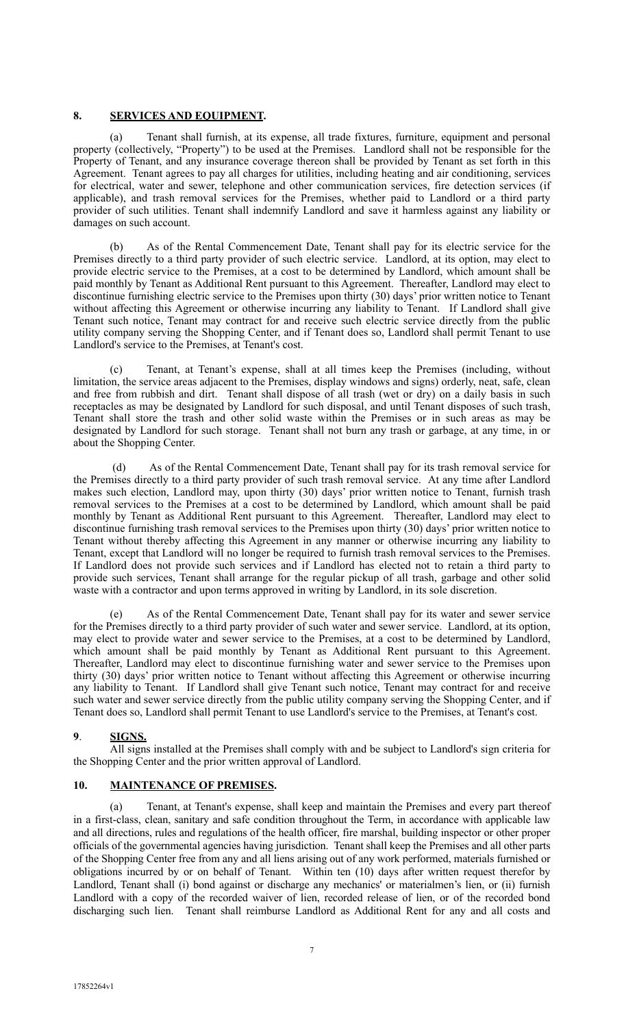## 8. **SERVICES AND EQUIPMENT.**

(a) Tenant shall furnish, at its expense, all trade fixtures, furniture, equipment and personal property (collectively, "Property") to be used at the Premises. Landlord shall not be responsible for the Property of Tenant, and any insurance coverage thereon shall be provided by Tenant as set forth in this Agreement. Tenant agrees to pay all charges for utilities, including heating and air conditioning, services for electrical, water and sewer, telephone and other communication services, fire detection services (if applicable), and trash removal services for the Premises, whether paid to Landlord or a third party provider of such utilities. Tenant shall indemnify Landlord and save it harmless against any liability or damages on such account.

(b) As of the Rental Commencement Date, Tenant shall pay for its electric service for the Premises directly to a third party provider of such electric service. Landlord, at its option, may elect to provide electric service to the Premises, at a cost to be determined by Landlord, which amount shall be paid monthly by Tenant as Additional Rent pursuant to this Agreement. Thereafter, Landlord may elect to discontinue furnishing electric service to the Premises upon thirty (30) days' prior written notice to Tenant without affecting this Agreement or otherwise incurring any liability to Tenant. If Landlord shall give Tenant such notice, Tenant may contract for and receive such electric service directly from the public utility company serving the Shopping Center, and if Tenant does so, Landlord shall permit Tenant to use Landlord's service to the Premises, at Tenant's cost.

(c) Tenant, at Tenant's expense, shall at all times keep the Premises (including, without limitation, the service areas adjacent to the Premises, display windows and signs) orderly, neat, safe, clean and free from rubbish and dirt. Tenant shall dispose of all trash (wet or dry) on a daily basis in such receptacles as may be designated by Landlord for such disposal, and until Tenant disposes of such trash, Tenant shall store the trash and other solid waste within the Premises or in such areas as may be designated by Landlord for such storage. Tenant shall not burn any trash or garbage, at any time, in or about the Shopping Center.

(d) As of the Rental Commencement Date, Tenant shall pay for its trash removal service for the Premises directly to a third party provider of such trash removal service. At any time after Landlord makes such election, Landlord may, upon thirty (30) days' prior written notice to Tenant, furnish trash removal services to the Premises at a cost to be determined by Landlord, which amount shall be paid monthly by Tenant as Additional Rent pursuant to this Agreement. Thereafter, Landlord may elect to discontinue furnishing trash removal services to the Premises upon thirty (30) days' prior written notice to Tenant without thereby affecting this Agreement in any manner or otherwise incurring any liability to Tenant, except that Landlord will no longer be required to furnish trash removal services to the Premises. If Landlord does not provide such services and if Landlord has elected not to retain a third party to provide such services, Tenant shall arrange for the regular pickup of all trash, garbage and other solid waste with a contractor and upon terms approved in writing by Landlord, in its sole discretion.

(e) As of the Rental Commencement Date, Tenant shall pay for its water and sewer service for the Premises directly to a third party provider of such water and sewer service. Landlord, at its option, may elect to provide water and sewer service to the Premises, at a cost to be determined by Landlord, which amount shall be paid monthly by Tenant as Additional Rent pursuant to this Agreement. Thereafter, Landlord may elect to discontinue furnishing water and sewer service to the Premises upon thirty (30) days' prior written notice to Tenant without affecting this Agreement or otherwise incurring any liability to Tenant. If Landlord shall give Tenant such notice, Tenant may contract for and receive such water and sewer service directly from the public utility company serving the Shopping Center, and if Tenant does so, Landlord shall permit Tenant to use Landlord's service to the Premises, at Tenant's cost.

## 9. **SIGNS.**

All signs installed at the Premises shall comply with and be subject to Landlord's sign criteria for the Shopping Center and the prior written approval of Landlord.

## 10. **MAINTENANCE OF PREMISES.**

(a) Tenant, at Tenant's expense, shall keep and maintain the Premises and every part thereof in a first-class, clean, sanitary and safe condition throughout the Term, in accordance with applicable law and all directions, rules and regulations of the health officer, fire marshal, building inspector or other proper officials of the governmental agencies having jurisdiction. Tenant shall keep the Premises and all other parts of the Shopping Center free from any and all liens arising out of any work performed, materials furnished or obligations incurred by or on behalf of Tenant. Within ten (10) days after written request therefor by Landlord, Tenant shall (i) bond against or discharge any mechanics' or materialmen's lien, or (ii) furnish Landlord with a copy of the recorded waiver of lien, recorded release of lien, or of the recorded bond discharging such lien. Tenant shall reimburse Landlord as Additional Rent for any and all costs and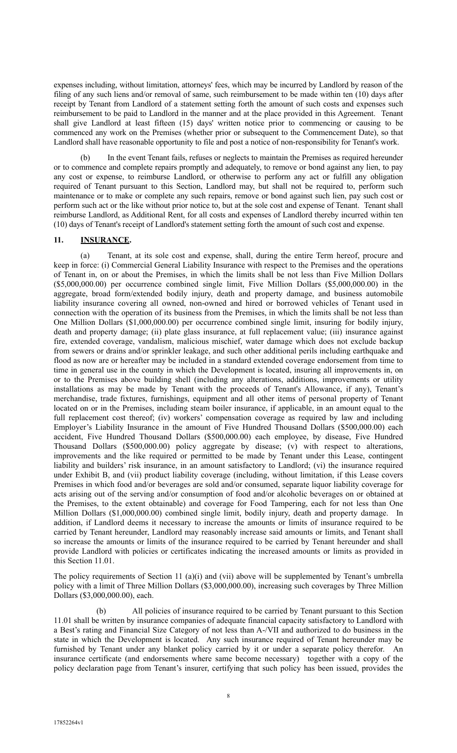expenses including, without limitation, attorneys' fees, which may be incurred by Landlord by reason of the filing of any such liens and/or removal of same, such reimbursement to be made within ten (10) days after receipt by Tenant from Landlord of a statement setting forth the amount of such costs and expenses such reimbursement to be paid to Landlord in the manner and at the place provided in this Agreement. Tenant shall give Landlord at least fifteen (15) days' written notice prior to commencing or causing to be commenced any work on the Premises (whether prior or subsequent to the Commencement Date), so that Landlord shall have reasonable opportunity to file and post a notice of non-responsibility for Tenant's work.

(b) In the event Tenant fails, refuses or neglects to maintain the Premises as required hereunder or to commence and complete repairs promptly and adequately, to remove or bond against any lien, to pay any cost or expense, to reimburse Landlord, or otherwise to perform any act or fulfill any obligation required of Tenant pursuant to this Section, Landlord may, but shall not be required to, perform such maintenance or to make or complete any such repairs, remove or bond against such lien, pay such cost or perform such act or the like without prior notice to, but at the sole cost and expense of Tenant. Tenant shall reimburse Landlord, as Additional Rent, for all costs and expenses of Landlord thereby incurred within ten (10) days of Tenant's receipt of Landlord's statement setting forth the amount of such cost and expense.

## 11. <u>INSURANCE</u>.

(a) Tenant, at its sole cost and expense, shall, during the entire Term hereof, procure and keep in force: (i) Commercial General Liability Insurance with respect to the Premises and the operations of Tenant in, on or about the Premises, in which the limits shall be not less than Five Million Dollars ($5,000,000.00) per occurrence combined single limit, Five Million Dollars ($5,000,000.00) in the aggregate, broad form/extended bodily injury, death and property damage, and business automobile liability insurance covering all owned, non-owned and hired or borrowed vehicles of Tenant used in connection with the operation of its business from the Premises, in which the limits shall be not less than One Million Dollars ($1,000,000.00) per occurrence combined single limit, insuring for bodily injury, death and property damage; (ii) plate glass insurance, at full replacement value; (iii) insurance against fire, extended coverage, vandalism, malicious mischief, water damage which does not exclude backup from sewers or drains and/or sprinkler leakage, and such other additional perils including earthquake and flood as now are or hereafter may be included in a standard extended coverage endorsement from time to time in general use in the county in which the Development is located, insuring all improvements in, on or to the Premises above building shell (including any alterations, additions, improvements or utility installations as may be made by Tenant with the proceeds of Tenant's Allowance, if any), Tenant's merchandise, trade fixtures, furnishings, equipment and all other items of personal property of Tenant located on or in the Premises, including steam boiler insurance, if applicable, in an amount equal to the full replacement cost thereof; (iv) workers' compensation coverage as required by law and including Employer's Liability Insurance in the amount of Five Hundred Thousand Dollars ($500,000.00) each accident, Five Hundred Thousand Dollars ($500,000.00) each employee, by disease, Five Hundred Thousand Dollars ($500,000.00) policy aggregate by disease; (v) with respect to alterations, improvements and the like required or permitted to be made by Tenant under this Lease, contingent liability and builders' risk insurance, in an amount satisfactory to Landlord; (vi) the insurance required under Exhibit B, and (vii) product liability coverage (including, without limitation, if this Lease covers Premises in which food and/or beverages are sold and/or consumed, separate liquor liability coverage for acts arising out of the serving and/or consumption of food and/or alcoholic beverages on or obtained at the Premises, to the extent obtainable) and coverage for Food Tampering, each for not less than One Million Dollars ($1,000,000.00) combined single limit, bodily injury, death and property damage. In addition, if Landlord deems it necessary to increase the amounts or limits of insurance required to be carried by Tenant hereunder, Landlord may reasonably increase said amounts or limits, and Tenant shall so increase the amounts or limits of the insurance required to be carried by Tenant hereunder and shall provide Landlord with policies or certificates indicating the increased amounts or limits as provided in this Section 11.01.

The policy requirements of Section 11 (a)(i) and (vii) above will be supplemented by Tenant's umbrella policy with a limit of Three Million Dollars ($3,000,000.00), increasing such coverages by Three Million Dollars ($3,000,000.00), each.

(b) All policies of insurance required to be carried by Tenant pursuant to this Section 11.01 shall be written by insurance companies of adequate financial capacity satisfactory to Landlord with a Best's rating and Financial Size Category of not less than A-/VII and authorized to do business in the state in which the Development is located. Any such insurance required of Tenant hereunder may be furnished by Tenant under any blanket policy carried by it or under a separate policy therefor. An insurance certificate (and endorsements where same become necessary) together with a copy of the policy declaration page from Tenant's insurer, certifying that such policy has been issued, provides the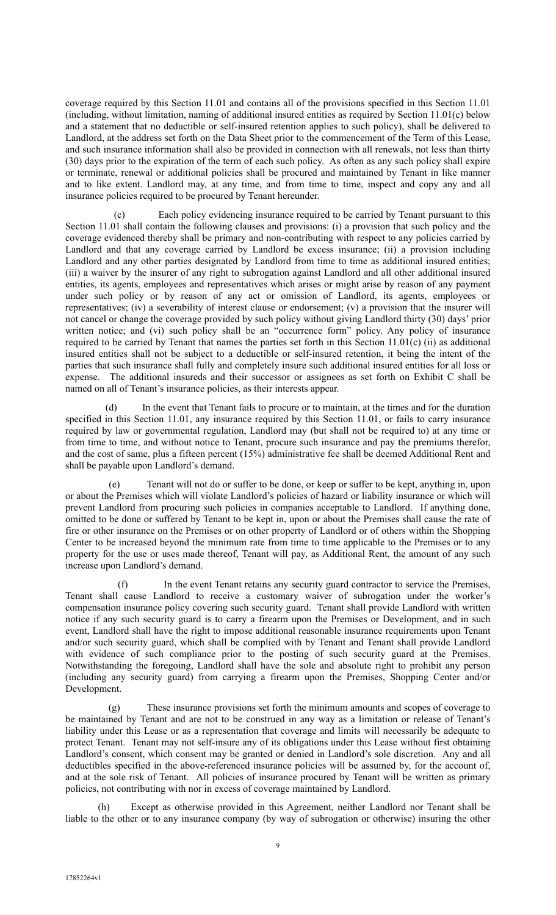coverage required by this Section 11.01 and contains all of the provisions specified in this Section 11.01 (including, without limitation, naming of additional insured entities as required by Section 11.01(c) below and a statement that no deductible or self-insured retention applies to such policy), shall be delivered to Landlord, at the address set forth on the Data Sheet prior to the commencement of the Term of this Lease, and such insurance information shall also be provided in connection with all renewals, not less than thirty (30) days prior to the expiration of the term of each such policy. As often as any such policy shall expire or terminate, renewal or additional policies shall be procured and maintained by Tenant in like manner and to like extent. Landlord may, at any time, and from time to time, inspect and copy any and all insurance policies required to be procured by Tenant hereunder.

(c) Each policy evidencing insurance required to be carried by Tenant pursuant to this Section 11.01 shall contain the following clauses and provisions: (i) a provision that such policy and the coverage evidenced thereby shall be primary and non-contributing with respect to any policies carried by Landlord and that any coverage carried by Landlord be excess insurance; (ii) a provision including Landlord and any other parties designated by Landlord from time to time as additional insured entities; (iii) a waiver by the insurer of any right to subrogation against Landlord and all other additional insured entities, its agents, employees and representatives which arises or might arise by reason of any payment under such policy or by reason of any act or omission of Landlord, its agents, employees or representatives; (iv) a severability of interest clause or endorsement; (v) a provision that the insurer will not cancel or change the coverage provided by such policy without giving Landlord thirty (30) days' prior written notice; and (vi) such policy shall be an "occurrence form" policy. Any policy of insurance required to be carried by Tenant that names the parties set forth in this Section 11.01(c) (ii) as additional insured entities shall not be subject to a deductible or self-insured retention, it being the intent of the parties that such insurance shall fully and completely insure such additional insured entities for all loss or expense. The additional insureds and their successor or assignees as set forth on Exhibit C shall be named on all of Tenant's insurance policies, as their interests appear.

(d) In the event that Tenant fails to procure or to maintain, at the times and for the duration specified in this Section 11.01, any insurance required by this Section 11.01, or fails to carry insurance required by law or governmental regulation, Landlord may (but shall not be required to) at any time or from time to time, and without notice to Tenant, procure such insurance and pay the premiums therefor, and the cost of same, plus a fifteen percent (15%) administrative fee shall be deemed Additional Rent and shall be payable upon Landlord's demand.

(e) Tenant will not do or suffer to be done, or keep or suffer to be kept, anything in, upon or about the Premises which will violate Landlord's policies of hazard or liability insurance or which will prevent Landlord from procuring such policies in companies acceptable to Landlord. If anything done, omitted to be done or suffered by Tenant to be kept in, upon or about the Premises shall cause the rate of fire or other insurance on the Premises or on other property of Landlord or of others within the Shopping Center to be increased beyond the minimum rate from time to time applicable to the Premises or to any property for the use or uses made thereof, Tenant will pay, as Additional Rent, the amount of any such increase upon Landlord's demand.

(f) In the event Tenant retains any security guard contractor to service the Premises, Tenant shall cause Landlord to receive a customary waiver of subrogation under the worker's compensation insurance policy covering such security guard. Tenant shall provide Landlord with written notice if any such security guard is to carry a firearm upon the Premises or Development, and in such event, Landlord shall have the right to impose additional reasonable insurance requirements upon Tenant and/or such security guard, which shall be complied with by Tenant and Tenant shall provide Landlord with evidence of such compliance prior to the posting of such security guard at the Premises. Notwithstanding the foregoing, Landlord shall have the sole and absolute right to prohibit any person (including any security guard) from carrying a firearm upon the Premises, Shopping Center and/or Development.

(g) These insurance provisions set forth the minimum amounts and scopes of coverage to be maintained by Tenant and are not to be construed in any way as a limitation or release of Tenant's liability under this Lease or as a representation that coverage and limits will necessarily be adequate to protect Tenant. Tenant may not self-insure any of its obligations under this Lease without first obtaining Landlord's consent, which consent may be granted or denied in Landlord's sole discretion. Any and all deductibles specified in the above-referenced insurance policies will be assumed by, for the account of, and at the sole risk of Tenant. All policies of insurance procured by Tenant will be written as primary policies, not contributing with nor in excess of coverage maintained by Landlord.

(h) Except as otherwise provided in this Agreement, neither Landlord nor Tenant shall be liable to the other or to any insurance company (by way of subrogation or otherwise) insuring the other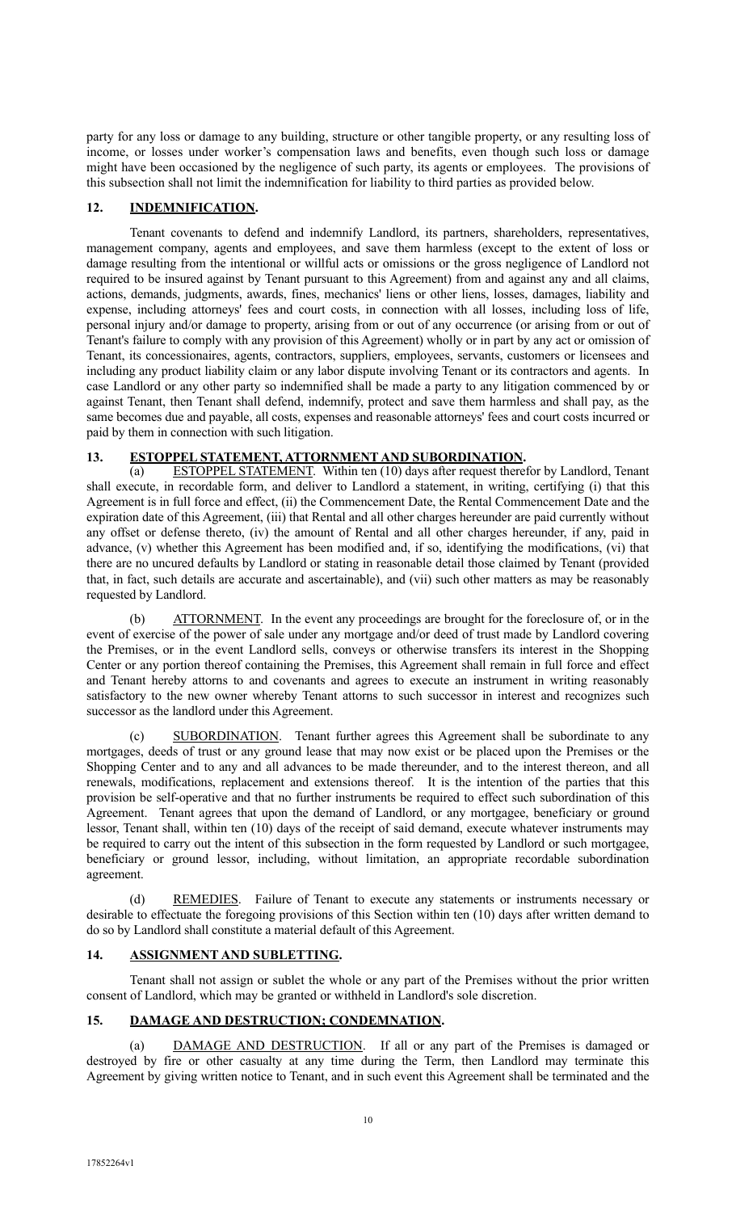party for any loss or damage to any building, structure or other tangible property, or any resulting loss of income, or losses under worker's compensation laws and benefits, even though such loss or damage might have been occasioned by the negligence of such party, its agents or employees. The provisions of this subsection shall not limit the indemnification for liability to third parties as provided below.

## 12. INDEMNIFICATION.

Tenant covenants to defend and indemnify Landlord, its partners, shareholders, representatives, management company, agents and employees, and save them harmless (except to the extent of loss or damage resulting from the intentional or willful acts or omissions or the gross negligence of Landlord not required to be insured against by Tenant pursuant to this Agreement) from and against any and all claims, actions, demands, judgments, awards, fines, mechanics' liens or other liens, losses, damages, liability and expense, including attorneys' fees and court costs, in connection with all losses, including loss of life, personal injury and/or damage to property, arising from or out of any occurrence (or arising from or out of Tenant's failure to comply with any provision of this Agreement) wholly or in part by any act or omission of Tenant, its concessionaires, agents, contractors, suppliers, employees, servants, customers or licensees and including any product liability claim or any labor dispute involving Tenant or its contractors and agents. In case Landlord or any other party so indemnified shall be made a party to any litigation commenced by or against Tenant, then Tenant shall defend, indemnify, protect and save them harmless and shall pay, as the same becomes due and payable, all costs, expenses and reasonable attorneys' fees and court costs incurred or paid by them in connection with such litigation.

## 13. ESTOPPEL STATEMENT, ATTORNMENT AND SUBORDINATION.

(a) ESTOPPEL STATEMENT. Within ten (10) days after request therefor by Landlord, Tenant shall execute, in recordable form, and deliver to Landlord a statement, in writing, certifying (i) that this Agreement is in full force and effect, (ii) the Commencement Date, the Rental Commencement Date and the expiration date of this Agreement, (iii) that Rental and all other charges hereunder are paid currently without any offset or defense thereto, (iv) the amount of Rental and all other charges hereunder, if any, paid in advance, (v) whether this Agreement has been modified and, if so, identifying the modifications, (vi) that there are no uncured defaults by Landlord or stating in reasonable detail those claimed by Tenant (provided that, in fact, such details are accurate and ascertainable), and (vii) such other matters as may be reasonably requested by Landlord.

(b) ATTORNMENT. In the event any proceedings are brought for the foreclosure of, or in the event of exercise of the power of sale under any mortgage and/or deed of trust made by Landlord covering the Premises, or in the event Landlord sells, conveys or otherwise transfers its interest in the Shopping Center or any portion thereof containing the Premises, this Agreement shall remain in full force and effect and Tenant hereby attorns to and covenants and agrees to execute an instrument in writing reasonably satisfactory to the new owner whereby Tenant attorns to such successor in interest and recognizes such successor as the landlord under this Agreement.

(c) SUBORDINATION. Tenant further agrees this Agreement shall be subordinate to any mortgages, deeds of trust or any ground lease that may now exist or be placed upon the Premises or the Shopping Center and to any and all advances to be made thereunder, and to the interest thereon, and all renewals, modifications, replacement and extensions thereof. It is the intention of the parties that this provision be self-operative and that no further instruments be required to effect such subordination of this Agreement. Tenant agrees that upon the demand of Landlord, or any mortgagee, beneficiary or ground lessor, Tenant shall, within ten (10) days of the receipt of said demand, execute whatever instruments may be required to carry out the intent of this subsection in the form requested by Landlord or such mortgagee, beneficiary or ground lessor, including, without limitation, an appropriate recordable subordination agreement.

(d) REMEDIES. Failure of Tenant to execute any statements or instruments necessary or desirable to effectuate the foregoing provisions of this Section within ten (10) days after written demand to do so by Landlord shall constitute a material default of this Agreement.

## 14. ASSIGNMENT AND SUBLETTING.

Tenant shall not assign or sublet the whole or any part of the Premises without the prior written consent of Landlord, which may be granted or withheld in Landlord's sole discretion.

## 15. DAMAGE AND DESTRUCTION; CONDEMNATION.

(a) DAMAGE AND DESTRUCTION. If all or any part of the Premises is damaged or destroyed by fire or other casualty at any time during the Term, then Landlord may terminate this Agreement by giving written notice to Tenant, and in such event this Agreement shall be terminated and the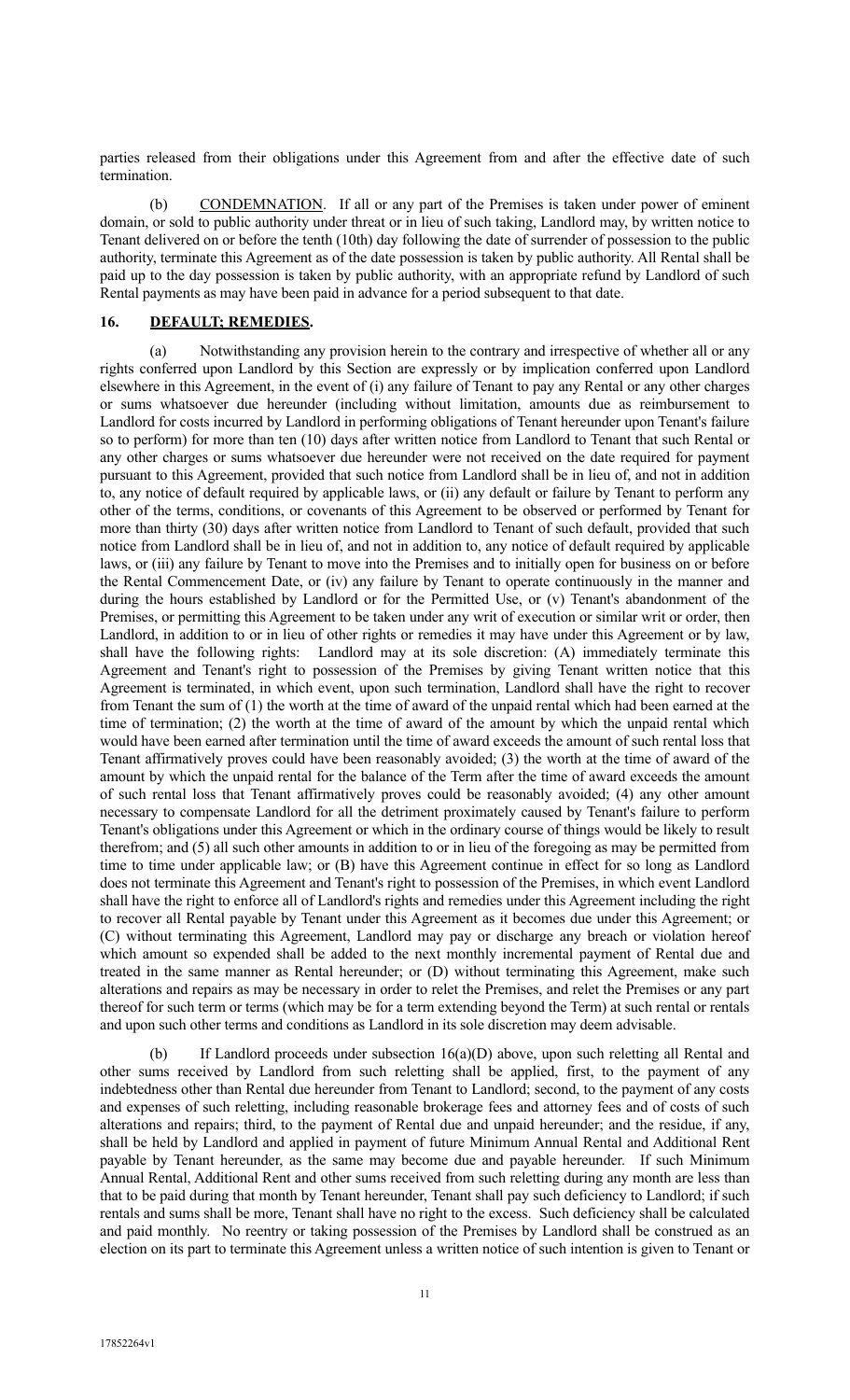parties released from their obligations under this Agreement from and after the effective date of such termination.

(b) CONDEMNATION. If all or any part of the Premises is taken under power of eminent domain, or sold to public authority under threat or in lieu of such taking, Landlord may, by written notice to Tenant delivered on or before the tenth (10th) day following the date of surrender of possession to the public authority, terminate this Agreement as of the date possession is taken by public authority. All Rental shall be paid up to the day possession is taken by public authority, with an appropriate refund by Landlord of such Rental payments as may have been paid in advance for a period subsequent to that date.

## 16. DEFAULT; REMEDIES.

(a) Notwithstanding any provision herein to the contrary and irrespective of whether all or any rights conferred upon Landlord by this Section are expressly or by implication conferred upon Landlord elsewhere in this Agreement, in the event of (i) any failure of Tenant to pay any Rental or any other charges or sums whatsoever due hereunder (including without limitation, amounts due as reimbursement to Landlord for costs incurred by Landlord in performing obligations of Tenant hereunder upon Tenant's failure so to perform) for more than ten (10) days after written notice from Landlord to Tenant that such Rental or any other charges or sums whatsoever due hereunder were not received on the date required for payment pursuant to this Agreement, provided that such notice from Landlord shall be in lieu of, and not in addition to, any notice of default required by applicable laws, or (ii) any default or failure by Tenant to perform any other of the terms, conditions, or covenants of this Agreement to be observed or performed by Tenant for more than thirty (30) days after written notice from Landlord to Tenant of such default, provided that such notice from Landlord shall be in lieu of, and not in addition to, any notice of default required by applicable laws, or (iii) any failure by Tenant to move into the Premises and to initially open for business on or before the Rental Commencement Date, or (iv) any failure by Tenant to operate continuously in the manner and during the hours established by Landlord or for the Permitted Use, or (v) Tenant's abandonment of the Premises, or permitting this Agreement to be taken under any writ of execution or similar writ or order, then Landlord, in addition to or in lieu of other rights or remedies it may have under this Agreement or by law, shall have the following rights: Landlord may at its sole discretion: (A) immediately terminate this Agreement and Tenant's right to possession of the Premises by giving Tenant written notice that this Agreement is terminated, in which event, upon such termination, Landlord shall have the right to recover from Tenant the sum of (1) the worth at the time of award of the unpaid rental which had been earned at the time of termination; (2) the worth at the time of award of the amount by which the unpaid rental which would have been earned after termination until the time of award exceeds the amount of such rental loss that Tenant affirmatively proves could have been reasonably avoided; (3) the worth at the time of award of the amount by which the unpaid rental for the balance of the Term after the time of award exceeds the amount of such rental loss that Tenant affirmatively proves could be reasonably avoided; (4) any other amount necessary to compensate Landlord for all the detriment proximately caused by Tenant's failure to perform Tenant's obligations under this Agreement or which in the ordinary course of things would be likely to result therefrom; and (5) all such other amounts in addition to or in lieu of the foregoing as may be permitted from time to time under applicable law; or (B) have this Agreement continue in effect for so long as Landlord does not terminate this Agreement and Tenant's right to possession of the Premises, in which event Landlord shall have the right to enforce all of Landlord's rights and remedies under this Agreement including the right to recover all Rental payable by Tenant under this Agreement as it becomes due under this Agreement; or (C) without terminating this Agreement, Landlord may pay or discharge any breach or violation hereof which amount so expended shall be added to the next monthly incremental payment of Rental due and treated in the same manner as Rental hereunder; or (D) without terminating this Agreement, make such alterations and repairs as may be necessary in order to relet the Premises, and relet the Premises or any part thereof for such term or terms (which may be for a term extending beyond the Term) at such rental or rentals and upon such other terms and conditions as Landlord in its sole discretion may deem advisable.

(b) If Landlord proceeds under subsection 16(a)(D) above, upon such reletting all Rental and other sums received by Landlord from such reletting shall be applied, first, to the payment of any indebtedness other than Rental due hereunder from Tenant to Landlord; second, to the payment of any costs and expenses of such reletting, including reasonable brokerage fees and attorney fees and of costs of such alterations and repairs; third, to the payment of Rental due and unpaid hereunder; and the residue, if any, shall be held by Landlord and applied in payment of future Minimum Annual Rental and Additional Rent payable by Tenant hereunder, as the same may become due and payable hereunder. If such Minimum Annual Rental, Additional Rent and other sums received from such reletting during any month are less than that to be paid during that month by Tenant hereunder, Tenant shall pay such deficiency to Landlord; if such rentals and sums shall be more, Tenant shall have no right to the excess. Such deficiency shall be calculated and paid monthly. No reentry or taking possession of the Premises by Landlord shall be construed as an election on its part to terminate this Agreement unless a written notice of such intention is given to Tenant or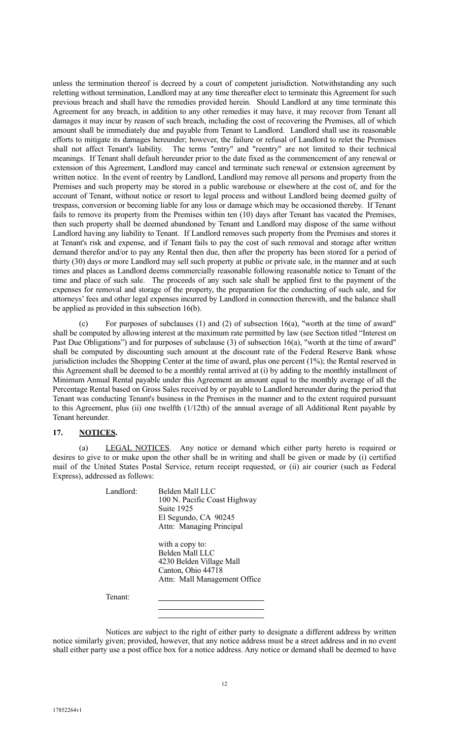unless the termination thereof is decreed by a court of competent jurisdiction. Notwithstanding any such reletting without termination, Landlord may at any time thereafter elect to terminate this Agreement for such previous breach and shall have the remedies provided herein. Should Landlord at any time terminate this Agreement for any breach, in addition to any other remedies it may have, it may recover from Tenant all damages it may incur by reason of such breach, including the cost of recovering the Premises, all of which amount shall be immediately due and payable from Tenant to Landlord. Landlord shall use its reasonable efforts to mitigate its damages hereunder; however, the failure or refusal of Landlord to relet the Premises shall not affect Tenant's liability. The terms "entry" and "reentry" are not limited to their technical meanings. If Tenant shall default hereunder prior to the date fixed as the commencement of any renewal or extension of this Agreement, Landlord may cancel and terminate such renewal or extension agreement by written notice. In the event of reentry by Landlord, Landlord may remove all persons and property from the Premises and such property may be stored in a public warehouse or elsewhere at the cost of, and for the account of Tenant, without notice or resort to legal process and without Landlord being deemed guilty of trespass, conversion or becoming liable for any loss or damage which may be occasioned thereby. If Tenant fails to remove its property from the Premises within ten (10) days after Tenant has vacated the Premises, then such property shall be deemed abandoned by Tenant and Landlord may dispose of the same without Landlord having any liability to Tenant. If Landlord removes such property from the Premises and stores it at Tenant's risk and expense, and if Tenant fails to pay the cost of such removal and storage after written demand therefor and/or to pay any Rental then due, then after the property has been stored for a period of thirty (30) days or more Landlord may sell such property at public or private sale, in the manner and at such times and places as Landlord deems commercially reasonable following reasonable notice to Tenant of the time and place of such sale. The proceeds of any such sale shall be applied first to the payment of the expenses for removal and storage of the property, the preparation for the conducting of such sale, and for attorneys' fees and other legal expenses incurred by Landlord in connection therewith, and the balance shall be applied as provided in this subsection 16(b).

(c) For purposes of subclauses (1) and (2) of subsection 16(a), "worth at the time of award" shall be computed by allowing interest at the maximum rate permitted by law (see Section titled "Interest on Past Due Obligations") and for purposes of subclause (3) of subsection 16(a), "worth at the time of award" shall be computed by discounting such amount at the discount rate of the Federal Reserve Bank whose jurisdiction includes the Shopping Center at the time of award, plus one percent (1%); the Rental reserved in this Agreement shall be deemed to be a monthly rental arrived at (i) by adding to the monthly installment of Minimum Annual Rental payable under this Agreement an amount equal to the monthly average of all the Percentage Rental based on Gross Sales received by or payable to Landlord hereunder during the period that Tenant was conducting Tenant's business in the Premises in the manner and to the extent required pursuant to this Agreement, plus (ii) one twelfth (1/12th) of the annual average of all Additional Rent payable by Tenant hereunder.

## 17. NOTICES.

(a) LEGAL NOTICES. Any notice or demand which either party hereto is required or desires to give to or make upon the other shall be in writing and shall be given or made by (i) certified mail of the United States Postal Service, return receipt requested, or (ii) air courier (such as Federal Express), addressed as follows:

Landlord:
Belden Mall LLC
100 N. Pacific Coast Highway
Suite 1925
El Segundo, CA 90245
Attn: Managing Principal

with a copy to:
Belden Mall LLC
4230 Belden Village Mall
Canton, Ohio 44718
Attn: Mall Management Office

Tenant: ______________________
______________________
______________________

Notices are subject to the right of either party to designate a different address by written notice similarly given; provided, however, that any notice address must be a street address and in no event shall either party use a post office box for a notice address. Any notice or demand shall be deemed to have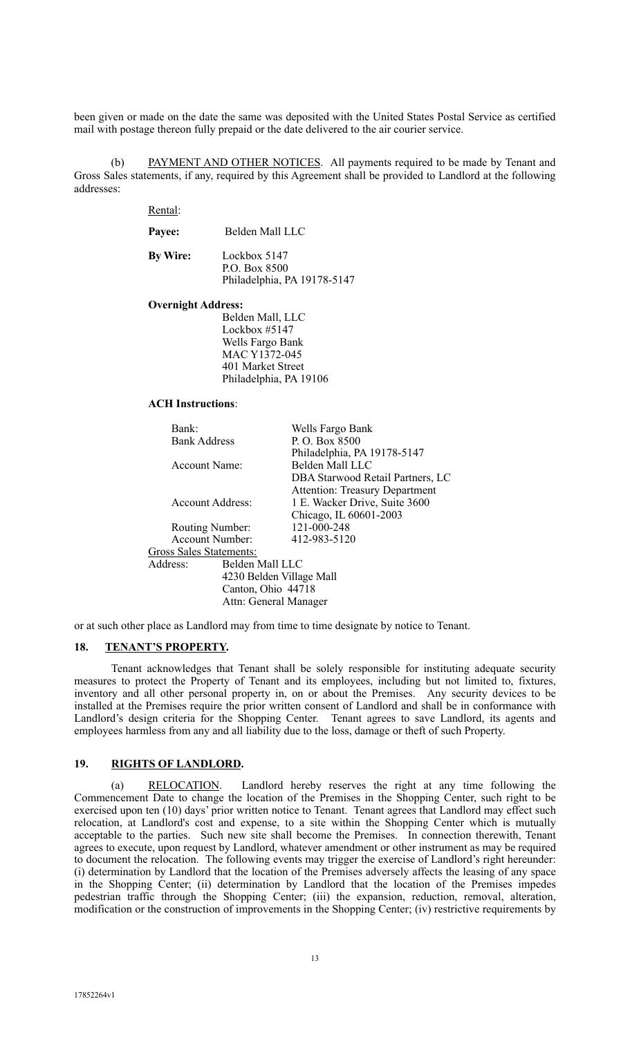been given or made on the date the same was deposited with the United States Postal Service as certified mail with postage thereon fully prepaid or the date delivered to the air courier service.

(b) PAYMENT AND OTHER NOTICES. All payments required to be made by Tenant and Gross Sales statements, if any, required by this Agreement shall be provided to Landlord at the following addresses:

Rental:

**Payee:** Belden Mall LLC

**By Wire:** Lockbox 5147
P.O. Box 8500
Philadelphia, PA 19178-5147

**Overnight Address:**
Belden Mall, LLC
Lockbox #5147
Wells Fargo Bank
MAC Y1372-045
401 Market Street
Philadelphia, PA 19106

**ACH Instructions**:

| | |
|---|---|
| Bank: | Wells Fargo Bank |
| Bank Address | P. O. Box 8500<br>Philadelphia, PA 19178-5147 |
| Account Name: | Belden Mall LLC<br>DBA Starwood Retail Partners, LC<br>Attention: Treasury Department |
| Account Address: | 1 E. Wacker Drive, Suite 3600<br>Chicago, IL 60601-2003 |
| Routing Number: | 121-000-248 |
| Account Number: | 412-983-5120 |

Gross Sales Statements:

Address: Belden Mall LLC
4230 Belden Village Mall
Canton, Ohio 44718
Attn: General Manager

or at such other place as Landlord may from time to time designate by notice to Tenant.

## 18. TENANT'S PROPERTY.

Tenant acknowledges that Tenant shall be solely responsible for instituting adequate security measures to protect the Property of Tenant and its employees, including but not limited to, fixtures, inventory and all other personal property in, on or about the Premises. Any security devices to be installed at the Premises require the prior written consent of Landlord and shall be in conformance with Landlord's design criteria for the Shopping Center. Tenant agrees to save Landlord, its agents and employees harmless from any and all liability due to the loss, damage or theft of such Property.

## 19. RIGHTS OF LANDLORD.

(a) RELOCATION. Landlord hereby reserves the right at any time following the Commencement Date to change the location of the Premises in the Shopping Center, such right to be exercised upon ten (10) days' prior written notice to Tenant. Tenant agrees that Landlord may effect such relocation, at Landlord's cost and expense, to a site within the Shopping Center which is mutually acceptable to the parties. Such new site shall become the Premises. In connection therewith, Tenant agrees to execute, upon request by Landlord, whatever amendment or other instrument as may be required to document the relocation. The following events may trigger the exercise of Landlord's right hereunder: (i) determination by Landlord that the location of the Premises adversely affects the leasing of any space in the Shopping Center; (ii) determination by Landlord that the location of the Premises impedes pedestrian traffic through the Shopping Center; (iii) the expansion, reduction, removal, alteration, modification or the construction of improvements in the Shopping Center; (iv) restrictive requirements by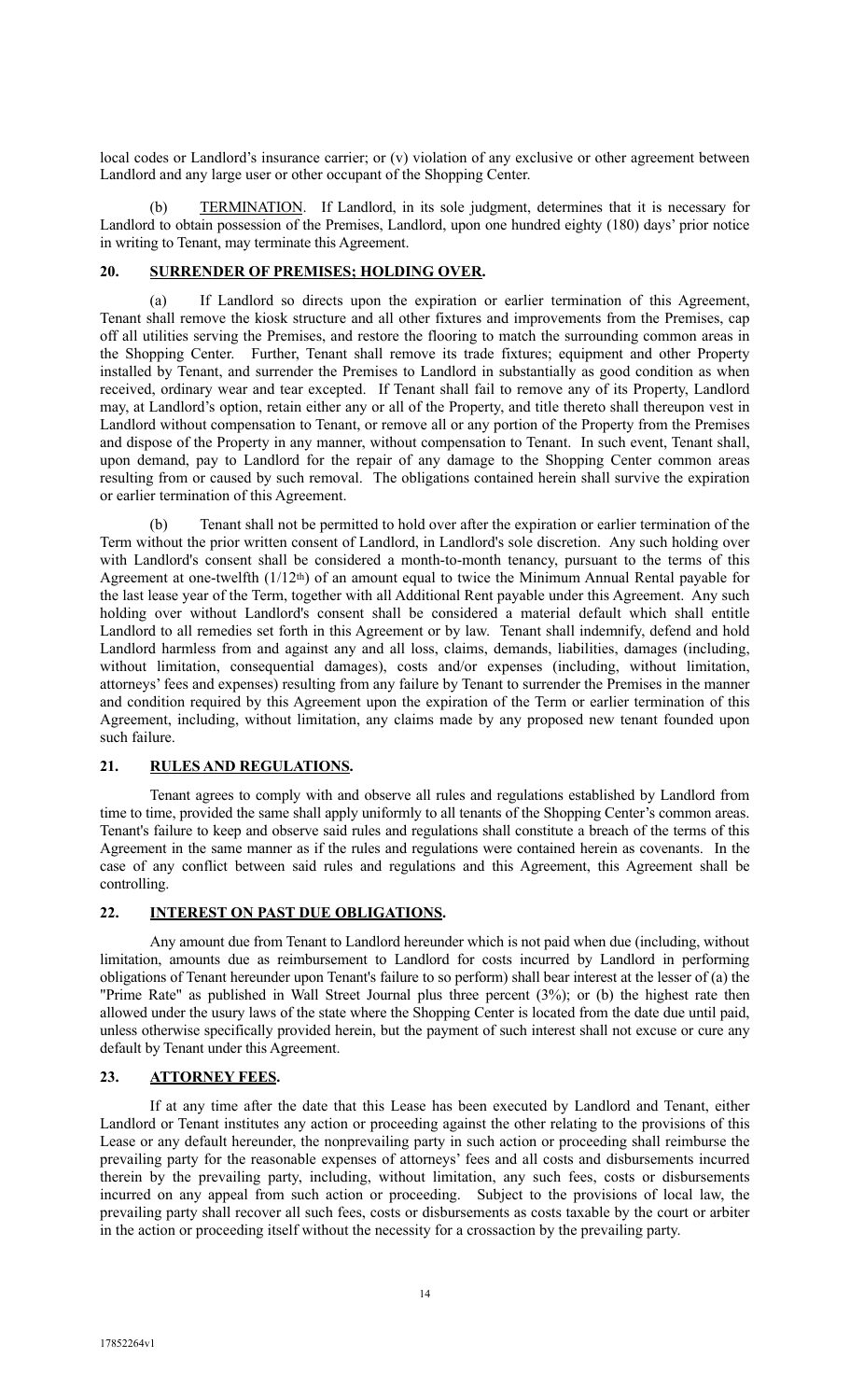local codes or Landlord's insurance carrier; or (v) violation of any exclusive or other agreement between Landlord and any large user or other occupant of the Shopping Center.

(b) TERMINATION. If Landlord, in its sole judgment, determines that it is necessary for Landlord to obtain possession of the Premises, Landlord, upon one hundred eighty (180) days' prior notice in writing to Tenant, may terminate this Agreement.

## 20. SURRENDER OF PREMISES; HOLDING OVER.

(a) If Landlord so directs upon the expiration or earlier termination of this Agreement, Tenant shall remove the kiosk structure and all other fixtures and improvements from the Premises, cap off all utilities serving the Premises, and restore the flooring to match the surrounding common areas in the Shopping Center. Further, Tenant shall remove its trade fixtures; equipment and other Property installed by Tenant, and surrender the Premises to Landlord in substantially as good condition as when received, ordinary wear and tear excepted. If Tenant shall fail to remove any of its Property, Landlord may, at Landlord's option, retain either any or all of the Property, and title thereto shall thereupon vest in Landlord without compensation to Tenant, or remove all or any portion of the Property from the Premises and dispose of the Property in any manner, without compensation to Tenant. In such event, Tenant shall, upon demand, pay to Landlord for the repair of any damage to the Shopping Center common areas resulting from or caused by such removal. The obligations contained herein shall survive the expiration or earlier termination of this Agreement.

(b) Tenant shall not be permitted to hold over after the expiration or earlier termination of the Term without the prior written consent of Landlord, in Landlord's sole discretion. Any such holding over with Landlord's consent shall be considered a month-to-month tenancy, pursuant to the terms of this Agreement at one-twelfth (1/12th) of an amount equal to twice the Minimum Annual Rental payable for the last lease year of the Term, together with all Additional Rent payable under this Agreement. Any such holding over without Landlord's consent shall be considered a material default which shall entitle Landlord to all remedies set forth in this Agreement or by law. Tenant shall indemnify, defend and hold Landlord harmless from and against any and all loss, claims, demands, liabilities, damages (including, without limitation, consequential damages), costs and/or expenses (including, without limitation, attorneys' fees and expenses) resulting from any failure by Tenant to surrender the Premises in the manner and condition required by this Agreement upon the expiration of the Term or earlier termination of this Agreement, including, without limitation, any claims made by any proposed new tenant founded upon such failure.

## 21. RULES AND REGULATIONS.

Tenant agrees to comply with and observe all rules and regulations established by Landlord from time to time, provided the same shall apply uniformly to all tenants of the Shopping Center's common areas. Tenant's failure to keep and observe said rules and regulations shall constitute a breach of the terms of this Agreement in the same manner as if the rules and regulations were contained herein as covenants. In the case of any conflict between said rules and regulations and this Agreement, this Agreement shall be controlling.

## 22. INTEREST ON PAST DUE OBLIGATIONS.

Any amount due from Tenant to Landlord hereunder which is not paid when due (including, without limitation, amounts due as reimbursement to Landlord for costs incurred by Landlord in performing obligations of Tenant hereunder upon Tenant's failure to so perform) shall bear interest at the lesser of (a) the "Prime Rate" as published in Wall Street Journal plus three percent (3%); or (b) the highest rate then allowed under the usury laws of the state where the Shopping Center is located from the date due until paid, unless otherwise specifically provided herein, but the payment of such interest shall not excuse or cure any default by Tenant under this Agreement.

## 23. ATTORNEY FEES.

If at any time after the date that this Lease has been executed by Landlord and Tenant, either Landlord or Tenant institutes any action or proceeding against the other relating to the provisions of this Lease or any default hereunder, the nonprevailing party in such action or proceeding shall reimburse the prevailing party for the reasonable expenses of attorneys' fees and all costs and disbursements incurred therein by the prevailing party, including, without limitation, any such fees, costs or disbursements incurred on any appeal from such action or proceeding. Subject to the provisions of local law, the prevailing party shall recover all such fees, costs or disbursements as costs taxable by the court or arbiter in the action or proceeding itself without the necessity for a crossaction by the prevailing party.

17852264v1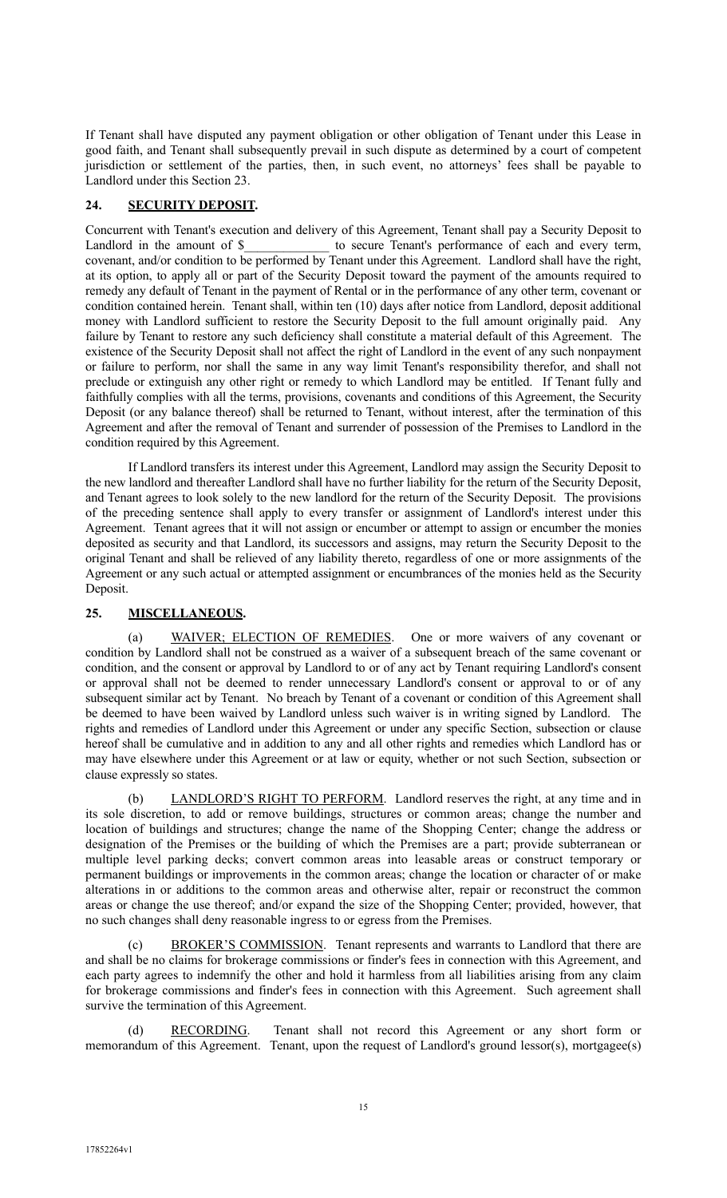If Tenant shall have disputed any payment obligation or other obligation of Tenant under this Lease in good faith, and Tenant shall subsequently prevail in such dispute as determined by a court of competent jurisdiction or settlement of the parties, then, in such event, no attorneys' fees shall be payable to Landlord under this Section 23.

## 24. **SECURITY DEPOSIT.**

Concurrent with Tenant's execution and delivery of this Agreement, Tenant shall pay a Security Deposit to Landlord in the amount of $_____________ to secure Tenant's performance of each and every term, covenant, and/or condition to be performed by Tenant under this Agreement. Landlord shall have the right, at its option, to apply all or part of the Security Deposit toward the payment of the amounts required to remedy any default of Tenant in the payment of Rental or in the performance of any other term, covenant or condition contained herein. Tenant shall, within ten (10) days after notice from Landlord, deposit additional money with Landlord sufficient to restore the Security Deposit to the full amount originally paid. Any failure by Tenant to restore any such deficiency shall constitute a material default of this Agreement. The existence of the Security Deposit shall not affect the right of Landlord in the event of any such nonpayment or failure to perform, nor shall the same in any way limit Tenant's responsibility therefor, and shall not preclude or extinguish any other right or remedy to which Landlord may be entitled. If Tenant fully and faithfully complies with all the terms, provisions, covenants and conditions of this Agreement, the Security Deposit (or any balance thereof) shall be returned to Tenant, without interest, after the termination of this Agreement and after the removal of Tenant and surrender of possession of the Premises to Landlord in the condition required by this Agreement.

If Landlord transfers its interest under this Agreement, Landlord may assign the Security Deposit to the new landlord and thereafter Landlord shall have no further liability for the return of the Security Deposit, and Tenant agrees to look solely to the new landlord for the return of the Security Deposit. The provisions of the preceding sentence shall apply to every transfer or assignment of Landlord's interest under this Agreement. Tenant agrees that it will not assign or encumber or attempt to assign or encumber the monies deposited as security and that Landlord, its successors and assigns, may return the Security Deposit to the original Tenant and shall be relieved of any liability thereto, regardless of one or more assignments of the Agreement or any such actual or attempted assignment or encumbrances of the monies held as the Security Deposit.

## 25. **MISCELLANEOUS.**

(a) WAIVER; ELECTION OF REMEDIES. One or more waivers of any covenant or condition by Landlord shall not be construed as a waiver of a subsequent breach of the same covenant or condition, and the consent or approval by Landlord to or of any act by Tenant requiring Landlord's consent or approval shall not be deemed to render unnecessary Landlord's consent or approval to or of any subsequent similar act by Tenant. No breach by Tenant of a covenant or condition of this Agreement shall be deemed to have been waived by Landlord unless such waiver is in writing signed by Landlord. The rights and remedies of Landlord under this Agreement or under any specific Section, subsection or clause hereof shall be cumulative and in addition to any and all other rights and remedies which Landlord has or may have elsewhere under this Agreement or at law or equity, whether or not such Section, subsection or clause expressly so states.

(b) LANDLORD'S RIGHT TO PERFORM. Landlord reserves the right, at any time and in its sole discretion, to add or remove buildings, structures or common areas; change the number and location of buildings and structures; change the name of the Shopping Center; change the address or designation of the Premises or the building of which the Premises are a part; provide subterranean or multiple level parking decks; convert common areas into leasable areas or construct temporary or permanent buildings or improvements in the common areas; change the location or character of or make alterations in or additions to the common areas and otherwise alter, repair or reconstruct the common areas or change the use thereof; and/or expand the size of the Shopping Center; provided, however, that no such changes shall deny reasonable ingress to or egress from the Premises.

(c) BROKER'S COMMISSION. Tenant represents and warrants to Landlord that there are and shall be no claims for brokerage commissions or finder's fees in connection with this Agreement, and each party agrees to indemnify the other and hold it harmless from all liabilities arising from any claim for brokerage commissions and finder's fees in connection with this Agreement. Such agreement shall survive the termination of this Agreement.

(d) RECORDING. Tenant shall not record this Agreement or any short form or memorandum of this Agreement. Tenant, upon the request of Landlord's ground lessor(s), mortgagee(s)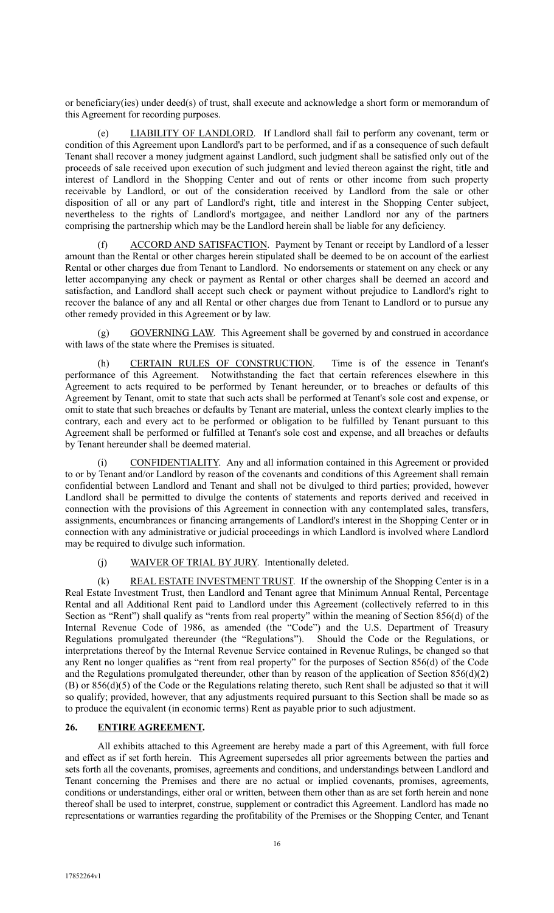or beneficiary(ies) under deed(s) of trust, shall execute and acknowledge a short form or memorandum of this Agreement for recording purposes.

(e) LIABILITY OF LANDLORD. If Landlord shall fail to perform any covenant, term or condition of this Agreement upon Landlord's part to be performed, and if as a consequence of such default Tenant shall recover a money judgment against Landlord, such judgment shall be satisfied only out of the proceeds of sale received upon execution of such judgment and levied thereon against the right, title and interest of Landlord in the Shopping Center and out of rents or other income from such property receivable by Landlord, or out of the consideration received by Landlord from the sale or other disposition of all or any part of Landlord's right, title and interest in the Shopping Center subject, nevertheless to the rights of Landlord's mortgagee, and neither Landlord nor any of the partners comprising the partnership which may be the Landlord herein shall be liable for any deficiency.

(f) ACCORD AND SATISFACTION. Payment by Tenant or receipt by Landlord of a lesser amount than the Rental or other charges herein stipulated shall be deemed to be on account of the earliest Rental or other charges due from Tenant to Landlord. No endorsements or statement on any check or any letter accompanying any check or payment as Rental or other charges shall be deemed an accord and satisfaction, and Landlord shall accept such check or payment without prejudice to Landlord's right to recover the balance of any and all Rental or other charges due from Tenant to Landlord or to pursue any other remedy provided in this Agreement or by law.

(g) GOVERNING LAW. This Agreement shall be governed by and construed in accordance with laws of the state where the Premises is situated.

(h) CERTAIN RULES OF CONSTRUCTION. Time is of the essence in Tenant's performance of this Agreement. Notwithstanding the fact that certain references elsewhere in this Agreement to acts required to be performed by Tenant hereunder, or to breaches or defaults of this Agreement by Tenant, omit to state that such acts shall be performed at Tenant's sole cost and expense, or omit to state that such breaches or defaults by Tenant are material, unless the context clearly implies to the contrary, each and every act to be performed or obligation to be fulfilled by Tenant pursuant to this Agreement shall be performed or fulfilled at Tenant's sole cost and expense, and all breaches or defaults by Tenant hereunder shall be deemed material.

(i) CONFIDENTIALITY. Any and all information contained in this Agreement or provided to or by Tenant and/or Landlord by reason of the covenants and conditions of this Agreement shall remain confidential between Landlord and Tenant and shall not be divulged to third parties; provided, however Landlord shall be permitted to divulge the contents of statements and reports derived and received in connection with the provisions of this Agreement in connection with any contemplated sales, transfers, assignments, encumbrances or financing arrangements of Landlord's interest in the Shopping Center or in connection with any administrative or judicial proceedings in which Landlord is involved where Landlord may be required to divulge such information.

(j) WAIVER OF TRIAL BY JURY. Intentionally deleted.

(k) REAL ESTATE INVESTMENT TRUST. If the ownership of the Shopping Center is in a Real Estate Investment Trust, then Landlord and Tenant agree that Minimum Annual Rental, Percentage Rental and all Additional Rent paid to Landlord under this Agreement (collectively referred to in this Section as "Rent") shall qualify as "rents from real property" within the meaning of Section 856(d) of the Internal Revenue Code of 1986, as amended (the "Code") and the U.S. Department of Treasury Regulations promulgated thereunder (the "Regulations"). Should the Code or the Regulations, or interpretations thereof by the Internal Revenue Service contained in Revenue Rulings, be changed so that any Rent no longer qualifies as "rent from real property" for the purposes of Section 856(d) of the Code and the Regulations promulgated thereunder, other than by reason of the application of Section 856(d)(2)(B) or 856(d)(5) of the Code or the Regulations relating thereto, such Rent shall be adjusted so that it will so qualify; provided, however, that any adjustments required pursuant to this Section shall be made so as to produce the equivalent (in economic terms) Rent as payable prior to such adjustment.

**26. ENTIRE AGREEMENT.**

All exhibits attached to this Agreement are hereby made a part of this Agreement, with full force and effect as if set forth herein. This Agreement supersedes all prior agreements between the parties and sets forth all the covenants, promises, agreements and conditions, and understandings between Landlord and Tenant concerning the Premises and there are no actual or implied covenants, promises, agreements, conditions or understandings, either oral or written, between them other than as are set forth herein and none thereof shall be used to interpret, construe, supplement or contradict this Agreement. Landlord has made no representations or warranties regarding the profitability of the Premises or the Shopping Center, and Tenant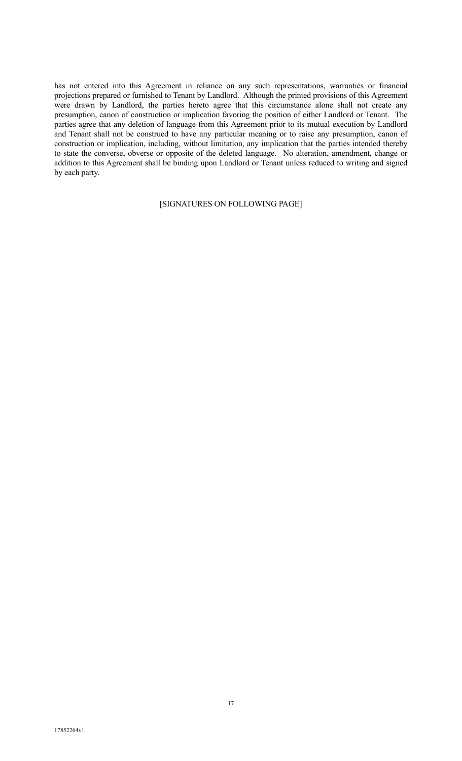has not entered into this Agreement in reliance on any such representations, warranties or financial projections prepared or furnished to Tenant by Landlord. Although the printed provisions of this Agreement were drawn by Landlord, the parties hereto agree that this circumstance alone shall not create any presumption, canon of construction or implication favoring the position of either Landlord or Tenant. The parties agree that any deletion of language from this Agreement prior to its mutual execution by Landlord and Tenant shall not be construed to have any particular meaning or to raise any presumption, canon of construction or implication, including, without limitation, any implication that the parties intended thereby to state the converse, obverse or opposite of the deleted language. No alteration, amendment, change or addition to this Agreement shall be binding upon Landlord or Tenant unless reduced to writing and signed by each party.

[SIGNATURES ON FOLLOWING PAGE]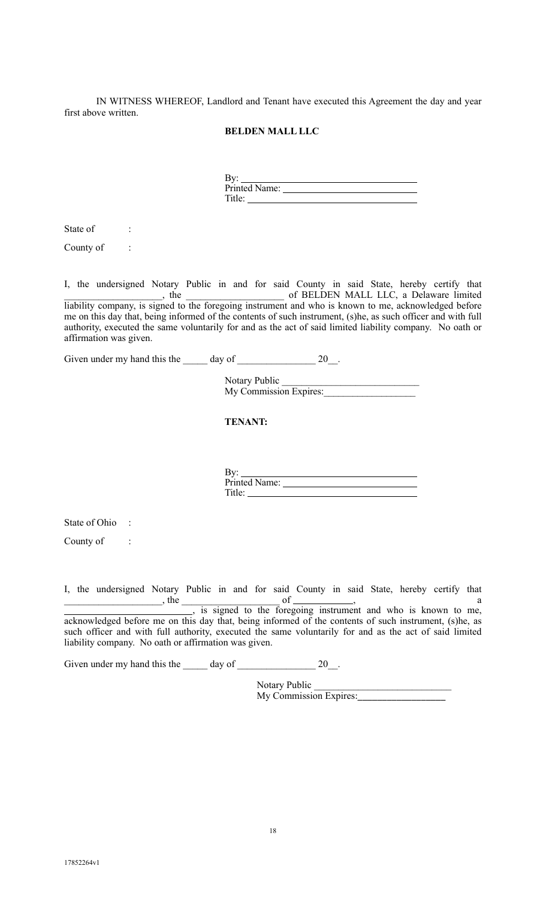IN WITNESS WHEREOF, Landlord and Tenant have executed this Agreement the day and year first above written.

**BELDEN MALL LLC**

By: ___________________________________
Printed Name: ___________________________
Title: __________________________________

State of :

County of :

I, the undersigned Notary Public in and for said County in said State, hereby certify that ____________________, the ____________________ of BELDEN MALL LLC, a Delaware limited liability company, is signed to the foregoing instrument and who is known to me, acknowledged before me on this day that, being informed of the contents of such instrument, (s)he, as such officer and with full authority, executed the same voluntarily for and as the act of said limited liability company. No oath or affirmation was given.

Given under my hand this the _____ day of ________________ 20__.

Notary Public ____________________________
My Commission Expires:___________________

**TENANT:**

By: ___________________________________
Printed Name: ___________________________
Title: __________________________________

State of Ohio :

County of :

I, the undersigned Notary Public in and for said County in said State, hereby certify that ____________________, the ____________________ of ____________, a __________________________, is signed to the foregoing instrument and who is known to me, acknowledged before me on this day that, being informed of the contents of such instrument, (s)he, as such officer and with full authority, executed the same voluntarily for and as the act of said limited liability company. No oath or affirmation was given.

Given under my hand this the _____ day of ________________ 20__.

Notary Public ____________________________
My Commission Expires:___________________

17852264v1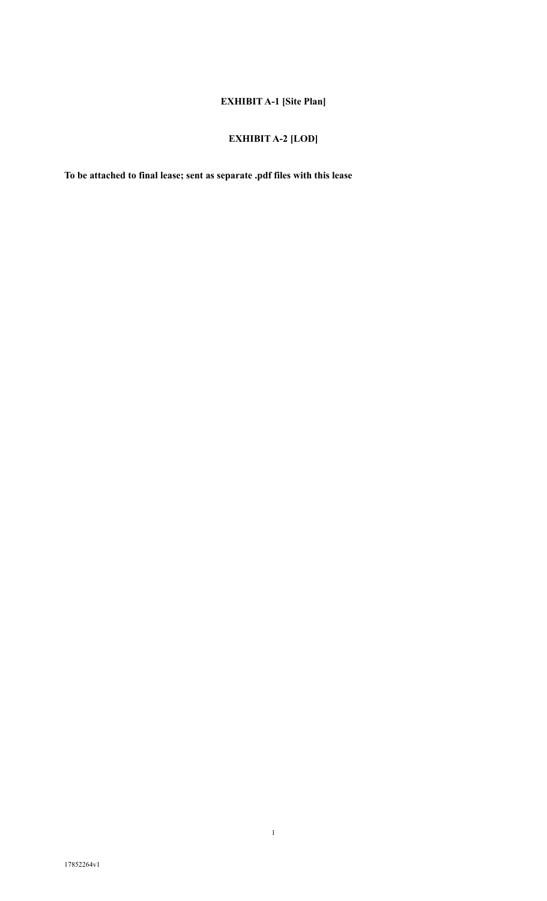**EXHIBIT A-1 [Site Plan]**

**EXHIBIT A-2 [LOD]**

**To be attached to final lease; sent as separate .pdf files with this lease**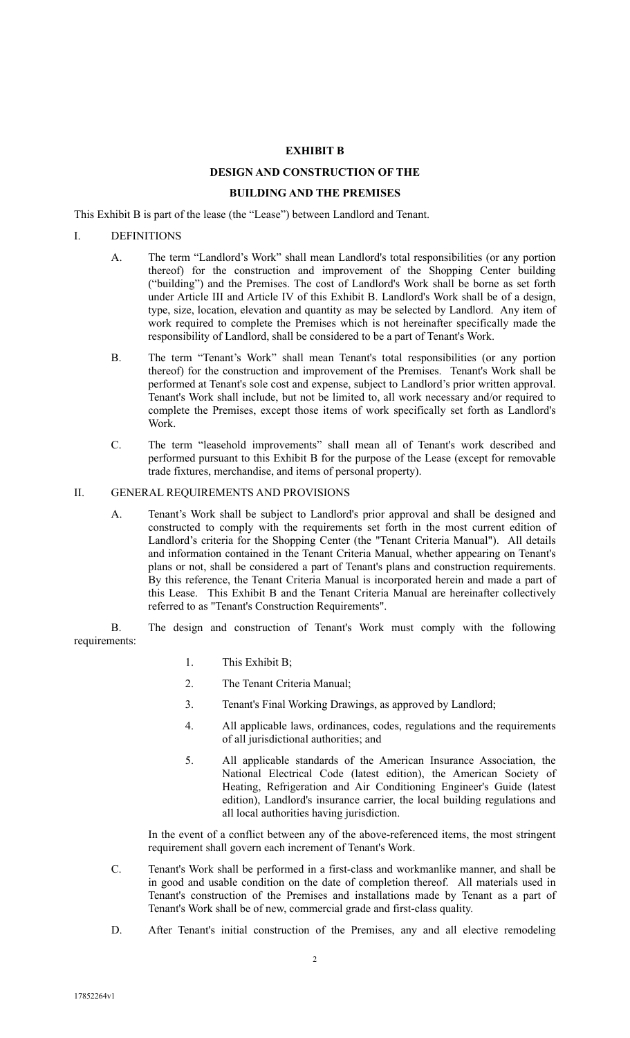**EXHIBIT B**

**DESIGN AND CONSTRUCTION OF THE**

**BUILDING AND THE PREMISES**

This Exhibit B is part of the lease (the "Lease") between Landlord and Tenant.

I. DEFINITIONS

A. The term "Landlord's Work" shall mean Landlord's total responsibilities (or any portion thereof) for the construction and improvement of the Shopping Center building ("building") and the Premises. The cost of Landlord's Work shall be borne as set forth under Article III and Article IV of this Exhibit B. Landlord's Work shall be of a design, type, size, location, elevation and quantity as may be selected by Landlord. Any item of work required to complete the Premises which is not hereinafter specifically made the responsibility of Landlord, shall be considered to be a part of Tenant's Work.

B. The term "Tenant's Work" shall mean Tenant's total responsibilities (or any portion thereof) for the construction and improvement of the Premises. Tenant's Work shall be performed at Tenant's sole cost and expense, subject to Landlord's prior written approval. Tenant's Work shall include, but not be limited to, all work necessary and/or required to complete the Premises, except those items of work specifically set forth as Landlord's Work.

C. The term "leasehold improvements" shall mean all of Tenant's work described and performed pursuant to this Exhibit B for the purpose of the Lease (except for removable trade fixtures, merchandise, and items of personal property).

II. GENERAL REQUIREMENTS AND PROVISIONS

A. Tenant's Work shall be subject to Landlord's prior approval and shall be designed and constructed to comply with the requirements set forth in the most current edition of Landlord's criteria for the Shopping Center (the "Tenant Criteria Manual"). All details and information contained in the Tenant Criteria Manual, whether appearing on Tenant's plans or not, shall be considered a part of Tenant's plans and construction requirements. By this reference, the Tenant Criteria Manual is incorporated herein and made a part of this Lease. This Exhibit B and the Tenant Criteria Manual are hereinafter collectively referred to as "Tenant's Construction Requirements".

B. The design and construction of Tenant's Work must comply with the following requirements:

1. This Exhibit B;
2. The Tenant Criteria Manual;
3. Tenant's Final Working Drawings, as approved by Landlord;
4. All applicable laws, ordinances, codes, regulations and the requirements of all jurisdictional authorities; and
5. All applicable standards of the American Insurance Association, the National Electrical Code (latest edition), the American Society of Heating, Refrigeration and Air Conditioning Engineer's Guide (latest edition), Landlord's insurance carrier, the local building regulations and all local authorities having jurisdiction.

In the event of a conflict between any of the above-referenced items, the most stringent requirement shall govern each increment of Tenant's Work.

C. Tenant's Work shall be performed in a first-class and workmanlike manner, and shall be in good and usable condition on the date of completion thereof. All materials used in Tenant's construction of the Premises and installations made by Tenant as a part of Tenant's Work shall be of new, commercial grade and first-class quality.

D. After Tenant's initial construction of the Premises, any and all elective remodeling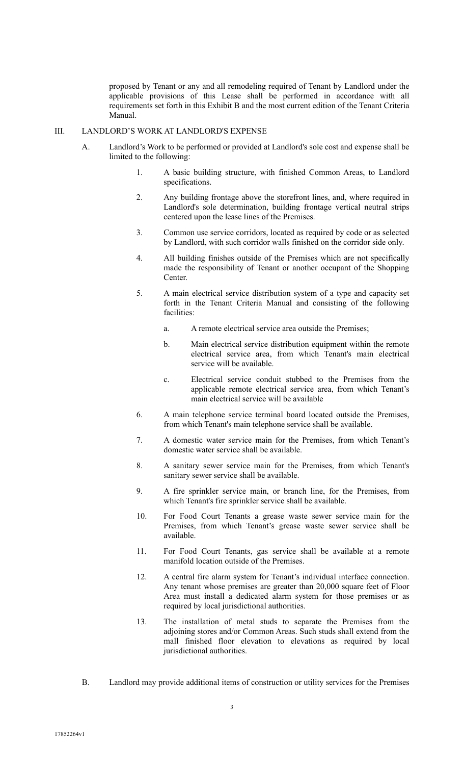proposed by Tenant or any and all remodeling required of Tenant by Landlord under the applicable provisions of this Lease shall be performed in accordance with all requirements set forth in this Exhibit B and the most current edition of the Tenant Criteria Manual.

III. LANDLORD'S WORK AT LANDLORD'S EXPENSE

A. Landlord's Work to be performed or provided at Landlord's sole cost and expense shall be limited to the following:

1. A basic building structure, with finished Common Areas, to Landlord specifications.

2. Any building frontage above the storefront lines, and, where required in Landlord's sole determination, building frontage vertical neutral strips centered upon the lease lines of the Premises.

3. Common use service corridors, located as required by code or as selected by Landlord, with such corridor walls finished on the corridor side only.

4. All building finishes outside of the Premises which are not specifically made the responsibility of Tenant or another occupant of the Shopping Center.

5. A main electrical service distribution system of a type and capacity set forth in the Tenant Criteria Manual and consisting of the following facilities:

   a. A remote electrical service area outside the Premises;

   b. Main electrical service distribution equipment within the remote electrical service area, from which Tenant's main electrical service will be available.

   c. Electrical service conduit stubbed to the Premises from the applicable remote electrical service area, from which Tenant's main electrical service will be available

6. A main telephone service terminal board located outside the Premises, from which Tenant's main telephone service shall be available.

7. A domestic water service main for the Premises, from which Tenant's domestic water service shall be available.

8. A sanitary sewer service main for the Premises, from which Tenant's sanitary sewer service shall be available.

9. A fire sprinkler service main, or branch line, for the Premises, from which Tenant's fire sprinkler service shall be available.

10. For Food Court Tenants a grease waste sewer service main for the Premises, from which Tenant's grease waste sewer service shall be available.

11. For Food Court Tenants, gas service shall be available at a remote manifold location outside of the Premises.

12. A central fire alarm system for Tenant's individual interface connection. Any tenant whose premises are greater than 20,000 square feet of Floor Area must install a dedicated alarm system for those premises or as required by local jurisdictional authorities.

13. The installation of metal studs to separate the Premises from the adjoining stores and/or Common Areas. Such studs shall extend from the mall finished floor elevation to elevations as required by local jurisdictional authorities.

B. Landlord may provide additional items of construction or utility services for the Premises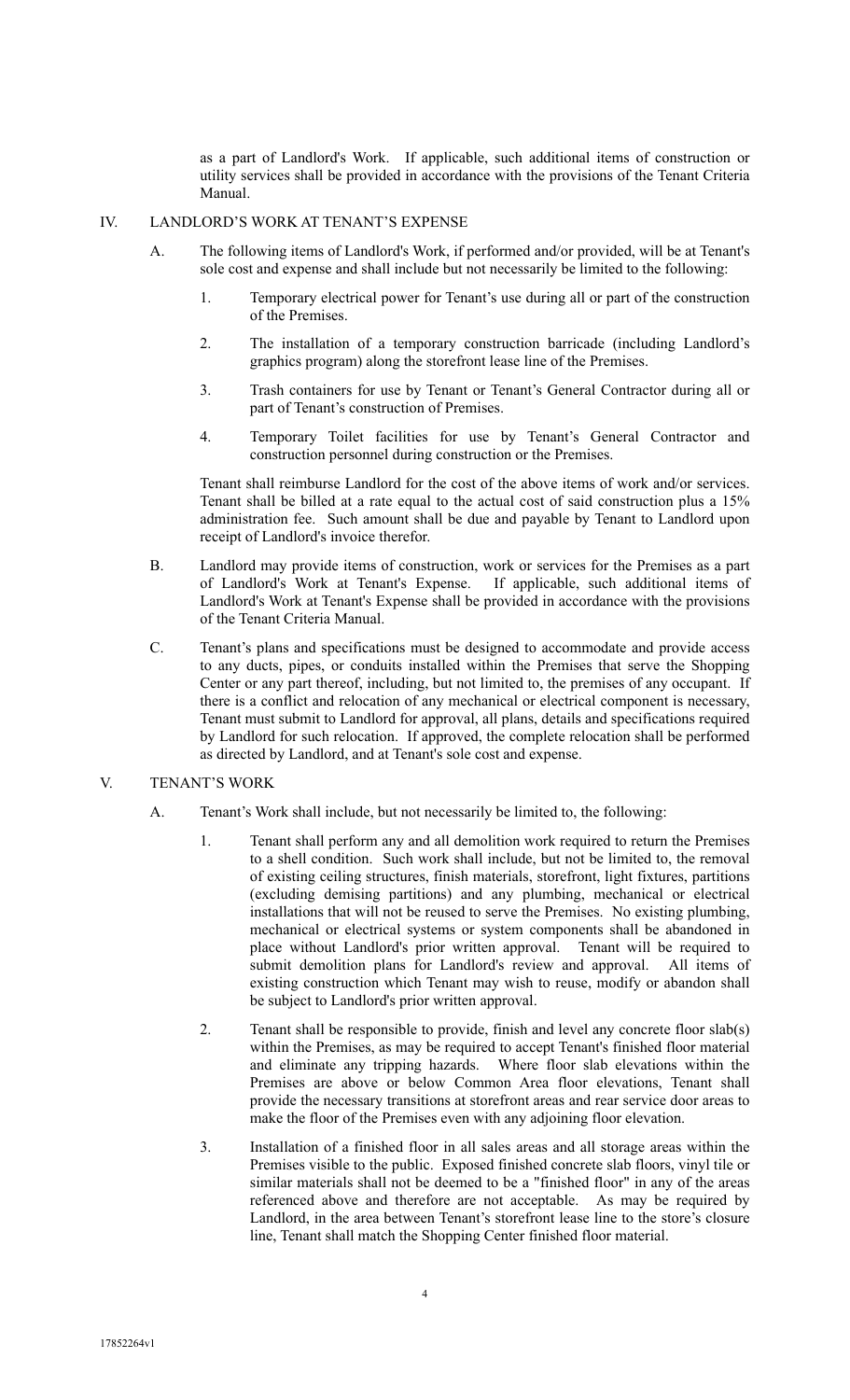as a part of Landlord's Work. If applicable, such additional items of construction or utility services shall be provided in accordance with the provisions of the Tenant Criteria Manual.

## IV. LANDLORD'S WORK AT TENANT'S EXPENSE

A. The following items of Landlord's Work, if performed and/or provided, will be at Tenant's sole cost and expense and shall include but not necessarily be limited to the following:

1. Temporary electrical power for Tenant's use during all or part of the construction of the Premises.

2. The installation of a temporary construction barricade (including Landlord's graphics program) along the storefront lease line of the Premises.

3. Trash containers for use by Tenant or Tenant's General Contractor during all or part of Tenant's construction of Premises.

4. Temporary Toilet facilities for use by Tenant's General Contractor and construction personnel during construction or the Premises.

Tenant shall reimburse Landlord for the cost of the above items of work and/or services. Tenant shall be billed at a rate equal to the actual cost of said construction plus a 15% administration fee. Such amount shall be due and payable by Tenant to Landlord upon receipt of Landlord's invoice therefor.

B. Landlord may provide items of construction, work or services for the Premises as a part of Landlord's Work at Tenant's Expense. If applicable, such additional items of Landlord's Work at Tenant's Expense shall be provided in accordance with the provisions of the Tenant Criteria Manual.

C. Tenant's plans and specifications must be designed to accommodate and provide access to any ducts, pipes, or conduits installed within the Premises that serve the Shopping Center or any part thereof, including, but not limited to, the premises of any occupant. If there is a conflict and relocation of any mechanical or electrical component is necessary, Tenant must submit to Landlord for approval, all plans, details and specifications required by Landlord for such relocation. If approved, the complete relocation shall be performed as directed by Landlord, and at Tenant's sole cost and expense.

## V. TENANT'S WORK

A. Tenant's Work shall include, but not necessarily be limited to, the following:

1. Tenant shall perform any and all demolition work required to return the Premises to a shell condition. Such work shall include, but not be limited to, the removal of existing ceiling structures, finish materials, storefront, light fixtures, partitions (excluding demising partitions) and any plumbing, mechanical or electrical installations that will not be reused to serve the Premises. No existing plumbing, mechanical or electrical systems or system components shall be abandoned in place without Landlord's prior written approval. Tenant will be required to submit demolition plans for Landlord's review and approval. All items of existing construction which Tenant may wish to reuse, modify or abandon shall be subject to Landlord's prior written approval.

2. Tenant shall be responsible to provide, finish and level any concrete floor slab(s) within the Premises, as may be required to accept Tenant's finished floor material and eliminate any tripping hazards. Where floor slab elevations within the Premises are above or below Common Area floor elevations, Tenant shall provide the necessary transitions at storefront areas and rear service door areas to make the floor of the Premises even with any adjoining floor elevation.

3. Installation of a finished floor in all sales areas and all storage areas within the Premises visible to the public. Exposed finished concrete slab floors, vinyl tile or similar materials shall not be deemed to be a "finished floor" in any of the areas referenced above and therefore are not acceptable. As may be required by Landlord, in the area between Tenant's storefront lease line to the store's closure line, Tenant shall match the Shopping Center finished floor material.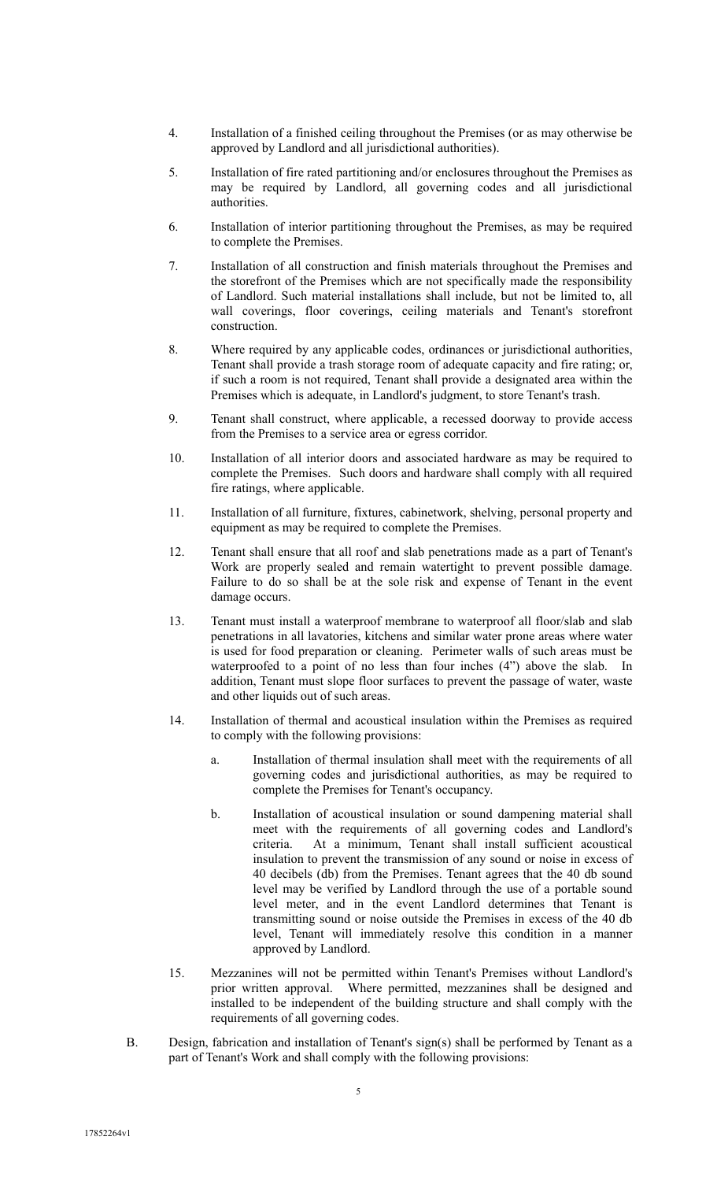4. Installation of a finished ceiling throughout the Premises (or as may otherwise be approved by Landlord and all jurisdictional authorities).

5. Installation of fire rated partitioning and/or enclosures throughout the Premises as may be required by Landlord, all governing codes and all jurisdictional authorities.

6. Installation of interior partitioning throughout the Premises, as may be required to complete the Premises.

7. Installation of all construction and finish materials throughout the Premises and the storefront of the Premises which are not specifically made the responsibility of Landlord. Such material installations shall include, but not be limited to, all wall coverings, floor coverings, ceiling materials and Tenant's storefront construction.

8. Where required by any applicable codes, ordinances or jurisdictional authorities, Tenant shall provide a trash storage room of adequate capacity and fire rating; or, if such a room is not required, Tenant shall provide a designated area within the Premises which is adequate, in Landlord's judgment, to store Tenant's trash.

9. Tenant shall construct, where applicable, a recessed doorway to provide access from the Premises to a service area or egress corridor.

10. Installation of all interior doors and associated hardware as may be required to complete the Premises. Such doors and hardware shall comply with all required fire ratings, where applicable.

11. Installation of all furniture, fixtures, cabinetwork, shelving, personal property and equipment as may be required to complete the Premises.

12. Tenant shall ensure that all roof and slab penetrations made as a part of Tenant's Work are properly sealed and remain watertight to prevent possible damage. Failure to do so shall be at the sole risk and expense of Tenant in the event damage occurs.

13. Tenant must install a waterproof membrane to waterproof all floor/slab and slab penetrations in all lavatories, kitchens and similar water prone areas where water is used for food preparation or cleaning. Perimeter walls of such areas must be waterproofed to a point of no less than four inches (4") above the slab. In addition, Tenant must slope floor surfaces to prevent the passage of water, waste and other liquids out of such areas.

14. Installation of thermal and acoustical insulation within the Premises as required to comply with the following provisions:

    a. Installation of thermal insulation shall meet with the requirements of all governing codes and jurisdictional authorities, as may be required to complete the Premises for Tenant's occupancy.

    b. Installation of acoustical insulation or sound dampening material shall meet with the requirements of all governing codes and Landlord's criteria. At a minimum, Tenant shall install sufficient acoustical insulation to prevent the transmission of any sound or noise in excess of 40 decibels (db) from the Premises. Tenant agrees that the 40 db sound level may be verified by Landlord through the use of a portable sound level meter, and in the event Landlord determines that Tenant is transmitting sound or noise outside the Premises in excess of the 40 db level, Tenant will immediately resolve this condition in a manner approved by Landlord.

15. Mezzanines will not be permitted within Tenant's Premises without Landlord's prior written approval. Where permitted, mezzanines shall be designed and installed to be independent of the building structure and shall comply with the requirements of all governing codes.

B. Design, fabrication and installation of Tenant's sign(s) shall be performed by Tenant as a part of Tenant's Work and shall comply with the following provisions: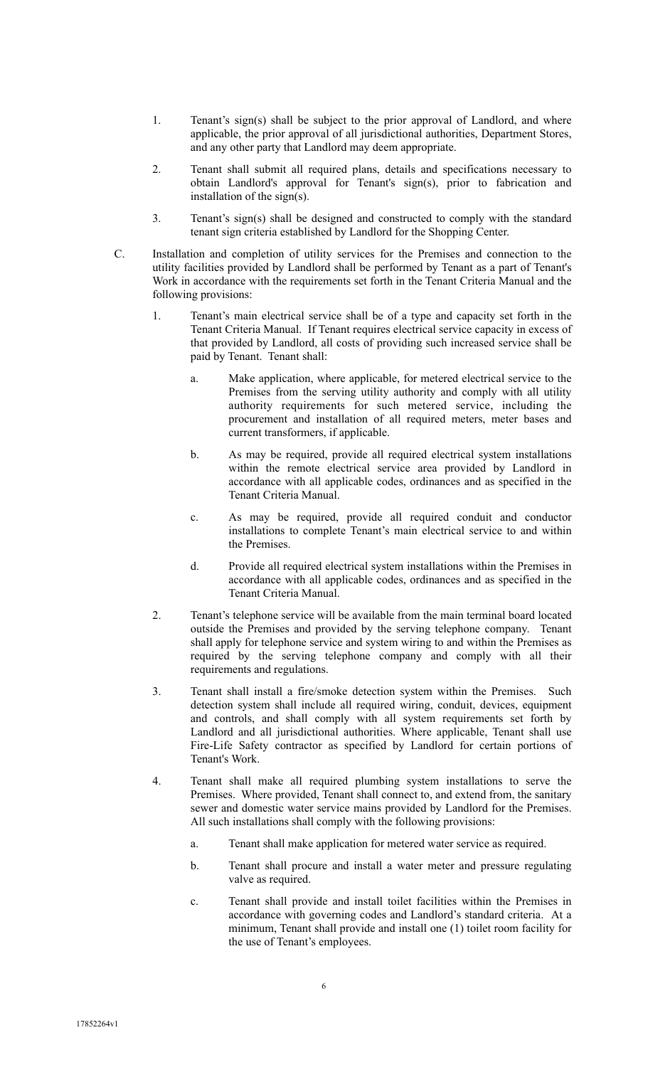1. Tenant's sign(s) shall be subject to the prior approval of Landlord, and where applicable, the prior approval of all jurisdictional authorities, Department Stores, and any other party that Landlord may deem appropriate.

2. Tenant shall submit all required plans, details and specifications necessary to obtain Landlord's approval for Tenant's sign(s), prior to fabrication and installation of the sign(s).

3. Tenant's sign(s) shall be designed and constructed to comply with the standard tenant sign criteria established by Landlord for the Shopping Center.

C. Installation and completion of utility services for the Premises and connection to the utility facilities provided by Landlord shall be performed by Tenant as a part of Tenant's Work in accordance with the requirements set forth in the Tenant Criteria Manual and the following provisions:

1. Tenant's main electrical service shall be of a type and capacity set forth in the Tenant Criteria Manual. If Tenant requires electrical service capacity in excess of that provided by Landlord, all costs of providing such increased service shall be paid by Tenant. Tenant shall:

   a. Make application, where applicable, for metered electrical service to the Premises from the serving utility authority and comply with all utility authority requirements for such metered service, including the procurement and installation of all required meters, meter bases and current transformers, if applicable.

   b. As may be required, provide all required electrical system installations within the remote electrical service area provided by Landlord in accordance with all applicable codes, ordinances and as specified in the Tenant Criteria Manual.

   c. As may be required, provide all required conduit and conductor installations to complete Tenant's main electrical service to and within the Premises.

   d. Provide all required electrical system installations within the Premises in accordance with all applicable codes, ordinances and as specified in the Tenant Criteria Manual.

2. Tenant's telephone service will be available from the main terminal board located outside the Premises and provided by the serving telephone company. Tenant shall apply for telephone service and system wiring to and within the Premises as required by the serving telephone company and comply with all their requirements and regulations.

3. Tenant shall install a fire/smoke detection system within the Premises. Such detection system shall include all required wiring, conduit, devices, equipment and controls, and shall comply with all system requirements set forth by Landlord and all jurisdictional authorities. Where applicable, Tenant shall use Fire-Life Safety contractor as specified by Landlord for certain portions of Tenant's Work.

4. Tenant shall make all required plumbing system installations to serve the Premises. Where provided, Tenant shall connect to, and extend from, the sanitary sewer and domestic water service mains provided by Landlord for the Premises. All such installations shall comply with the following provisions:

   a. Tenant shall make application for metered water service as required.

   b. Tenant shall procure and install a water meter and pressure regulating valve as required.

   c. Tenant shall provide and install toilet facilities within the Premises in accordance with governing codes and Landlord's standard criteria. At a minimum, Tenant shall provide and install one (1) toilet room facility for the use of Tenant's employees.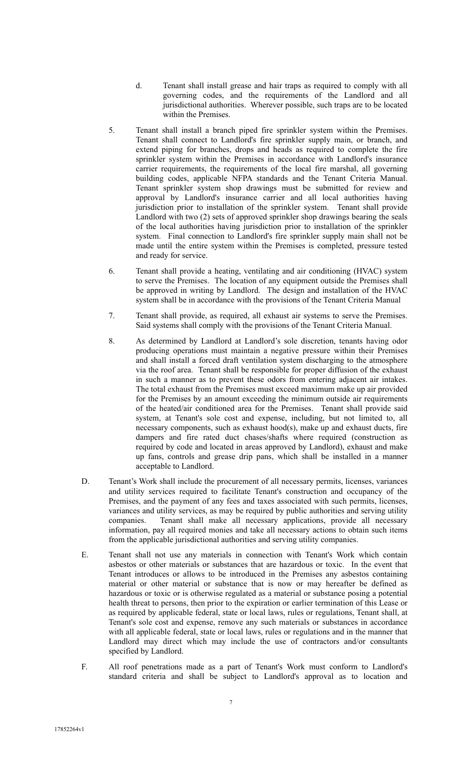d. Tenant shall install grease and hair traps as required to comply with all governing codes, and the requirements of the Landlord and all jurisdictional authorities. Wherever possible, such traps are to be located within the Premises.

5. Tenant shall install a branch piped fire sprinkler system within the Premises. Tenant shall connect to Landlord's fire sprinkler supply main, or branch, and extend piping for branches, drops and heads as required to complete the fire sprinkler system within the Premises in accordance with Landlord's insurance carrier requirements, the requirements of the local fire marshal, all governing building codes, applicable NFPA standards and the Tenant Criteria Manual. Tenant sprinkler system shop drawings must be submitted for review and approval by Landlord's insurance carrier and all local authorities having jurisdiction prior to installation of the sprinkler system. Tenant shall provide Landlord with two (2) sets of approved sprinkler shop drawings bearing the seals of the local authorities having jurisdiction prior to installation of the sprinkler system. Final connection to Landlord's fire sprinkler supply main shall not be made until the entire system within the Premises is completed, pressure tested and ready for service.

6. Tenant shall provide a heating, ventilating and air conditioning (HVAC) system to serve the Premises. The location of any equipment outside the Premises shall be approved in writing by Landlord. The design and installation of the HVAC system shall be in accordance with the provisions of the Tenant Criteria Manual

7. Tenant shall provide, as required, all exhaust air systems to serve the Premises. Said systems shall comply with the provisions of the Tenant Criteria Manual.

8. As determined by Landlord at Landlord's sole discretion, tenants having odor producing operations must maintain a negative pressure within their Premises and shall install a forced draft ventilation system discharging to the atmosphere via the roof area. Tenant shall be responsible for proper diffusion of the exhaust in such a manner as to prevent these odors from entering adjacent air intakes. The total exhaust from the Premises must exceed maximum make up air provided for the Premises by an amount exceeding the minimum outside air requirements of the heated/air conditioned area for the Premises. Tenant shall provide said system, at Tenant's sole cost and expense, including, but not limited to, all necessary components, such as exhaust hood(s), make up and exhaust ducts, fire dampers and fire rated duct chases/shafts where required (construction as required by code and located in areas approved by Landlord), exhaust and make up fans, controls and grease drip pans, which shall be installed in a manner acceptable to Landlord.

D. Tenant's Work shall include the procurement of all necessary permits, licenses, variances and utility services required to facilitate Tenant's construction and occupancy of the Premises, and the payment of any fees and taxes associated with such permits, licenses, variances and utility services, as may be required by public authorities and serving utility companies. Tenant shall make all necessary applications, provide all necessary information, pay all required monies and take all necessary actions to obtain such items from the applicable jurisdictional authorities and serving utility companies.

E. Tenant shall not use any materials in connection with Tenant's Work which contain asbestos or other materials or substances that are hazardous or toxic. In the event that Tenant introduces or allows to be introduced in the Premises any asbestos containing material or other material or substance that is now or may hereafter be defined as hazardous or toxic or is otherwise regulated as a material or substance posing a potential health threat to persons, then prior to the expiration or earlier termination of this Lease or as required by applicable federal, state or local laws, rules or regulations, Tenant shall, at Tenant's sole cost and expense, remove any such materials or substances in accordance with all applicable federal, state or local laws, rules or regulations and in the manner that Landlord may direct which may include the use of contractors and/or consultants specified by Landlord.

F. All roof penetrations made as a part of Tenant's Work must conform to Landlord's standard criteria and shall be subject to Landlord's approval as to location and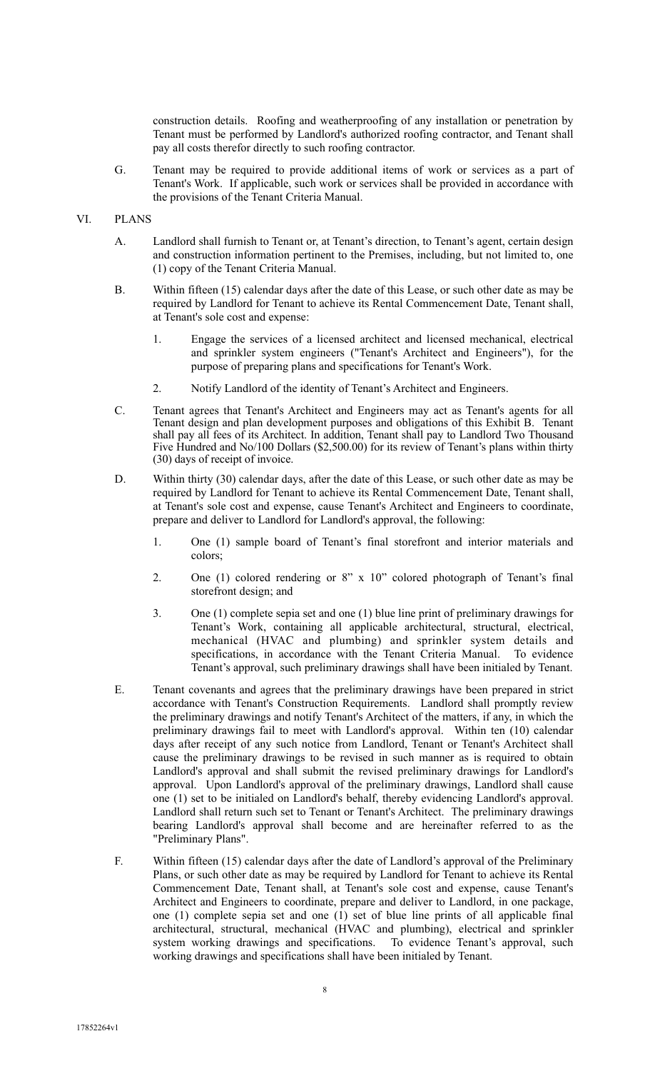construction details. Roofing and weatherproofing of any installation or penetration by Tenant must be performed by Landlord's authorized roofing contractor, and Tenant shall pay all costs therefor directly to such roofing contractor.

G. Tenant may be required to provide additional items of work or services as a part of Tenant's Work. If applicable, such work or services shall be provided in accordance with the provisions of the Tenant Criteria Manual.

VI. PLANS

A. Landlord shall furnish to Tenant or, at Tenant's direction, to Tenant's agent, certain design and construction information pertinent to the Premises, including, but not limited to, one (1) copy of the Tenant Criteria Manual.

B. Within fifteen (15) calendar days after the date of this Lease, or such other date as may be required by Landlord for Tenant to achieve its Rental Commencement Date, Tenant shall, at Tenant's sole cost and expense:

1. Engage the services of a licensed architect and licensed mechanical, electrical and sprinkler system engineers ("Tenant's Architect and Engineers"), for the purpose of preparing plans and specifications for Tenant's Work.

2. Notify Landlord of the identity of Tenant's Architect and Engineers.

C. Tenant agrees that Tenant's Architect and Engineers may act as Tenant's agents for all Tenant design and plan development purposes and obligations of this Exhibit B. Tenant shall pay all fees of its Architect. In addition, Tenant shall pay to Landlord Two Thousand Five Hundred and No/100 Dollars ($2,500.00) for its review of Tenant's plans within thirty (30) days of receipt of invoice.

D. Within thirty (30) calendar days, after the date of this Lease, or such other date as may be required by Landlord for Tenant to achieve its Rental Commencement Date, Tenant shall, at Tenant's sole cost and expense, cause Tenant's Architect and Engineers to coordinate, prepare and deliver to Landlord for Landlord's approval, the following:

1. One (1) sample board of Tenant's final storefront and interior materials and colors;

2. One (1) colored rendering or 8" x 10" colored photograph of Tenant's final storefront design; and

3. One (1) complete sepia set and one (1) blue line print of preliminary drawings for Tenant's Work, containing all applicable architectural, structural, electrical, mechanical (HVAC and plumbing) and sprinkler system details and specifications, in accordance with the Tenant Criteria Manual. To evidence Tenant's approval, such preliminary drawings shall have been initialed by Tenant.

E. Tenant covenants and agrees that the preliminary drawings have been prepared in strict accordance with Tenant's Construction Requirements. Landlord shall promptly review the preliminary drawings and notify Tenant's Architect of the matters, if any, in which the preliminary drawings fail to meet with Landlord's approval. Within ten (10) calendar days after receipt of any such notice from Landlord, Tenant or Tenant's Architect shall cause the preliminary drawings to be revised in such manner as is required to obtain Landlord's approval and shall submit the revised preliminary drawings for Landlord's approval. Upon Landlord's approval of the preliminary drawings, Landlord shall cause one (1) set to be initialed on Landlord's behalf, thereby evidencing Landlord's approval. Landlord shall return such set to Tenant or Tenant's Architect. The preliminary drawings bearing Landlord's approval shall become and are hereinafter referred to as the "Preliminary Plans".

F. Within fifteen (15) calendar days after the date of Landlord's approval of the Preliminary Plans, or such other date as may be required by Landlord for Tenant to achieve its Rental Commencement Date, Tenant shall, at Tenant's sole cost and expense, cause Tenant's Architect and Engineers to coordinate, prepare and deliver to Landlord, in one package, one (1) complete sepia set and one (1) set of blue line prints of all applicable final architectural, structural, mechanical (HVAC and plumbing), electrical and sprinkler system working drawings and specifications. To evidence Tenant's approval, such working drawings and specifications shall have been initialed by Tenant.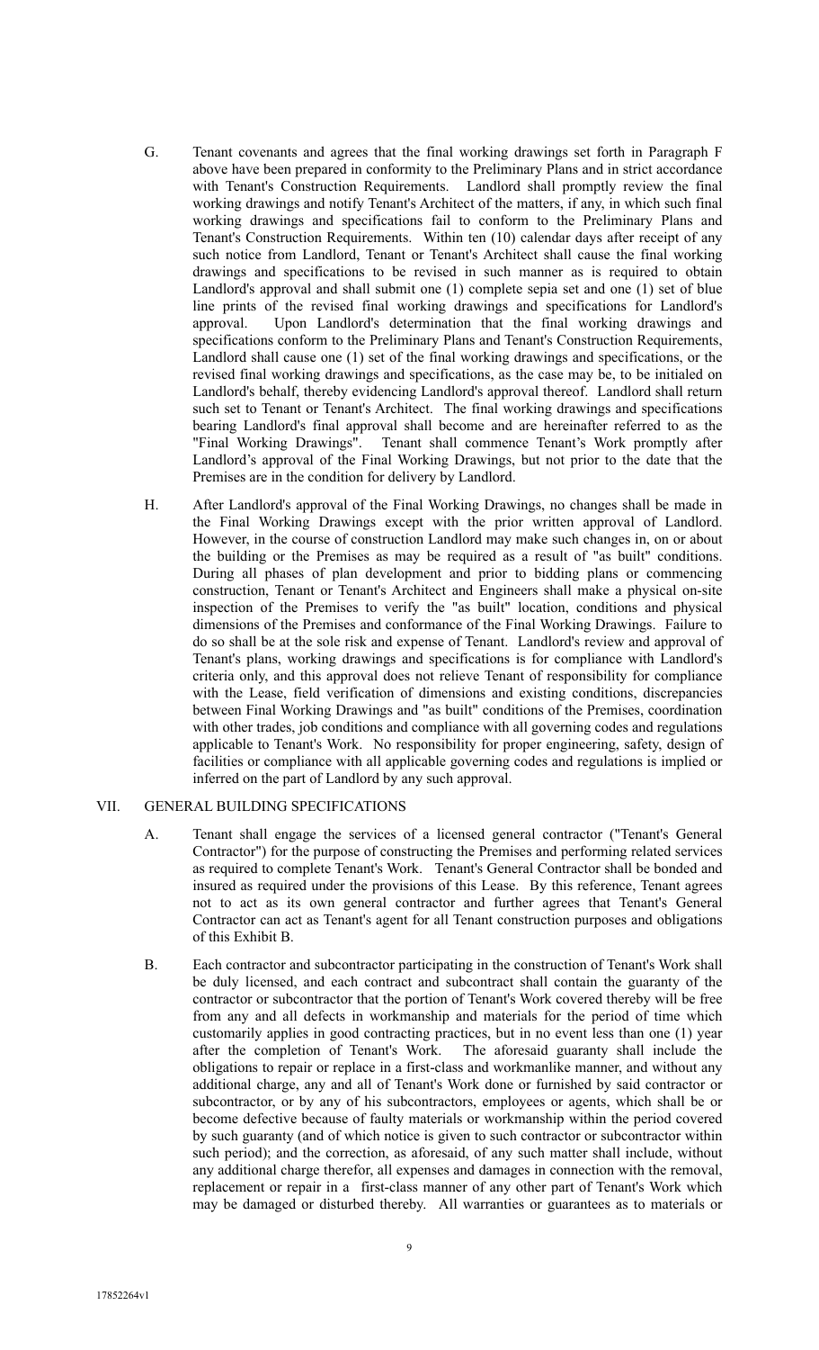G. Tenant covenants and agrees that the final working drawings set forth in Paragraph F above have been prepared in conformity to the Preliminary Plans and in strict accordance with Tenant's Construction Requirements. Landlord shall promptly review the final working drawings and notify Tenant's Architect of the matters, if any, in which such final working drawings and specifications fail to conform to the Preliminary Plans and Tenant's Construction Requirements. Within ten (10) calendar days after receipt of any such notice from Landlord, Tenant or Tenant's Architect shall cause the final working drawings and specifications to be revised in such manner as is required to obtain Landlord's approval and shall submit one (1) complete sepia set and one (1) set of blue line prints of the revised final working drawings and specifications for Landlord's approval. Upon Landlord's determination that the final working drawings and specifications conform to the Preliminary Plans and Tenant's Construction Requirements, Landlord shall cause one (1) set of the final working drawings and specifications, or the revised final working drawings and specifications, as the case may be, to be initialed on Landlord's behalf, thereby evidencing Landlord's approval thereof. Landlord shall return such set to Tenant or Tenant's Architect. The final working drawings and specifications bearing Landlord's final approval shall become and are hereinafter referred to as the "Final Working Drawings". Tenant shall commence Tenant's Work promptly after Landlord's approval of the Final Working Drawings, but not prior to the date that the Premises are in the condition for delivery by Landlord.

H. After Landlord's approval of the Final Working Drawings, no changes shall be made in the Final Working Drawings except with the prior written approval of Landlord. However, in the course of construction Landlord may make such changes in, on or about the building or the Premises as may be required as a result of "as built" conditions. During all phases of plan development and prior to bidding plans or commencing construction, Tenant or Tenant's Architect and Engineers shall make a physical on-site inspection of the Premises to verify the "as built" location, conditions and physical dimensions of the Premises and conformance of the Final Working Drawings. Failure to do so shall be at the sole risk and expense of Tenant. Landlord's review and approval of Tenant's plans, working drawings and specifications is for compliance with Landlord's criteria only, and this approval does not relieve Tenant of responsibility for compliance with the Lease, field verification of dimensions and existing conditions, discrepancies between Final Working Drawings and "as built" conditions of the Premises, coordination with other trades, job conditions and compliance with all governing codes and regulations applicable to Tenant's Work. No responsibility for proper engineering, safety, design of facilities or compliance with all applicable governing codes and regulations is implied or inferred on the part of Landlord by any such approval.

## VII. GENERAL BUILDING SPECIFICATIONS

A. Tenant shall engage the services of a licensed general contractor ("Tenant's General Contractor") for the purpose of constructing the Premises and performing related services as required to complete Tenant's Work. Tenant's General Contractor shall be bonded and insured as required under the provisions of this Lease. By this reference, Tenant agrees not to act as its own general contractor and further agrees that Tenant's General Contractor can act as Tenant's agent for all Tenant construction purposes and obligations of this Exhibit B.

B. Each contractor and subcontractor participating in the construction of Tenant's Work shall be duly licensed, and each contract and subcontract shall contain the guaranty of the contractor or subcontractor that the portion of Tenant's Work covered thereby will be free from any and all defects in workmanship and materials for the period of time which customarily applies in good contracting practices, but in no event less than one (1) year after the completion of Tenant's Work. The aforesaid guaranty shall include the obligations to repair or replace in a first-class and workmanlike manner, and without any additional charge, any and all of Tenant's Work done or furnished by said contractor or subcontractor, or by any of his subcontractors, employees or agents, which shall be or become defective because of faulty materials or workmanship within the period covered by such guaranty (and of which notice is given to such contractor or subcontractor within such period); and the correction, as aforesaid, of any such matter shall include, without any additional charge therefor, all expenses and damages in connection with the removal, replacement or repair in a first-class manner of any other part of Tenant's Work which may be damaged or disturbed thereby. All warranties or guarantees as to materials or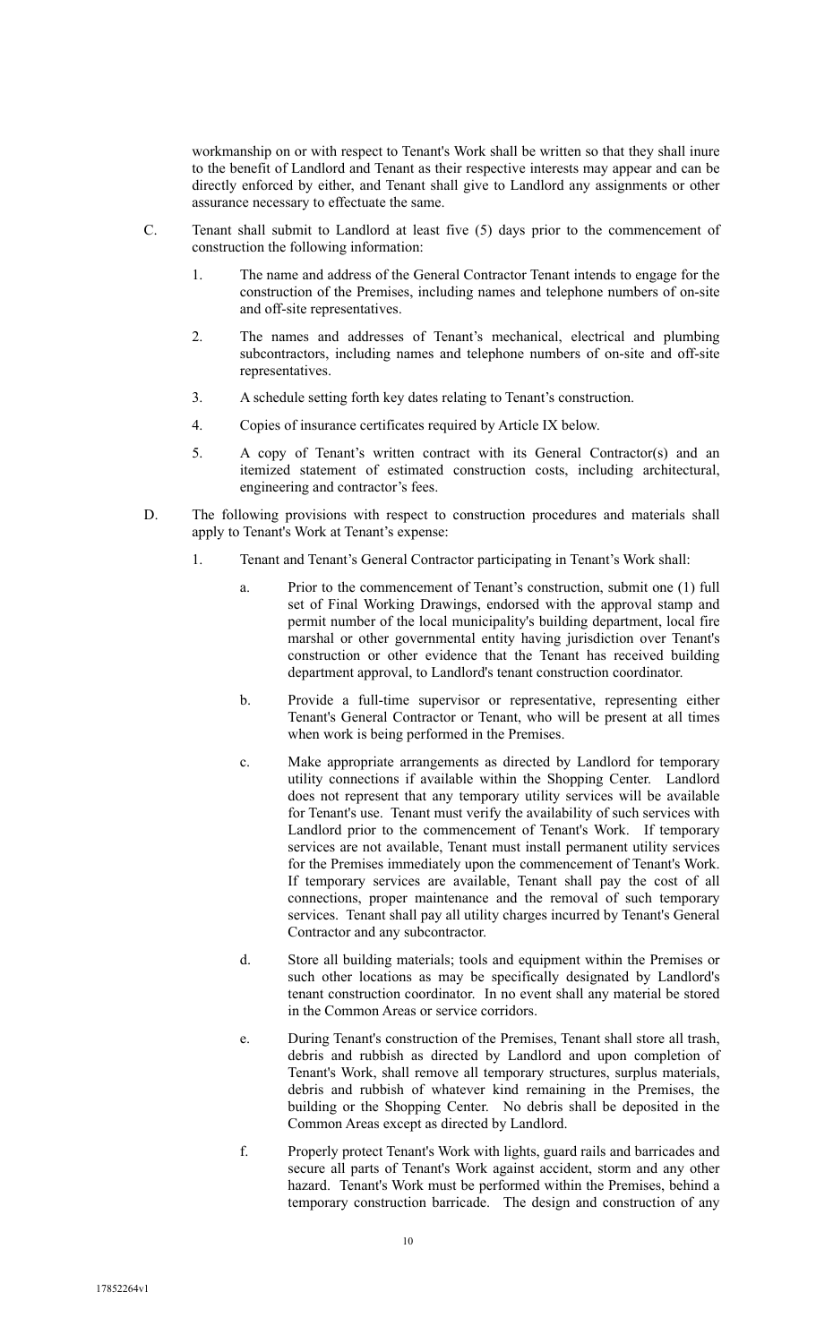workmanship on or with respect to Tenant's Work shall be written so that they shall inure to the benefit of Landlord and Tenant as their respective interests may appear and can be directly enforced by either, and Tenant shall give to Landlord any assignments or other assurance necessary to effectuate the same.

C. Tenant shall submit to Landlord at least five (5) days prior to the commencement of construction the following information:

1. The name and address of the General Contractor Tenant intends to engage for the construction of the Premises, including names and telephone numbers of on-site and off-site representatives.

2. The names and addresses of Tenant's mechanical, electrical and plumbing subcontractors, including names and telephone numbers of on-site and off-site representatives.

3. A schedule setting forth key dates relating to Tenant's construction.

4. Copies of insurance certificates required by Article IX below.

5. A copy of Tenant's written contract with its General Contractor(s) and an itemized statement of estimated construction costs, including architectural, engineering and contractor's fees.

D. The following provisions with respect to construction procedures and materials shall apply to Tenant's Work at Tenant's expense:

1. Tenant and Tenant's General Contractor participating in Tenant's Work shall:

a. Prior to the commencement of Tenant's construction, submit one (1) full set of Final Working Drawings, endorsed with the approval stamp and permit number of the local municipality's building department, local fire marshal or other governmental entity having jurisdiction over Tenant's construction or other evidence that the Tenant has received building department approval, to Landlord's tenant construction coordinator.

b. Provide a full-time supervisor or representative, representing either Tenant's General Contractor or Tenant, who will be present at all times when work is being performed in the Premises.

c. Make appropriate arrangements as directed by Landlord for temporary utility connections if available within the Shopping Center. Landlord does not represent that any temporary utility services will be available for Tenant's use. Tenant must verify the availability of such services with Landlord prior to the commencement of Tenant's Work. If temporary services are not available, Tenant must install permanent utility services for the Premises immediately upon the commencement of Tenant's Work. If temporary services are available, Tenant shall pay the cost of all connections, proper maintenance and the removal of such temporary services. Tenant shall pay all utility charges incurred by Tenant's General Contractor and any subcontractor.

d. Store all building materials; tools and equipment within the Premises or such other locations as may be specifically designated by Landlord's tenant construction coordinator. In no event shall any material be stored in the Common Areas or service corridors.

e. During Tenant's construction of the Premises, Tenant shall store all trash, debris and rubbish as directed by Landlord and upon completion of Tenant's Work, shall remove all temporary structures, surplus materials, debris and rubbish of whatever kind remaining in the Premises, the building or the Shopping Center. No debris shall be deposited in the Common Areas except as directed by Landlord.

f. Properly protect Tenant's Work with lights, guard rails and barricades and secure all parts of Tenant's Work against accident, storm and any other hazard. Tenant's Work must be performed within the Premises, behind a temporary construction barricade. The design and construction of any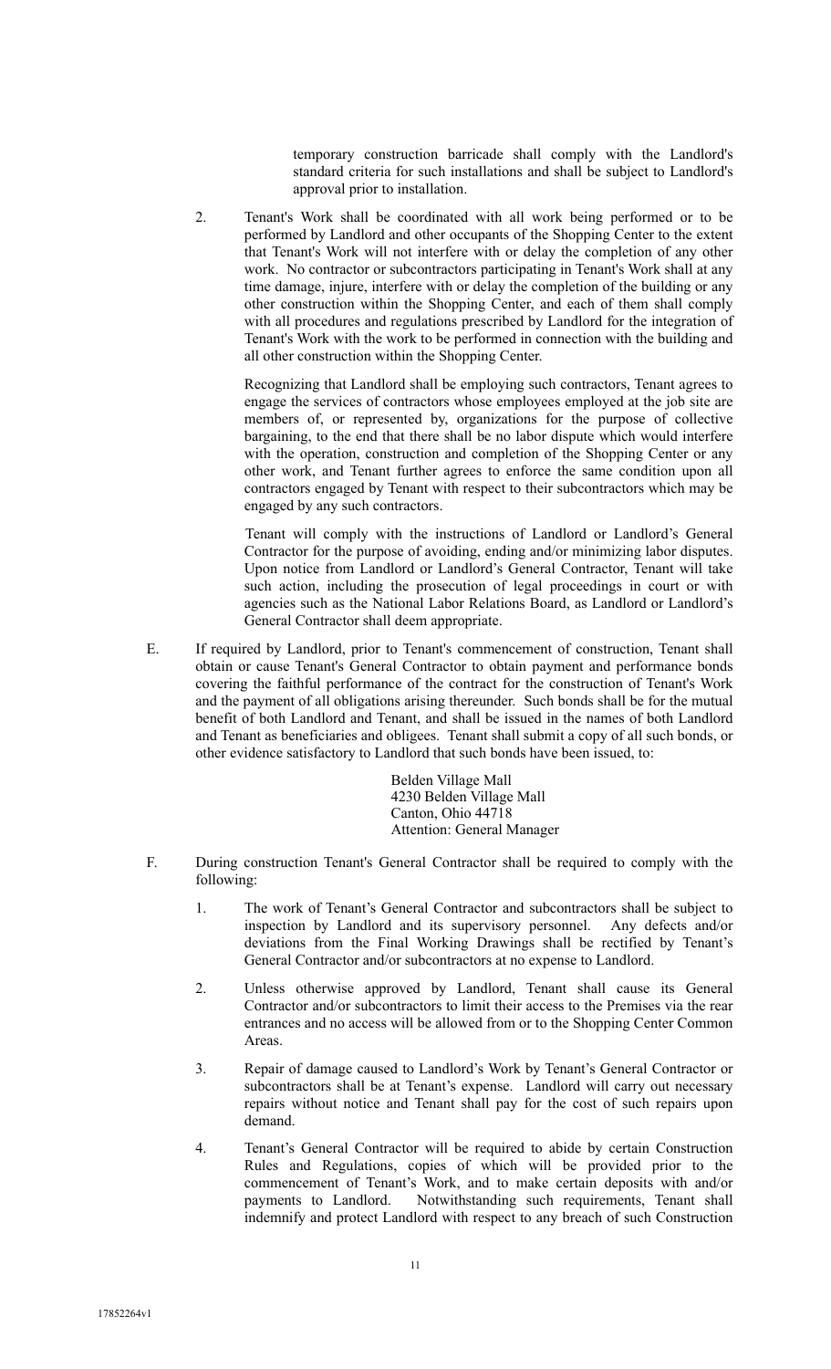temporary construction barricade shall comply with the Landlord's standard criteria for such installations and shall be subject to Landlord's approval prior to installation.

2. Tenant's Work shall be coordinated with all work being performed or to be performed by Landlord and other occupants of the Shopping Center to the extent that Tenant's Work will not interfere with or delay the completion of any other work. No contractor or subcontractors participating in Tenant's Work shall at any time damage, injure, interfere with or delay the completion of the building or any other construction within the Shopping Center, and each of them shall comply with all procedures and regulations prescribed by Landlord for the integration of Tenant's Work with the work to be performed in connection with the building and all other construction within the Shopping Center.

   Recognizing that Landlord shall be employing such contractors, Tenant agrees to engage the services of contractors whose employees employed at the job site are members of, or represented by, organizations for the purpose of collective bargaining, to the end that there shall be no labor dispute which would interfere with the operation, construction and completion of the Shopping Center or any other work, and Tenant further agrees to enforce the same condition upon all contractors engaged by Tenant with respect to their subcontractors which may be engaged by any such contractors.

   Tenant will comply with the instructions of Landlord or Landlord's General Contractor for the purpose of avoiding, ending and/or minimizing labor disputes. Upon notice from Landlord or Landlord's General Contractor, Tenant will take such action, including the prosecution of legal proceedings in court or with agencies such as the National Labor Relations Board, as Landlord or Landlord's General Contractor shall deem appropriate.

E. If required by Landlord, prior to Tenant's commencement of construction, Tenant shall obtain or cause Tenant's General Contractor to obtain payment and performance bonds covering the faithful performance of the contract for the construction of Tenant's Work and the payment of all obligations arising thereunder. Such bonds shall be for the mutual benefit of both Landlord and Tenant, and shall be issued in the names of both Landlord and Tenant as beneficiaries and obligees. Tenant shall submit a copy of all such bonds, or other evidence satisfactory to Landlord that such bonds have been issued, to:

   Belden Village Mall
   4230 Belden Village Mall
   Canton, Ohio 44718
   Attention: General Manager

F. During construction Tenant's General Contractor shall be required to comply with the following:

   1. The work of Tenant's General Contractor and subcontractors shall be subject to inspection by Landlord and its supervisory personnel. Any defects and/or deviations from the Final Working Drawings shall be rectified by Tenant's General Contractor and/or subcontractors at no expense to Landlord.

   2. Unless otherwise approved by Landlord, Tenant shall cause its General Contractor and/or subcontractors to limit their access to the Premises via the rear entrances and no access will be allowed from or to the Shopping Center Common Areas.

   3. Repair of damage caused to Landlord's Work by Tenant's General Contractor or subcontractors shall be at Tenant's expense. Landlord will carry out necessary repairs without notice and Tenant shall pay for the cost of such repairs upon demand.

   4. Tenant's General Contractor will be required to abide by certain Construction Rules and Regulations, copies of which will be provided prior to the commencement of Tenant's Work, and to make certain deposits with and/or payments to Landlord. Notwithstanding such requirements, Tenant shall indemnify and protect Landlord with respect to any breach of such Construction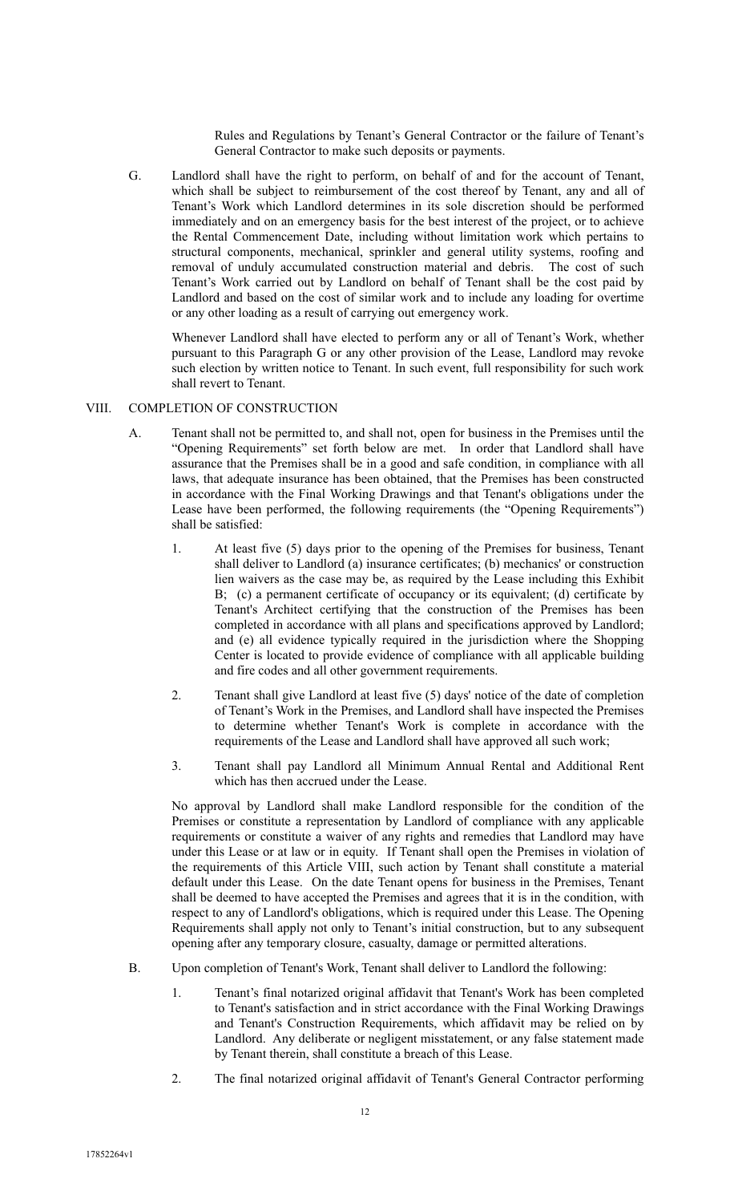Rules and Regulations by Tenant's General Contractor or the failure of Tenant's General Contractor to make such deposits or payments.

G. Landlord shall have the right to perform, on behalf of and for the account of Tenant, which shall be subject to reimbursement of the cost thereof by Tenant, any and all of Tenant's Work which Landlord determines in its sole discretion should be performed immediately and on an emergency basis for the best interest of the project, or to achieve the Rental Commencement Date, including without limitation work which pertains to structural components, mechanical, sprinkler and general utility systems, roofing and removal of unduly accumulated construction material and debris. The cost of such Tenant's Work carried out by Landlord on behalf of Tenant shall be the cost paid by Landlord and based on the cost of similar work and to include any loading for overtime or any other loading as a result of carrying out emergency work.

Whenever Landlord shall have elected to perform any or all of Tenant's Work, whether pursuant to this Paragraph G or any other provision of the Lease, Landlord may revoke such election by written notice to Tenant. In such event, full responsibility for such work shall revert to Tenant.

## VIII. COMPLETION OF CONSTRUCTION

A. Tenant shall not be permitted to, and shall not, open for business in the Premises until the "Opening Requirements" set forth below are met. In order that Landlord shall have assurance that the Premises shall be in a good and safe condition, in compliance with all laws, that adequate insurance has been obtained, that the Premises has been constructed in accordance with the Final Working Drawings and that Tenant's obligations under the Lease have been performed, the following requirements (the "Opening Requirements") shall be satisfied:

1. At least five (5) days prior to the opening of the Premises for business, Tenant shall deliver to Landlord (a) insurance certificates; (b) mechanics' or construction lien waivers as the case may be, as required by the Lease including this Exhibit B; (c) a permanent certificate of occupancy or its equivalent; (d) certificate by Tenant's Architect certifying that the construction of the Premises has been completed in accordance with all plans and specifications approved by Landlord; and (e) all evidence typically required in the jurisdiction where the Shopping Center is located to provide evidence of compliance with all applicable building and fire codes and all other government requirements.

2. Tenant shall give Landlord at least five (5) days' notice of the date of completion of Tenant's Work in the Premises, and Landlord shall have inspected the Premises to determine whether Tenant's Work is complete in accordance with the requirements of the Lease and Landlord shall have approved all such work;

3. Tenant shall pay Landlord all Minimum Annual Rental and Additional Rent which has then accrued under the Lease.

No approval by Landlord shall make Landlord responsible for the condition of the Premises or constitute a representation by Landlord of compliance with any applicable requirements or constitute a waiver of any rights and remedies that Landlord may have under this Lease or at law or in equity. If Tenant shall open the Premises in violation of the requirements of this Article VIII, such action by Tenant shall constitute a material default under this Lease. On the date Tenant opens for business in the Premises, Tenant shall be deemed to have accepted the Premises and agrees that it is in the condition, with respect to any of Landlord's obligations, which is required under this Lease. The Opening Requirements shall apply not only to Tenant's initial construction, but to any subsequent opening after any temporary closure, casualty, damage or permitted alterations.

B. Upon completion of Tenant's Work, Tenant shall deliver to Landlord the following:

1. Tenant's final notarized original affidavit that Tenant's Work has been completed to Tenant's satisfaction and in strict accordance with the Final Working Drawings and Tenant's Construction Requirements, which affidavit may be relied on by Landlord. Any deliberate or negligent misstatement, or any false statement made by Tenant therein, shall constitute a breach of this Lease.

2. The final notarized original affidavit of Tenant's General Contractor performing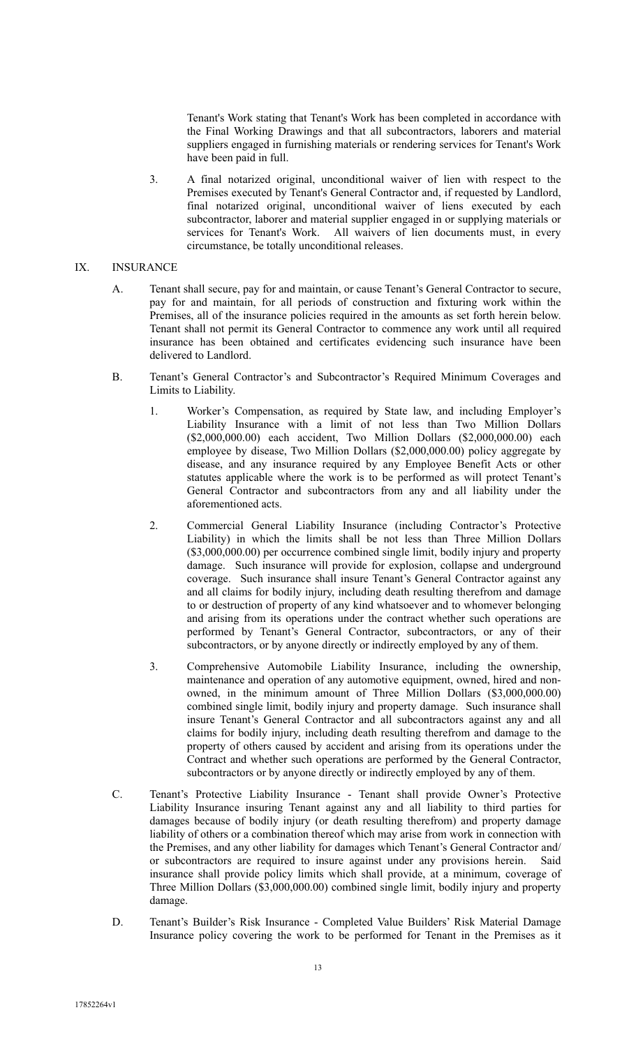Tenant's Work stating that Tenant's Work has been completed in accordance with the Final Working Drawings and that all subcontractors, laborers and material suppliers engaged in furnishing materials or rendering services for Tenant's Work have been paid in full.

3. A final notarized original, unconditional waiver of lien with respect to the Premises executed by Tenant's General Contractor and, if requested by Landlord, final notarized original, unconditional waiver of liens executed by each subcontractor, laborer and material supplier engaged in or supplying materials or services for Tenant's Work. All waivers of lien documents must, in every circumstance, be totally unconditional releases.

IX. INSURANCE

A. Tenant shall secure, pay for and maintain, or cause Tenant's General Contractor to secure, pay for and maintain, for all periods of construction and fixturing work within the Premises, all of the insurance policies required in the amounts as set forth herein below. Tenant shall not permit its General Contractor to commence any work until all required insurance has been obtained and certificates evidencing such insurance have been delivered to Landlord.

B. Tenant's General Contractor's and Subcontractor's Required Minimum Coverages and Limits to Liability.

1. Worker's Compensation, as required by State law, and including Employer's Liability Insurance with a limit of not less than Two Million Dollars ($2,000,000.00) each accident, Two Million Dollars ($2,000,000.00) each employee by disease, Two Million Dollars ($2,000,000.00) policy aggregate by disease, and any insurance required by any Employee Benefit Acts or other statutes applicable where the work is to be performed as will protect Tenant's General Contractor and subcontractors from any and all liability under the aforementioned acts.

2. Commercial General Liability Insurance (including Contractor's Protective Liability) in which the limits shall be not less than Three Million Dollars ($3,000,000.00) per occurrence combined single limit, bodily injury and property damage. Such insurance will provide for explosion, collapse and underground coverage. Such insurance shall insure Tenant's General Contractor against any and all claims for bodily injury, including death resulting therefrom and damage to or destruction of property of any kind whatsoever and to whomever belonging and arising from its operations under the contract whether such operations are performed by Tenant's General Contractor, subcontractors, or any of their subcontractors, or by anyone directly or indirectly employed by any of them.

3. Comprehensive Automobile Liability Insurance, including the ownership, maintenance and operation of any automotive equipment, owned, hired and non-owned, in the minimum amount of Three Million Dollars ($3,000,000.00) combined single limit, bodily injury and property damage. Such insurance shall insure Tenant's General Contractor and all subcontractors against any and all claims for bodily injury, including death resulting therefrom and damage to the property of others caused by accident and arising from its operations under the Contract and whether such operations are performed by the General Contractor, subcontractors or by anyone directly or indirectly employed by any of them.

C. Tenant's Protective Liability Insurance - Tenant shall provide Owner's Protective Liability Insurance insuring Tenant against any and all liability to third parties for damages because of bodily injury (or death resulting therefrom) and property damage liability of others or a combination thereof which may arise from work in connection with the Premises, and any other liability for damages which Tenant's General Contractor and/ or subcontractors are required to insure against under any provisions herein. Said insurance shall provide policy limits which shall provide, at a minimum, coverage of Three Million Dollars ($3,000,000.00) combined single limit, bodily injury and property damage.

D. Tenant's Builder's Risk Insurance - Completed Value Builders' Risk Material Damage Insurance policy covering the work to be performed for Tenant in the Premises as it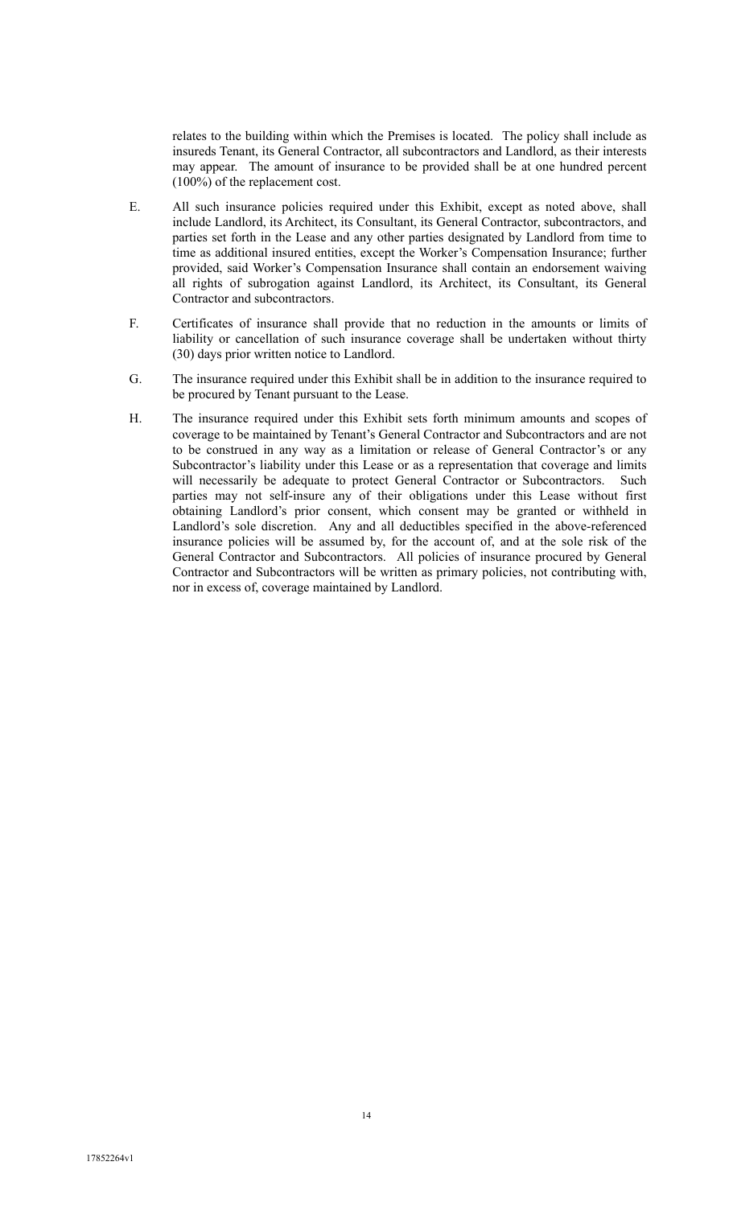relates to the building within which the Premises is located. The policy shall include as insureds Tenant, its General Contractor, all subcontractors and Landlord, as their interests may appear. The amount of insurance to be provided shall be at one hundred percent (100%) of the replacement cost.

E. All such insurance policies required under this Exhibit, except as noted above, shall include Landlord, its Architect, its Consultant, its General Contractor, subcontractors, and parties set forth in the Lease and any other parties designated by Landlord from time to time as additional insured entities, except the Worker's Compensation Insurance; further provided, said Worker's Compensation Insurance shall contain an endorsement waiving all rights of subrogation against Landlord, its Architect, its Consultant, its General Contractor and subcontractors.

F. Certificates of insurance shall provide that no reduction in the amounts or limits of liability or cancellation of such insurance coverage shall be undertaken without thirty (30) days prior written notice to Landlord.

G. The insurance required under this Exhibit shall be in addition to the insurance required to be procured by Tenant pursuant to the Lease.

H. The insurance required under this Exhibit sets forth minimum amounts and scopes of coverage to be maintained by Tenant's General Contractor and Subcontractors and are not to be construed in any way as a limitation or release of General Contractor's or any Subcontractor's liability under this Lease or as a representation that coverage and limits will necessarily be adequate to protect General Contractor or Subcontractors. Such parties may not self-insure any of their obligations under this Lease without first obtaining Landlord's prior consent, which consent may be granted or withheld in Landlord's sole discretion. Any and all deductibles specified in the above-referenced insurance policies will be assumed by, for the account of, and at the sole risk of the General Contractor and Subcontractors. All policies of insurance procured by General Contractor and Subcontractors will be written as primary policies, not contributing with, nor in excess of, coverage maintained by Landlord.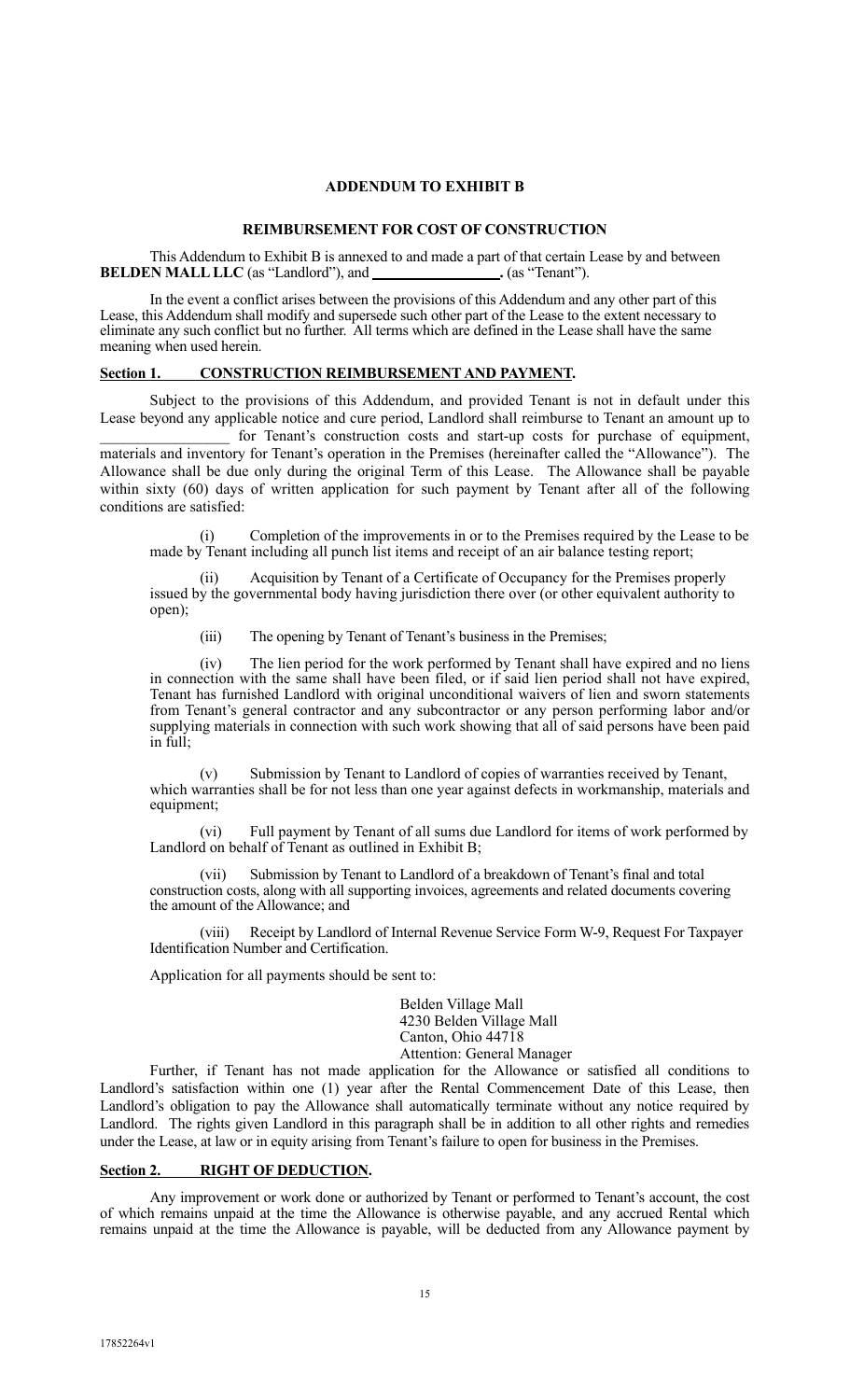## ADDENDUM TO EXHIBIT B

## REIMBURSEMENT FOR COST OF CONSTRUCTION

This Addendum to Exhibit B is annexed to and made a part of that certain Lease by and between **BELDEN MALL LLC** (as "Landlord"), and **\_\_\_\_\_\_\_\_\_\_\_\_\_\_\_\_\_\_.** (as "Tenant").

In the event a conflict arises between the provisions of this Addendum and any other part of this Lease, this Addendum shall modify and supersede such other part of the Lease to the extent necessary to eliminate any such conflict but no further. All terms which are defined in the Lease shall have the same meaning when used herein.

**Section 1. CONSTRUCTION REIMBURSEMENT AND PAYMENT.**

Subject to the provisions of this Addendum, and provided Tenant is not in default under this Lease beyond any applicable notice and cure period, Landlord shall reimburse to Tenant an amount up to \_\_\_\_\_\_\_\_\_\_\_\_\_\_\_\_\_ for Tenant's construction costs and start-up costs for purchase of equipment, materials and inventory for Tenant's operation in the Premises (hereinafter called the "Allowance"). The Allowance shall be due only during the original Term of this Lease. The Allowance shall be payable within sixty (60) days of written application for such payment by Tenant after all of the following conditions are satisfied:

(i) Completion of the improvements in or to the Premises required by the Lease to be made by Tenant including all punch list items and receipt of an air balance testing report;

(ii) Acquisition by Tenant of a Certificate of Occupancy for the Premises properly issued by the governmental body having jurisdiction there over (or other equivalent authority to open);

(iii) The opening by Tenant of Tenant's business in the Premises;

(iv) The lien period for the work performed by Tenant shall have expired and no liens in connection with the same shall have been filed, or if said lien period shall not have expired, Tenant has furnished Landlord with original unconditional waivers of lien and sworn statements from Tenant's general contractor and any subcontractor or any person performing labor and/or supplying materials in connection with such work showing that all of said persons have been paid in full;

(v) Submission by Tenant to Landlord of copies of warranties received by Tenant, which warranties shall be for not less than one year against defects in workmanship, materials and equipment;

(vi) Full payment by Tenant of all sums due Landlord for items of work performed by Landlord on behalf of Tenant as outlined in Exhibit B;

(vii) Submission by Tenant to Landlord of a breakdown of Tenant's final and total construction costs, along with all supporting invoices, agreements and related documents covering the amount of the Allowance; and

(viii) Receipt by Landlord of Internal Revenue Service Form W-9, Request For Taxpayer Identification Number and Certification.

Application for all payments should be sent to:

Belden Village Mall
4230 Belden Village Mall
Canton, Ohio 44718
Attention: General Manager

Further, if Tenant has not made application for the Allowance or satisfied all conditions to Landlord's satisfaction within one (1) year after the Rental Commencement Date of this Lease, then Landlord's obligation to pay the Allowance shall automatically terminate without any notice required by Landlord. The rights given Landlord in this paragraph shall be in addition to all other rights and remedies under the Lease, at law or in equity arising from Tenant's failure to open for business in the Premises.

**Section 2. RIGHT OF DEDUCTION.**

Any improvement or work done or authorized by Tenant or performed to Tenant's account, the cost of which remains unpaid at the time the Allowance is otherwise payable, and any accrued Rental which remains unpaid at the time the Allowance is payable, will be deducted from any Allowance payment by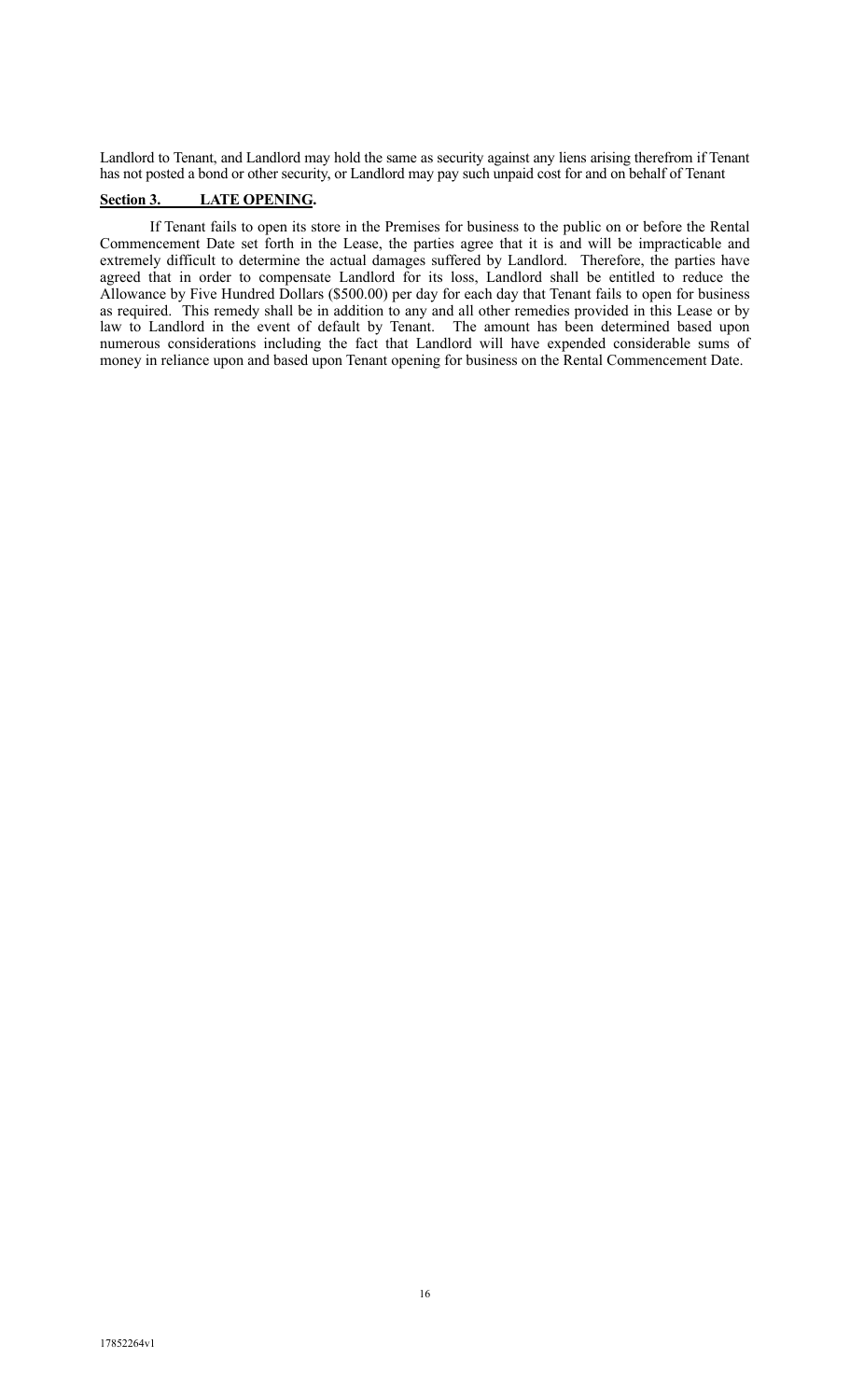Landlord to Tenant, and Landlord may hold the same as security against any liens arising therefrom if Tenant has not posted a bond or other security, or Landlord may pay such unpaid cost for and on behalf of Tenant

**Section 3. LATE OPENING.**

If Tenant fails to open its store in the Premises for business to the public on or before the Rental Commencement Date set forth in the Lease, the parties agree that it is and will be impracticable and extremely difficult to determine the actual damages suffered by Landlord. Therefore, the parties have agreed that in order to compensate Landlord for its loss, Landlord shall be entitled to reduce the Allowance by Five Hundred Dollars ($500.00) per day for each day that Tenant fails to open for business as required. This remedy shall be in addition to any and all other remedies provided in this Lease or by law to Landlord in the event of default by Tenant. The amount has been determined based upon numerous considerations including the fact that Landlord will have expended considerable sums of money in reliance upon and based upon Tenant opening for business on the Rental Commencement Date.

17852264v1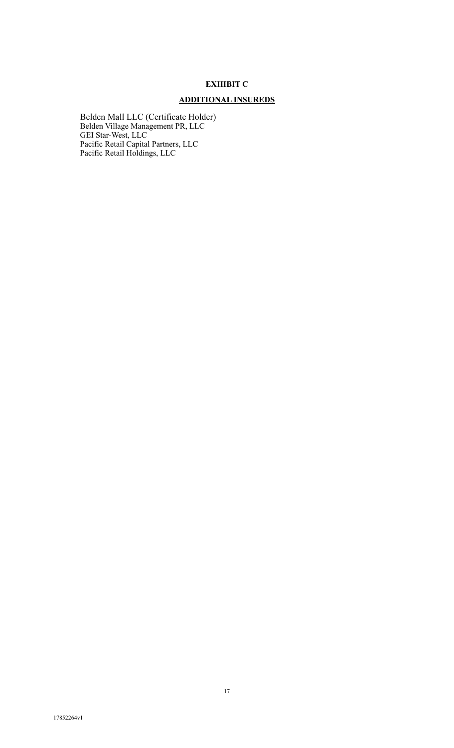# EXHIBIT C

## ADDITIONAL INSUREDS

Belden Mall LLC (Certificate Holder)
Belden Village Management PR, LLC
GEI Star-West, LLC
Pacific Retail Capital Partners, LLC
Pacific Retail Holdings, LLC

17852264v1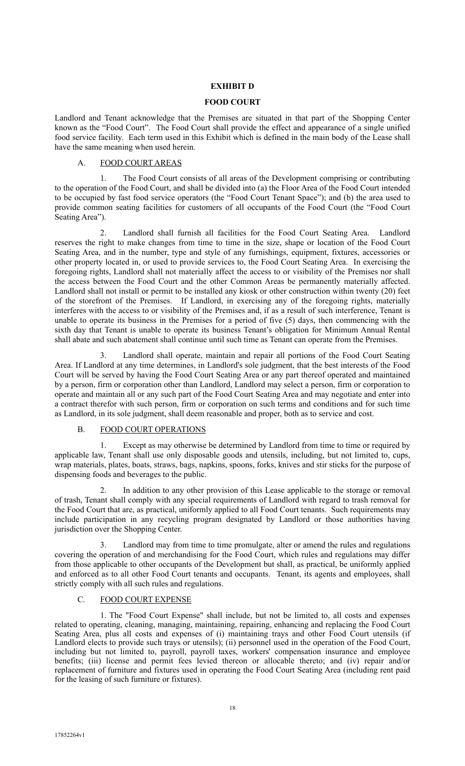# EXHIBIT D

## FOOD COURT

Landlord and Tenant acknowledge that the Premises are situated in that part of the Shopping Center known as the "Food Court". The Food Court shall provide the effect and appearance of a single unified food service facility. Each term used in this Exhibit which is defined in the main body of the Lease shall have the same meaning when used herein.

### A. FOOD COURT AREAS

1. The Food Court consists of all areas of the Development comprising or contributing to the operation of the Food Court, and shall be divided into (a) the Floor Area of the Food Court intended to be occupied by fast food service operators (the "Food Court Tenant Space"); and (b) the area used to provide common seating facilities for customers of all occupants of the Food Court (the "Food Court Seating Area").

2. Landlord shall furnish all facilities for the Food Court Seating Area. Landlord reserves the right to make changes from time to time in the size, shape or location of the Food Court Seating Area, and in the number, type and style of any furnishings, equipment, fixtures, accessories or other property located in, or used to provide services to, the Food Court Seating Area. In exercising the foregoing rights, Landlord shall not materially affect the access to or visibility of the Premises nor shall the access between the Food Court and the other Common Areas be permanently materially affected. Landlord shall not install or permit to be installed any kiosk or other construction within twenty (20) feet of the storefront of the Premises. If Landlord, in exercising any of the foregoing rights, materially interferes with the access to or visibility of the Premises and, if as a result of such interference, Tenant is unable to operate its business in the Premises for a period of five (5) days, then commencing with the sixth day that Tenant is unable to operate its business Tenant's obligation for Minimum Annual Rental shall abate and such abatement shall continue until such time as Tenant can operate from the Premises.

3. Landlord shall operate, maintain and repair all portions of the Food Court Seating Area. If Landlord at any time determines, in Landlord's sole judgment, that the best interests of the Food Court will be served by having the Food Court Seating Area or any part thereof operated and maintained by a person, firm or corporation other than Landlord, Landlord may select a person, firm or corporation to operate and maintain all or any such part of the Food Court Seating Area and may negotiate and enter into a contract therefor with such person, firm or corporation on such terms and conditions and for such time as Landlord, in its sole judgment, shall deem reasonable and proper, both as to service and cost.

### B. FOOD COURT OPERATIONS

1. Except as may otherwise be determined by Landlord from time to time or required by applicable law, Tenant shall use only disposable goods and utensils, including, but not limited to, cups, wrap materials, plates, boats, straws, bags, napkins, spoons, forks, knives and stir sticks for the purpose of dispensing foods and beverages to the public.

2. In addition to any other provision of this Lease applicable to the storage or removal of trash, Tenant shall comply with any special requirements of Landlord with regard to trash removal for the Food Court that are, as practical, uniformly applied to all Food Court tenants. Such requirements may include participation in any recycling program designated by Landlord or those authorities having jurisdiction over the Shopping Center.

3. Landlord may from time to time promulgate, alter or amend the rules and regulations covering the operation of and merchandising for the Food Court, which rules and regulations may differ from those applicable to other occupants of the Development but shall, as practical, be uniformly applied and enforced as to all other Food Court tenants and occupants. Tenant, its agents and employees, shall strictly comply with all such rules and regulations.

### C. FOOD COURT EXPENSE

1. The "Food Court Expense" shall include, but not be limited to, all costs and expenses related to operating, cleaning, managing, maintaining, repairing, enhancing and replacing the Food Court Seating Area, plus all costs and expenses of (i) maintaining trays and other Food Court utensils (if Landlord elects to provide such trays or utensils); (ii) personnel used in the operation of the Food Court, including but not limited to, payroll, payroll taxes, workers' compensation insurance and employee benefits; (iii) license and permit fees levied thereon or allocable thereto; and (iv) repair and/or replacement of furniture and fixtures used in operating the Food Court Seating Area (including rent paid for the leasing of such furniture or fixtures).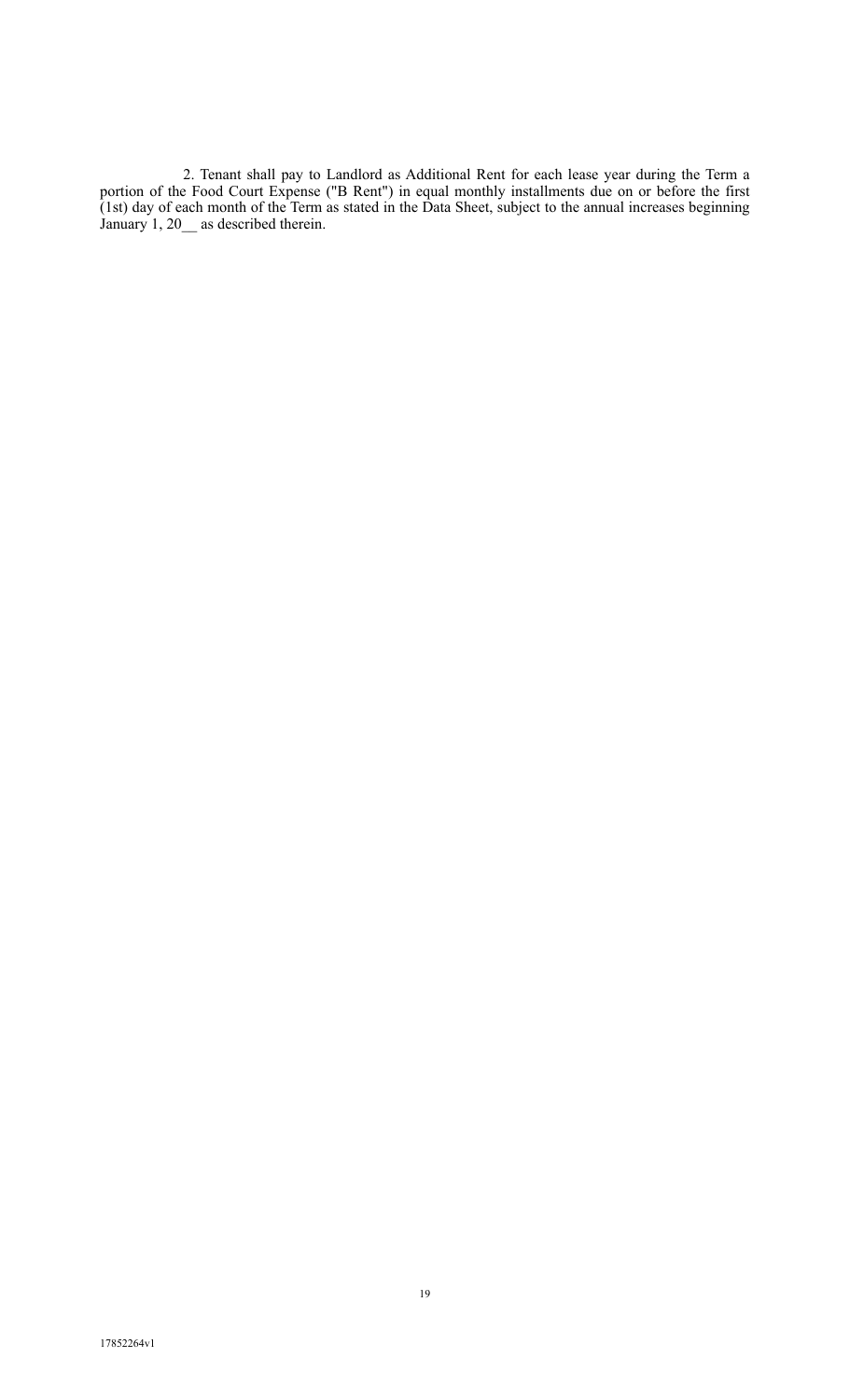2. Tenant shall pay to Landlord as Additional Rent for each lease year during the Term a portion of the Food Court Expense ("B Rent") in equal monthly installments due on or before the first (1st) day of each month of the Term as stated in the Data Sheet, subject to the annual increases beginning January 1, 20__ as described therein.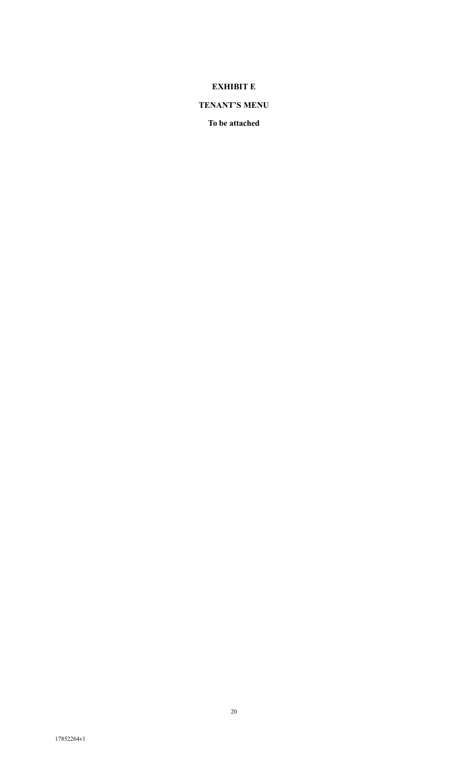# EXHIBIT E

## TENANT'S MENU

**To be attached**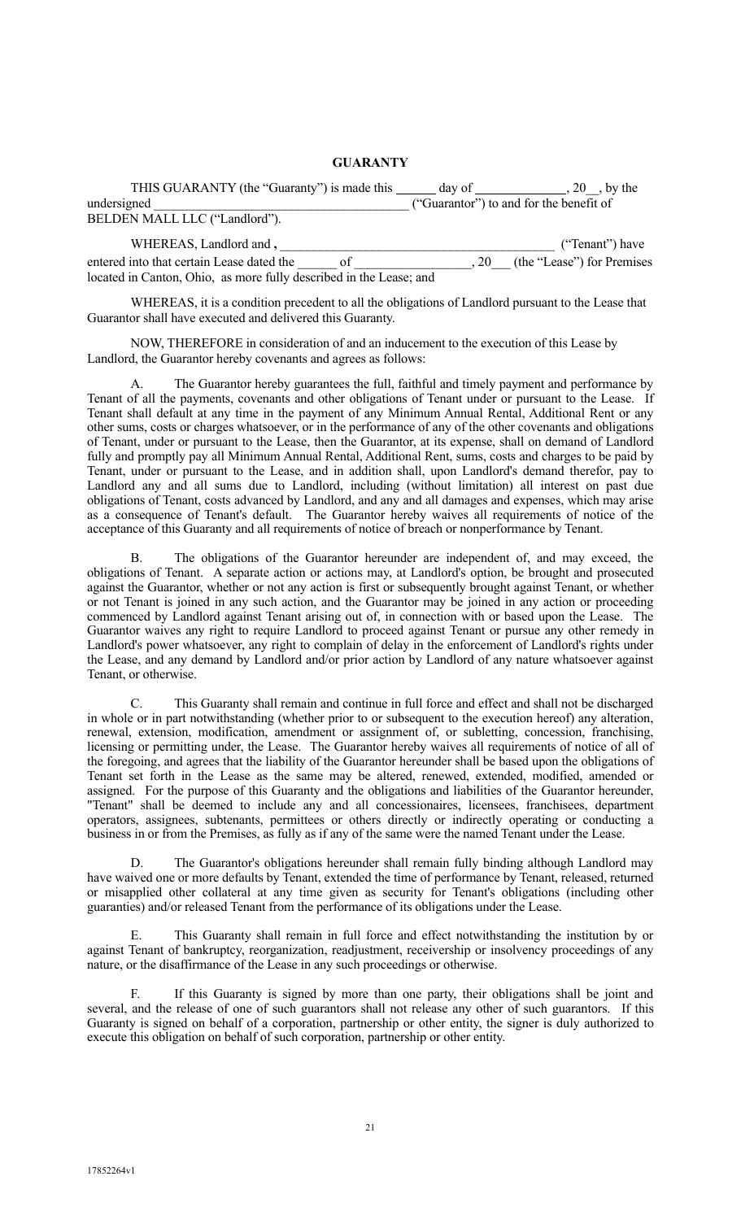# GUARANTY

THIS GUARANTY (the "Guaranty") is made this ______ day of ______________, 20__, by the undersigned ________________________________________ ("Guarantor") to and for the benefit of BELDEN MALL LLC ("Landlord").

WHEREAS, Landlord and **,** ________________________________________ ("Tenant") have entered into that certain Lease dated the ______ of _________________, 20___ (the "Lease") for Premises located in Canton, Ohio, as more fully described in the Lease; and

WHEREAS, it is a condition precedent to all the obligations of Landlord pursuant to the Lease that Guarantor shall have executed and delivered this Guaranty.

NOW, THEREFORE in consideration of and an inducement to the execution of this Lease by Landlord, the Guarantor hereby covenants and agrees as follows:

A. The Guarantor hereby guarantees the full, faithful and timely payment and performance by Tenant of all the payments, covenants and other obligations of Tenant under or pursuant to the Lease. If Tenant shall default at any time in the payment of any Minimum Annual Rental, Additional Rent or any other sums, costs or charges whatsoever, or in the performance of any of the other covenants and obligations of Tenant, under or pursuant to the Lease, then the Guarantor, at its expense, shall on demand of Landlord fully and promptly pay all Minimum Annual Rental, Additional Rent, sums, costs and charges to be paid by Tenant, under or pursuant to the Lease, and in addition shall, upon Landlord's demand therefor, pay to Landlord any and all sums due to Landlord, including (without limitation) all interest on past due obligations of Tenant, costs advanced by Landlord, and any and all damages and expenses, which may arise as a consequence of Tenant's default. The Guarantor hereby waives all requirements of notice of the acceptance of this Guaranty and all requirements of notice of breach or nonperformance by Tenant.

B. The obligations of the Guarantor hereunder are independent of, and may exceed, the obligations of Tenant. A separate action or actions may, at Landlord's option, be brought and prosecuted against the Guarantor, whether or not any action is first or subsequently brought against Tenant, or whether or not Tenant is joined in any such action, and the Guarantor may be joined in any action or proceeding commenced by Landlord against Tenant arising out of, in connection with or based upon the Lease. The Guarantor waives any right to require Landlord to proceed against Tenant or pursue any other remedy in Landlord's power whatsoever, any right to complain of delay in the enforcement of Landlord's rights under the Lease, and any demand by Landlord and/or prior action by Landlord of any nature whatsoever against Tenant, or otherwise.

C. This Guaranty shall remain and continue in full force and effect and shall not be discharged in whole or in part notwithstanding (whether prior to or subsequent to the execution hereof) any alteration, renewal, extension, modification, amendment or assignment of, or subletting, concession, franchising, licensing or permitting under, the Lease. The Guarantor hereby waives all requirements of notice of all of the foregoing, and agrees that the liability of the Guarantor hereunder shall be based upon the obligations of Tenant set forth in the Lease as the same may be altered, renewed, extended, modified, amended or assigned. For the purpose of this Guaranty and the obligations and liabilities of the Guarantor hereunder, "Tenant" shall be deemed to include any and all concessionaires, licensees, franchisees, department operators, assignees, subtenants, permittees or others directly or indirectly operating or conducting a business in or from the Premises, as fully as if any of the same were the named Tenant under the Lease.

D. The Guarantor's obligations hereunder shall remain fully binding although Landlord may have waived one or more defaults by Tenant, extended the time of performance by Tenant, released, returned or misapplied other collateral at any time given as security for Tenant's obligations (including other guaranties) and/or released Tenant from the performance of its obligations under the Lease.

E. This Guaranty shall remain in full force and effect notwithstanding the institution by or against Tenant of bankruptcy, reorganization, readjustment, receivership or insolvency proceedings of any nature, or the disaffirmance of the Lease in any such proceedings or otherwise.

F. If this Guaranty is signed by more than one party, their obligations shall be joint and several, and the release of one of such guarantors shall not release any other of such guarantors. If this Guaranty is signed on behalf of a corporation, partnership or other entity, the signer is duly authorized to execute this obligation on behalf of such corporation, partnership or other entity.

17852264v1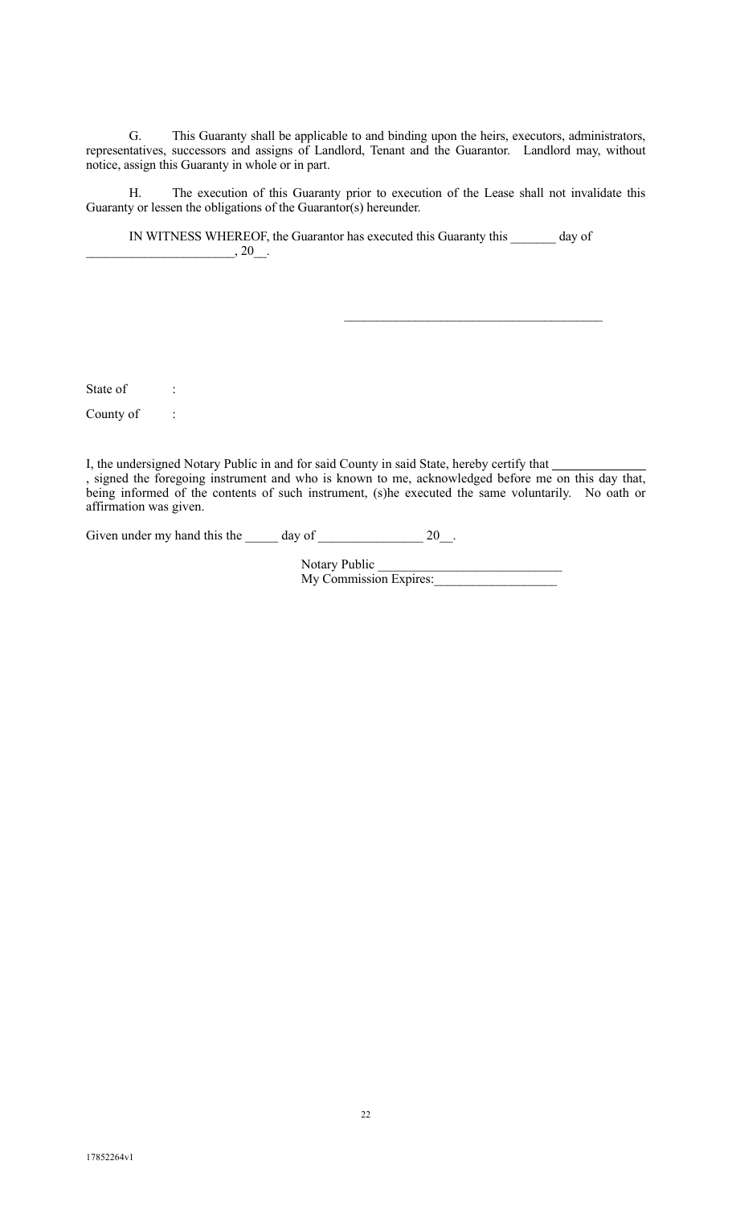G. This Guaranty shall be applicable to and binding upon the heirs, executors, administrators, representatives, successors and assigns of Landlord, Tenant and the Guarantor. Landlord may, without notice, assign this Guaranty in whole or in part.

H. The execution of this Guaranty prior to execution of the Lease shall not invalidate this Guaranty or lessen the obligations of the Guarantor(s) hereunder.

IN WITNESS WHEREOF, the Guarantor has executed this Guaranty this _______ day of _______________________, 20__.

________________________________________

State of :

County of :

I, the undersigned Notary Public in and for said County in said State, hereby certify that ______________, signed the foregoing instrument and who is known to me, acknowledged before me on this day that, being informed of the contents of such instrument, (s)he executed the same voluntarily. No oath or affirmation was given.

Given under my hand this the _____ day of ________________ 20__.

Notary Public ____________________________
My Commission Expires:___________________

17852264v1